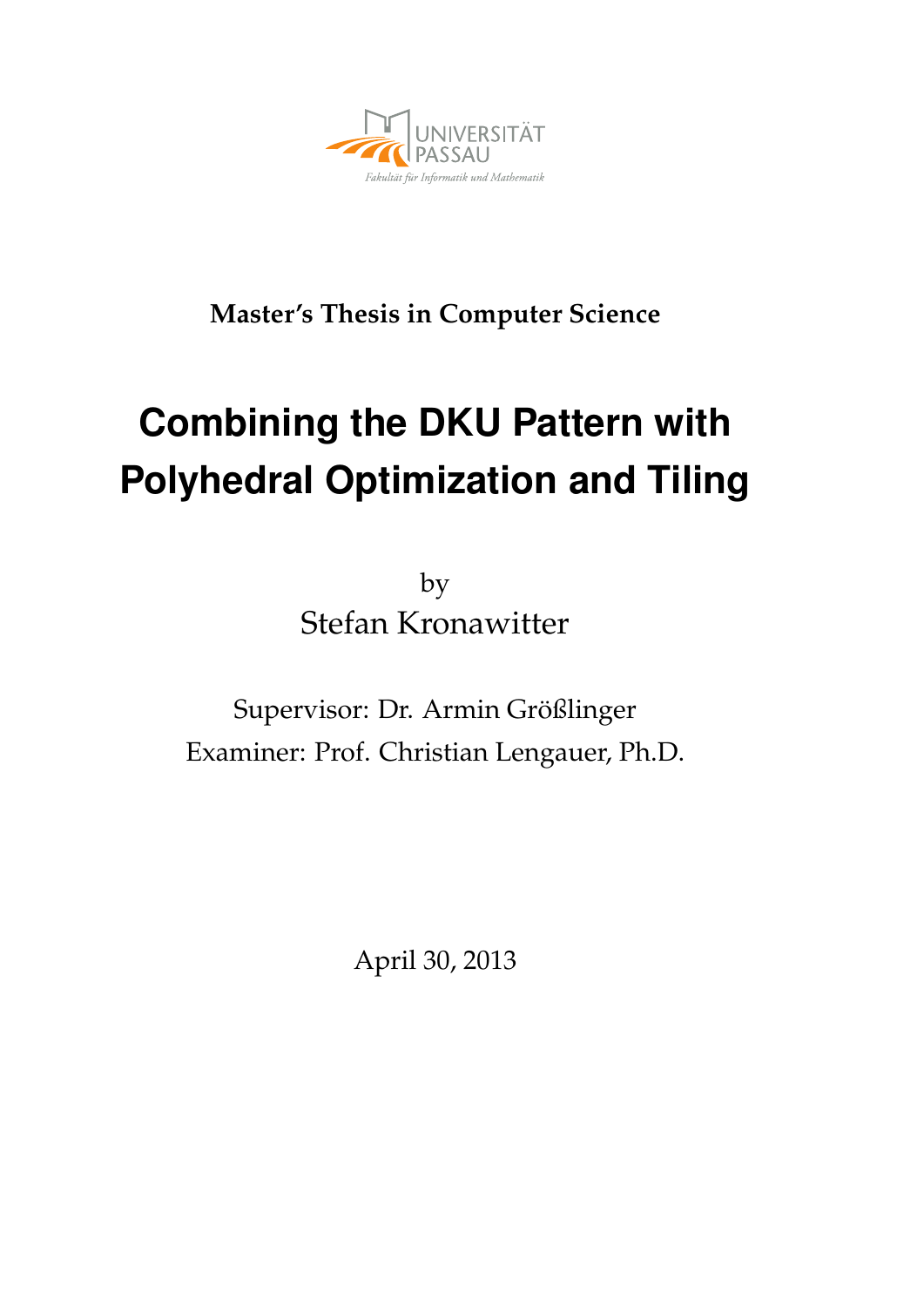UNIVERSITÄT PASSAU

*Fakultät für Informatik und Mathematik*

**Master's Thesis in Computer Science**

# Combining the DKU Pattern with Polyhedral Optimization and Tiling

by

Stefan Kronawitter

Supervisor: Dr. Armin Größlinger

Examiner: Prof. Christian Lengauer, Ph.D.

April 30, 2013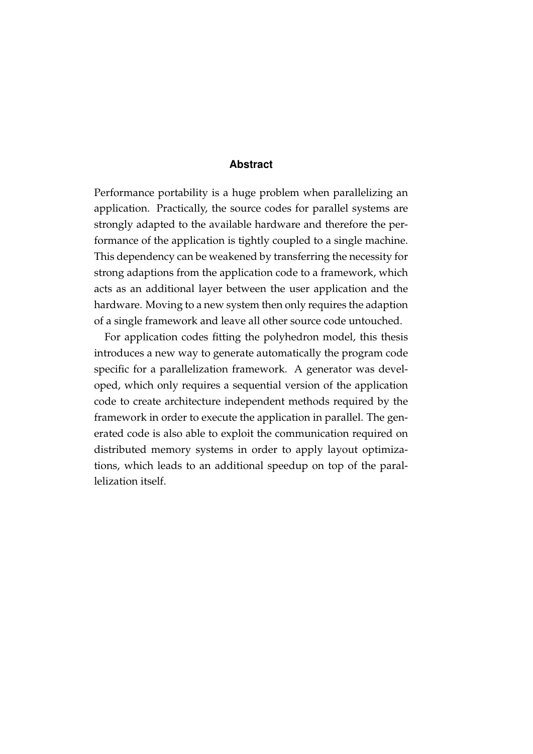## Abstract

Performance portability is a huge problem when parallelizing an application. Practically, the source codes for parallel systems are strongly adapted to the available hardware and therefore the performance of the application is tightly coupled to a single machine. This dependency can be weakened by transferring the necessity for strong adaptions from the application code to a framework, which acts as an additional layer between the user application and the hardware. Moving to a new system then only requires the adaption of a single framework and leave all other source code untouched.

For application codes fitting the polyhedron model, this thesis introduces a new way to generate automatically the program code specific for a parallelization framework. A generator was developed, which only requires a sequential version of the application code to create architecture independent methods required by the framework in order to execute the application in parallel. The generated code is also able to exploit the communication required on distributed memory systems in order to apply layout optimizations, which leads to an additional speedup on top of the parallelization itself.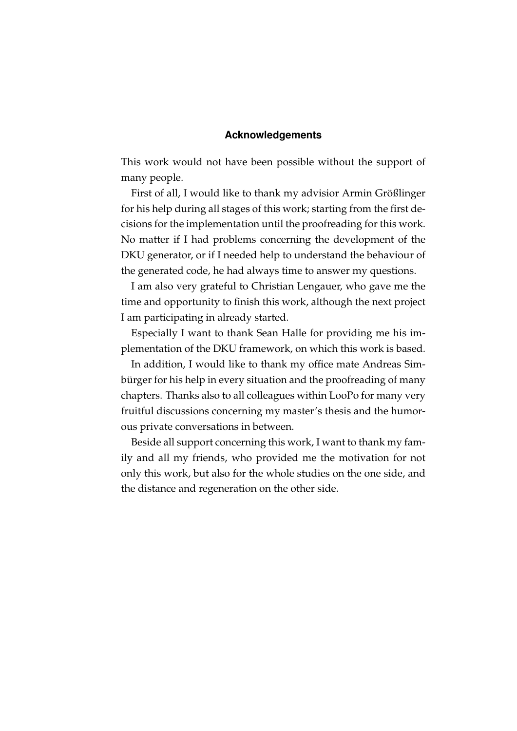## Acknowledgements

This work would not have been possible without the support of many people.

First of all, I would like to thank my advisior Armin Größlinger for his help during all stages of this work; starting from the first decisions for the implementation until the proofreading for this work. No matter if I had problems concerning the development of the DKU generator, or if I needed help to understand the behaviour of the generated code, he had always time to answer my questions.

I am also very grateful to Christian Lengauer, who gave me the time and opportunity to finish this work, although the next project I am participating in already started.

Especially I want to thank Sean Halle for providing me his implementation of the DKU framework, on which this work is based.

In addition, I would like to thank my office mate Andreas Simbürger for his help in every situation and the proofreading of many chapters. Thanks also to all colleagues within LooPo for many very fruitful discussions concerning my master's thesis and the humorous private conversations in between.

Beside all support concerning this work, I want to thank my family and all my friends, who provided me the motivation for not only this work, but also for the whole studies on the one side, and the distance and regeneration on the other side.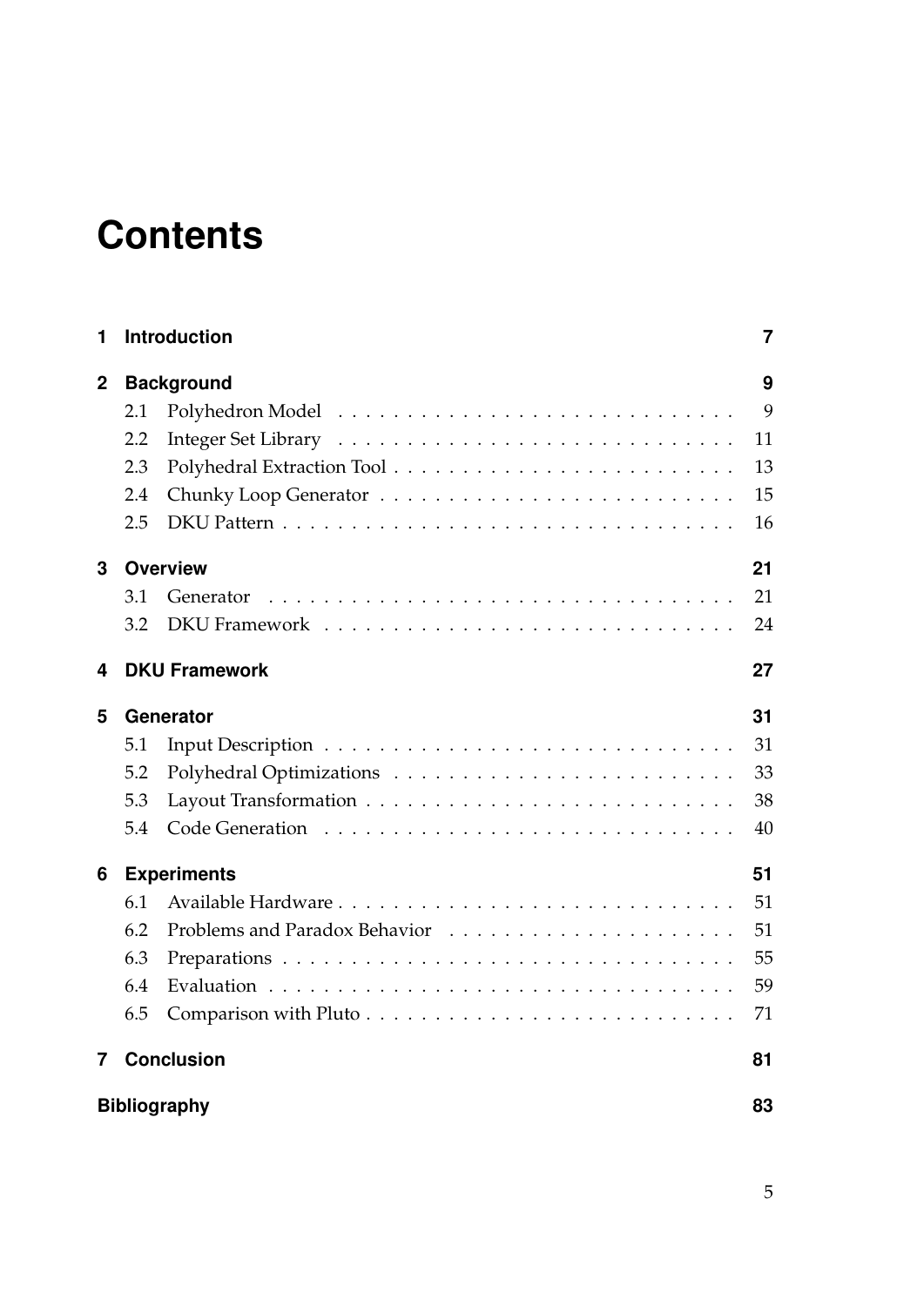# Contents

**1 Introduction** **7**

**2 Background** **9**

- 2.1 Polyhedron Model . . . . . . . . . . . . . . . . . . . . . . . . . . . . 9
- 2.2 Integer Set Library . . . . . . . . . . . . . . . . . . . . . . . . . . . . 11
- 2.3 Polyhedral Extraction Tool . . . . . . . . . . . . . . . . . . . . . . . . 13
- 2.4 Chunky Loop Generator . . . . . . . . . . . . . . . . . . . . . . . . . 15
- 2.5 DKU Pattern . . . . . . . . . . . . . . . . . . . . . . . . . . . . . . . 16

**3 Overview** **21**

- 3.1 Generator . . . . . . . . . . . . . . . . . . . . . . . . . . . . . . . . . 21
- 3.2 DKU Framework . . . . . . . . . . . . . . . . . . . . . . . . . . . . . 24

**4 DKU Framework** **27**

**5 Generator** **31**

- 5.1 Input Description . . . . . . . . . . . . . . . . . . . . . . . . . . . . . 31
- 5.2 Polyhedral Optimizations . . . . . . . . . . . . . . . . . . . . . . . . 33
- 5.3 Layout Transformation . . . . . . . . . . . . . . . . . . . . . . . . . . 38
- 5.4 Code Generation . . . . . . . . . . . . . . . . . . . . . . . . . . . . . 40

**6 Experiments** **51**

- 6.1 Available Hardware . . . . . . . . . . . . . . . . . . . . . . . . . . . . 51
- 6.2 Problems and Paradox Behavior . . . . . . . . . . . . . . . . . . . . 51
- 6.3 Preparations . . . . . . . . . . . . . . . . . . . . . . . . . . . . . . . 55
- 6.4 Evaluation . . . . . . . . . . . . . . . . . . . . . . . . . . . . . . . . 59
- 6.5 Comparison with Pluto . . . . . . . . . . . . . . . . . . . . . . . . . . 71

**7 Conclusion** **81**

**Bibliography** **83**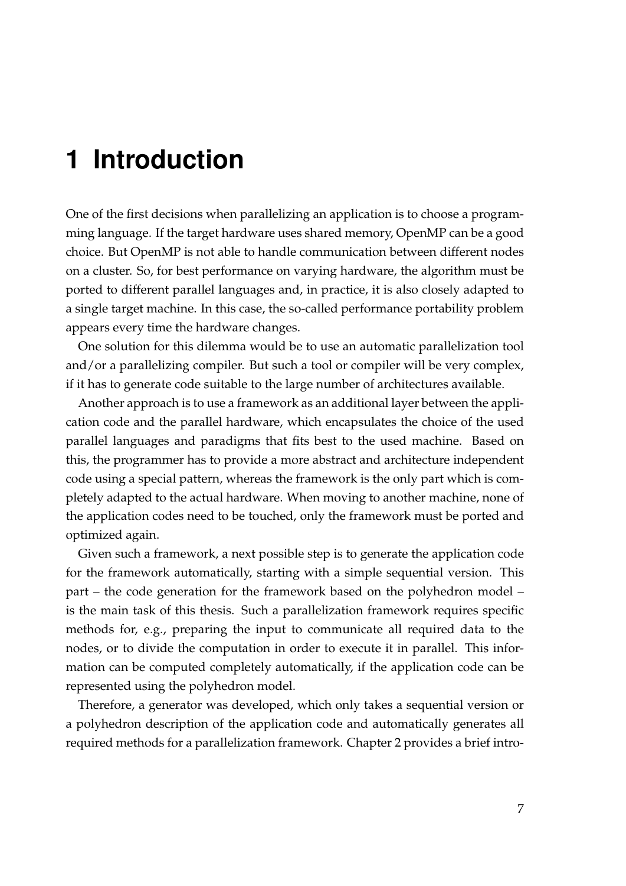# 1 Introduction

One of the first decisions when parallelizing an application is to choose a programming language. If the target hardware uses shared memory, OpenMP can be a good choice. But OpenMP is not able to handle communication between different nodes on a cluster. So, for best performance on varying hardware, the algorithm must be ported to different parallel languages and, in practice, it is also closely adapted to a single target machine. In this case, the so-called performance portability problem appears every time the hardware changes.

One solution for this dilemma would be to use an automatic parallelization tool and/or a parallelizing compiler. But such a tool or compiler will be very complex, if it has to generate code suitable to the large number of architectures available.

Another approach is to use a framework as an additional layer between the application code and the parallel hardware, which encapsulates the choice of the used parallel languages and paradigms that fits best to the used machine. Based on this, the programmer has to provide a more abstract and architecture independent code using a special pattern, whereas the framework is the only part which is completely adapted to the actual hardware. When moving to another machine, none of the application codes need to be touched, only the framework must be ported and optimized again.

Given such a framework, a next possible step is to generate the application code for the framework automatically, starting with a simple sequential version. This part – the code generation for the framework based on the polyhedron model – is the main task of this thesis. Such a parallelization framework requires specific methods for, e.g., preparing the input to communicate all required data to the nodes, or to divide the computation in order to execute it in parallel. This information can be computed completely automatically, if the application code can be represented using the polyhedron model.

Therefore, a generator was developed, which only takes a sequential version or a polyhedron description of the application code and automatically generates all required methods for a parallelization framework. Chapter 2 provides a brief intro-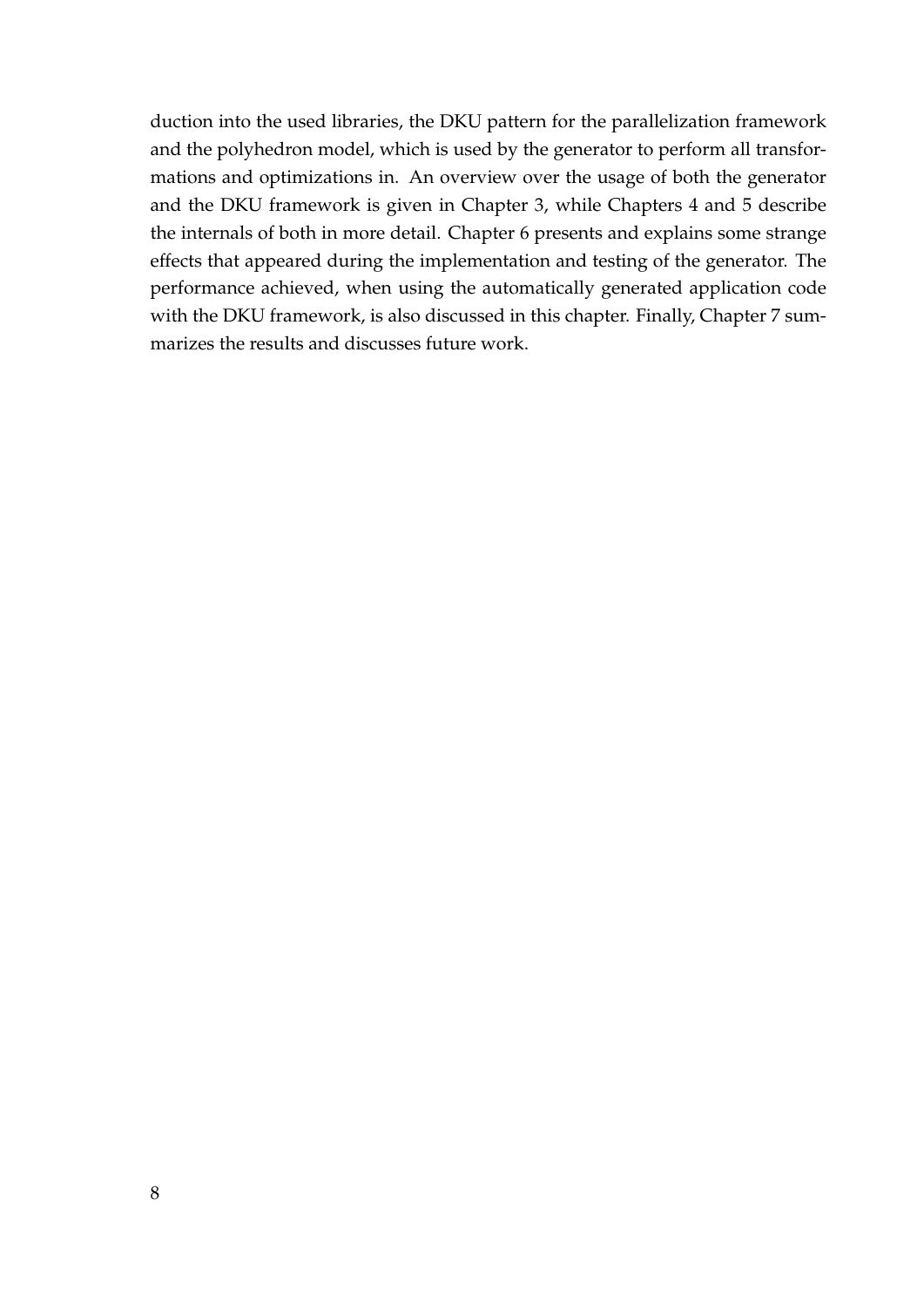duction into the used libraries, the DKU pattern for the parallelization framework and the polyhedron model, which is used by the generator to perform all transformations and optimizations in. An overview over the usage of both the generator and the DKU framework is given in Chapter 3, while Chapters 4 and 5 describe the internals of both in more detail. Chapter 6 presents and explains some strange effects that appeared during the implementation and testing of the generator. The performance achieved, when using the automatically generated application code with the DKU framework, is also discussed in this chapter. Finally, Chapter 7 summarizes the results and discusses future work.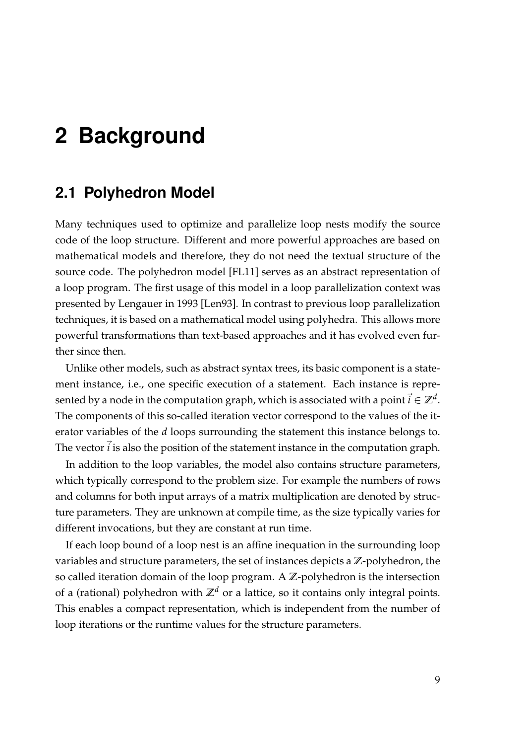# 2 Background

## 2.1 Polyhedron Model

Many techniques used to optimize and parallelize loop nests modify the source code of the loop structure. Different and more powerful approaches are based on mathematical models and therefore, they do not need the textual structure of the source code. The polyhedron model [FL11] serves as an abstract representation of a loop program. The first usage of this model in a loop parallelization context was presented by Lengauer in 1993 [Len93]. In contrast to previous loop parallelization techniques, it is based on a mathematical model using polyhedra. This allows more powerful transformations than text-based approaches and it has evolved even further since then.

Unlike other models, such as abstract syntax trees, its basic component is a statement instance, i.e., one specific execution of a statement. Each instance is represented by a node in the computation graph, which is associated with a point $\vec{i} \in \mathbb{Z}^d$. The components of this so-called iteration vector correspond to the values of the iterator variables of the $d$ loops surrounding the statement this instance belongs to. The vector $\vec{i}$ is also the position of the statement instance in the computation graph.

In addition to the loop variables, the model also contains structure parameters, which typically correspond to the problem size. For example the numbers of rows and columns for both input arrays of a matrix multiplication are denoted by structure parameters. They are unknown at compile time, as the size typically varies for different invocations, but they are constant at run time.

If each loop bound of a loop nest is an affine inequation in the surrounding loop variables and structure parameters, the set of instances depicts a $\mathbb{Z}$-polyhedron, the so called iteration domain of the loop program. A $\mathbb{Z}$-polyhedron is the intersection of a (rational) polyhedron with $\mathbb{Z}^d$ or a lattice, so it contains only integral points. This enables a compact representation, which is independent from the number of loop iterations or the runtime values for the structure parameters.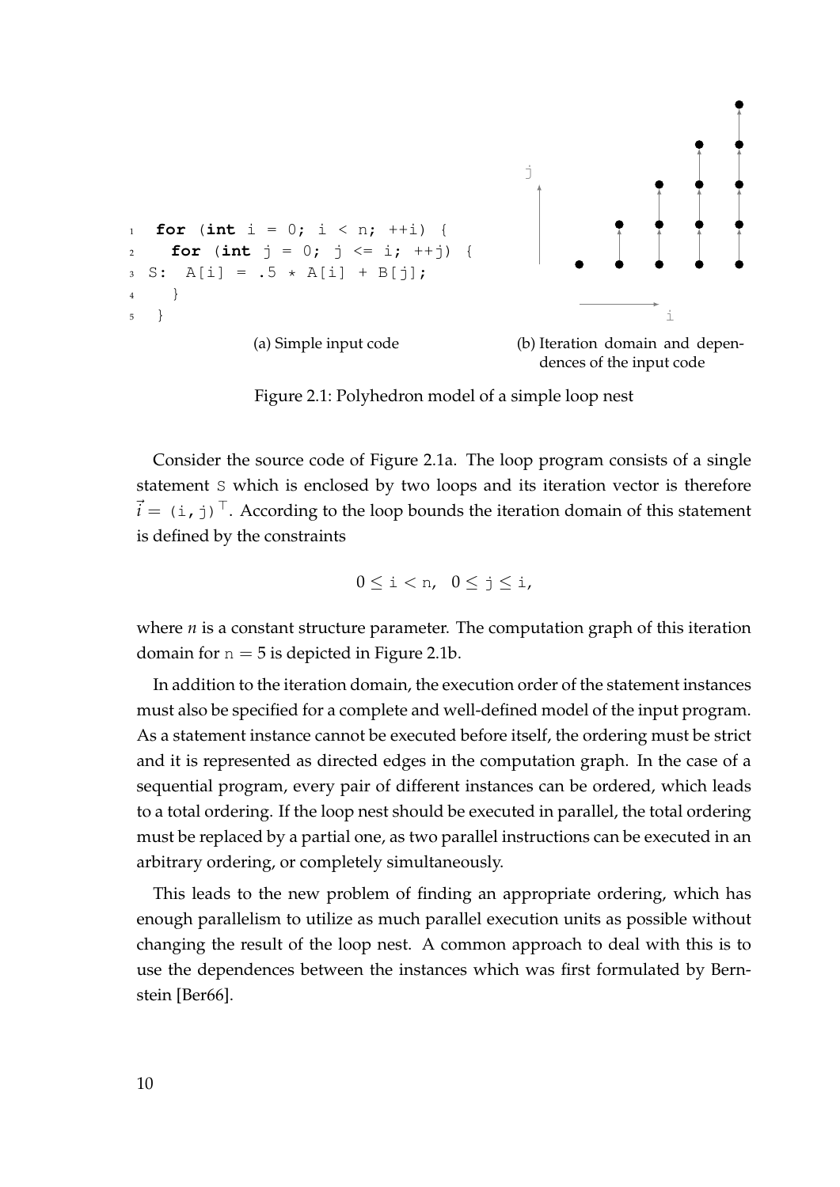```
1  for (int i = 0; i < n; ++i) {
2    for (int j = 0; j <= i; ++j) {
3 S:  A[i] = .5 * A[i] + B[j];
4    }
5  }
```

(a) Simple input code

j

i

(b) Iteration domain and dependences of the input code

Figure 2.1: Polyhedron model of a simple loop nest

Consider the source code of Figure 2.1a. The loop program consists of a single statement S which is enclosed by two loops and its iteration vector is therefore $\vec{i} = (\texttt{i}, \texttt{j})^\top$. According to the loop bounds the iteration domain of this statement is defined by the constraints

$$0 \leq \texttt{i} < \texttt{n}, \quad 0 \leq \texttt{j} \leq \texttt{i},$$

where $n$ is a constant structure parameter. The computation graph of this iteration domain for $\texttt{n} = 5$ is depicted in Figure 2.1b.

In addition to the iteration domain, the execution order of the statement instances must also be specified for a complete and well-defined model of the input program. As a statement instance cannot be executed before itself, the ordering must be strict and it is represented as directed edges in the computation graph. In the case of a sequential program, every pair of different instances can be ordered, which leads to a total ordering. If the loop nest should be executed in parallel, the total ordering must be replaced by a partial one, as two parallel instructions can be executed in an arbitrary ordering, or completely simultaneously.

This leads to the new problem of finding an appropriate ordering, which has enough parallelism to utilize as much parallel execution units as possible without changing the result of the loop nest. A common approach to deal with this is to use the dependences between the instances which was first formulated by Bernstein [Ber66].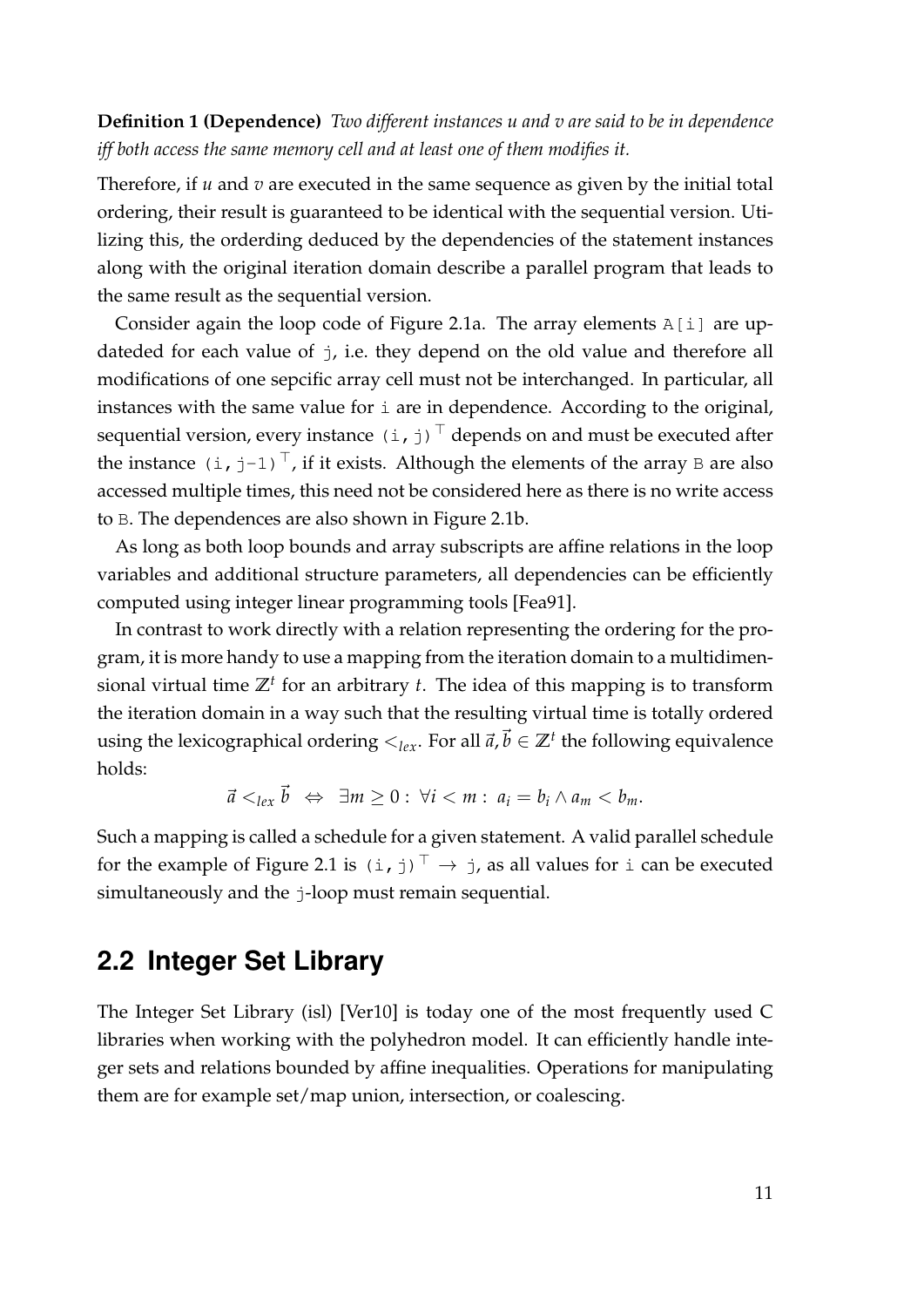**Definition 1 (Dependence)** *Two different instances u and v are said to be in dependence iff both access the same memory cell and at least one of them modifies it.*

Therefore, if $u$ and $v$ are executed in the same sequence as given by the initial total ordering, their result is guaranteed to be identical with the sequential version. Utilizing this, the orderding deduced by the dependencies of the statement instances along with the original iteration domain describe a parallel program that leads to the same result as the sequential version.

Consider again the loop code of Figure 2.1a. The array elements `A[i]` are updateded for each value of `j`, i.e. they depend on the old value and therefore all modifications of one sepcific array cell must not be interchanged. In particular, all instances with the same value for `i` are in dependence. According to the original, sequential version, every instance $\texttt{(i,j)}^\top$ depends on and must be executed after the instance $\texttt{(i,j-1)}^\top$, if it exists. Although the elements of the array `B` are also accessed multiple times, this need not be considered here as there is no write access to `B`. The dependences are also shown in Figure 2.1b.

As long as both loop bounds and array subscripts are affine relations in the loop variables and additional structure parameters, all dependencies can be efficiently computed using integer linear programming tools [Fea91].

In contrast to work directly with a relation representing the ordering for the program, it is more handy to use a mapping from the iteration domain to a multidimensional virtual time $\mathbb{Z}^t$ for an arbitrary $t$. The idea of this mapping is to transform the iteration domain in a way such that the resulting virtual time is totally ordered using the lexicographical ordering $<_{lex}$. For all $\vec{a}, \vec{b} \in \mathbb{Z}^t$ the following equivalence holds:

$$\vec{a} <_{lex} \vec{b} \;\;\Leftrightarrow\;\; \exists m \geq 0 : \, \forall i < m : \, a_i = b_i \wedge a_m < b_m.$$

Such a mapping is called a schedule for a given statement. A valid parallel schedule for the example of Figure 2.1 is $\texttt{(i,j)}^\top \rightarrow \texttt{j}$, as all values for `i` can be executed simultaneously and the `j`-loop must remain sequential.

## 2.2 Integer Set Library

The Integer Set Library (isl) [Ver10] is today one of the most frequently used C libraries when working with the polyhedron model. It can efficiently handle integer sets and relations bounded by affine inequalities. Operations for manipulating them are for example set/map union, intersection, or coalescing.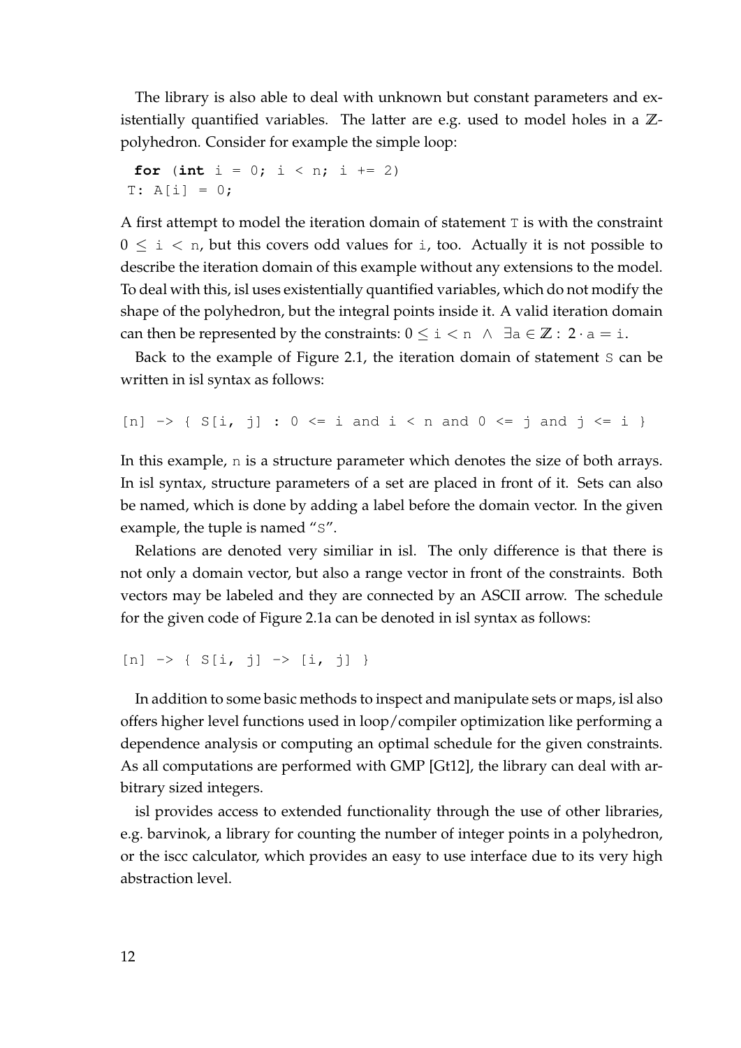The library is also able to deal with unknown but constant parameters and existentially quantified variables. The latter are e.g. used to model holes in a $\mathbb{Z}$-polyhedron. Consider for example the simple loop:

```
  for (int i = 0; i < n; i += 2)
T: A[i] = 0;
```

A first attempt to model the iteration domain of statement `T` is with the constraint $0 \leq \mathtt{i} < \mathtt{n}$, but this covers odd values for `i`, too. Actually it is not possible to describe the iteration domain of this example without any extensions to the model. To deal with this, isl uses existentially quantified variables, which do not modify the shape of the polyhedron, but the integral points inside it. A valid iteration domain can then be represented by the constraints: $0 \leq \mathtt{i} < \mathtt{n} \ \wedge \ \exists \mathtt{a} \in \mathbb{Z} : 2 \cdot \mathtt{a} = \mathtt{i}$.

Back to the example of Figure 2.1, the iteration domain of statement `S` can be written in isl syntax as follows:

```
[n] -> { S[i, j] : 0 <= i and i < n and 0 <= j and j <= i }
```

In this example, `n` is a structure parameter which denotes the size of both arrays. In isl syntax, structure parameters of a set are placed in front of it. Sets can also be named, which is done by adding a label before the domain vector. In the given example, the tuple is named "`S`".

Relations are denoted very similiar in isl. The only difference is that there is not only a domain vector, but also a range vector in front of the constraints. Both vectors may be labeled and they are connected by an ASCII arrow. The schedule for the given code of Figure 2.1a can be denoted in isl syntax as follows:

```
[n] -> { S[i, j] -> [i, j] }
```

In addition to some basic methods to inspect and manipulate sets or maps, isl also offers higher level functions used in loop/compiler optimization like performing a dependence analysis or computing an optimal schedule for the given constraints. As all computations are performed with GMP [Gt12], the library can deal with arbitrary sized integers.

isl provides access to extended functionality through the use of other libraries, e.g. barvinok, a library for counting the number of integer points in a polyhedron, or the iscc calculator, which provides an easy to use interface due to its very high abstraction level.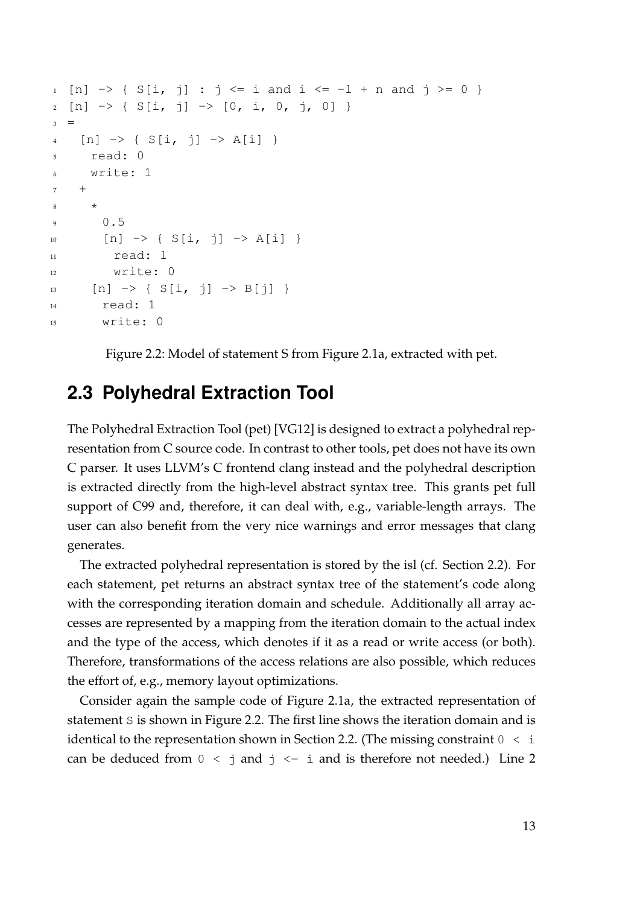```
[n] -> { S[i, j] : j <= i and i <= -1 + n and j >= 0 }
[n] -> { S[i, j] -> [0, i, 0, j, 0] }
=
  [n] -> { S[i, j] -> A[i] }
    read: 0
    write: 1
  +
    *
      0.5
      [n] -> { S[i, j] -> A[i] }
        read: 1
        write: 0
    [n] -> { S[i, j] -> B[j] }
      read: 1
      write: 0
```

Figure 2.2: Model of statement S from Figure 2.1a, extracted with pet.

## 2.3 Polyhedral Extraction Tool

The Polyhedral Extraction Tool (pet) [VG12] is designed to extract a polyhedral representation from C source code. In contrast to other tools, pet does not have its own C parser. It uses LLVM's C frontend clang instead and the polyhedral description is extracted directly from the high-level abstract syntax tree. This grants pet full support of C99 and, therefore, it can deal with, e.g., variable-length arrays. The user can also benefit from the very nice warnings and error messages that clang generates.

The extracted polyhedral representation is stored by the isl (cf. Section 2.2). For each statement, pet returns an abstract syntax tree of the statement's code along with the corresponding iteration domain and schedule. Additionally all array accesses are represented by a mapping from the iteration domain to the actual index and the type of the access, which denotes if it as a read or write access (or both). Therefore, transformations of the access relations are also possible, which reduces the effort of, e.g., memory layout optimizations.

Consider again the sample code of Figure 2.1a, the extracted representation of statement `S` is shown in Figure 2.2. The first line shows the iteration domain and is identical to the representation shown in Section 2.2. (The missing constraint `0 < i` can be deduced from `0 < j` and `j <= i` and is therefore not needed.) Line 2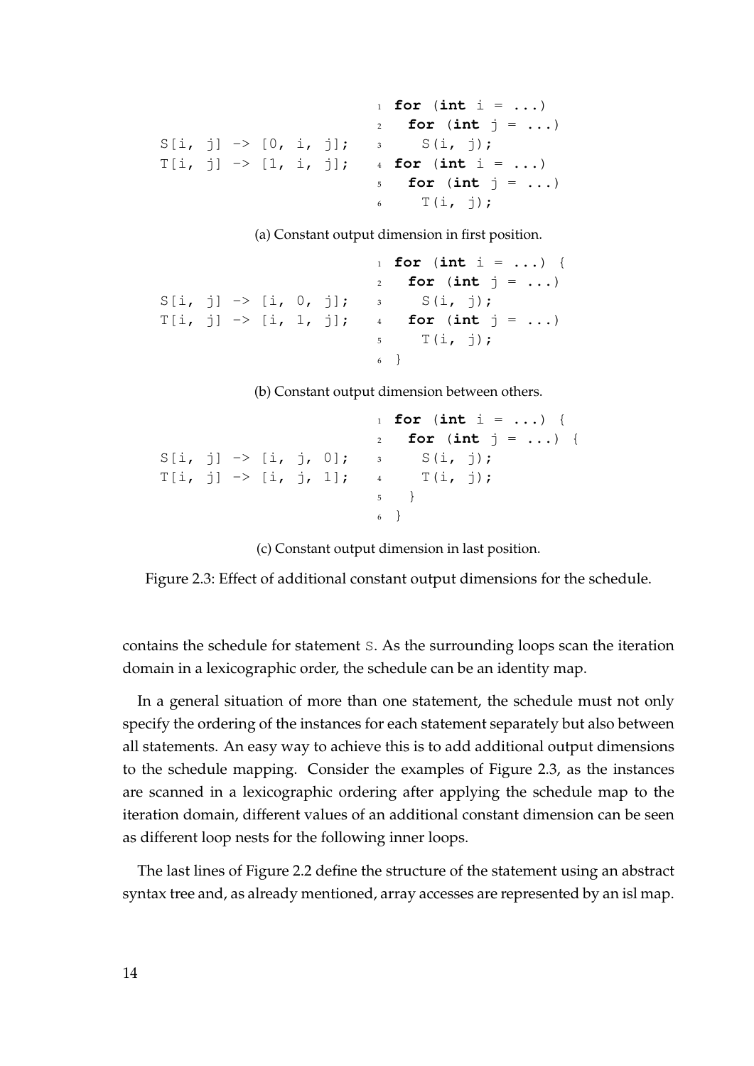```
S[i, j] -> [0, i, j];
T[i, j] -> [1, i, j];
```

```
1 for (int i = ...)
2   for (int j = ...)
3     S(i, j);
4 for (int i = ...)
5   for (int j = ...)
6     T(i, j);
```

(a) Constant output dimension in first position.

```
S[i, j] -> [i, 0, j];
T[i, j] -> [i, 1, j];
```

```
1 for (int i = ...) {
2   for (int j = ...)
3     S(i, j);
4   for (int j = ...)
5     T(i, j);
6 }
```

(b) Constant output dimension between others.

```
S[i, j] -> [i, j, 0];
T[i, j] -> [i, j, 1];
```

```
1 for (int i = ...) {
2   for (int j = ...) {
3     S(i, j);
4     T(i, j);
5   }
6 }
```

(c) Constant output dimension in last position.

Figure 2.3: Effect of additional constant output dimensions for the schedule.

contains the schedule for statement S. As the surrounding loops scan the iteration domain in a lexicographic order, the schedule can be an identity map.

In a general situation of more than one statement, the schedule must not only specify the ordering of the instances for each statement separately but also between all statements. An easy way to achieve this is to add additional output dimensions to the schedule mapping. Consider the examples of Figure 2.3, as the instances are scanned in a lexicographic ordering after applying the schedule map to the iteration domain, different values of an additional constant dimension can be seen as different loop nests for the following inner loops.

The last lines of Figure 2.2 define the structure of the statement using an abstract syntax tree and, as already mentioned, array accesses are represented by an isl map.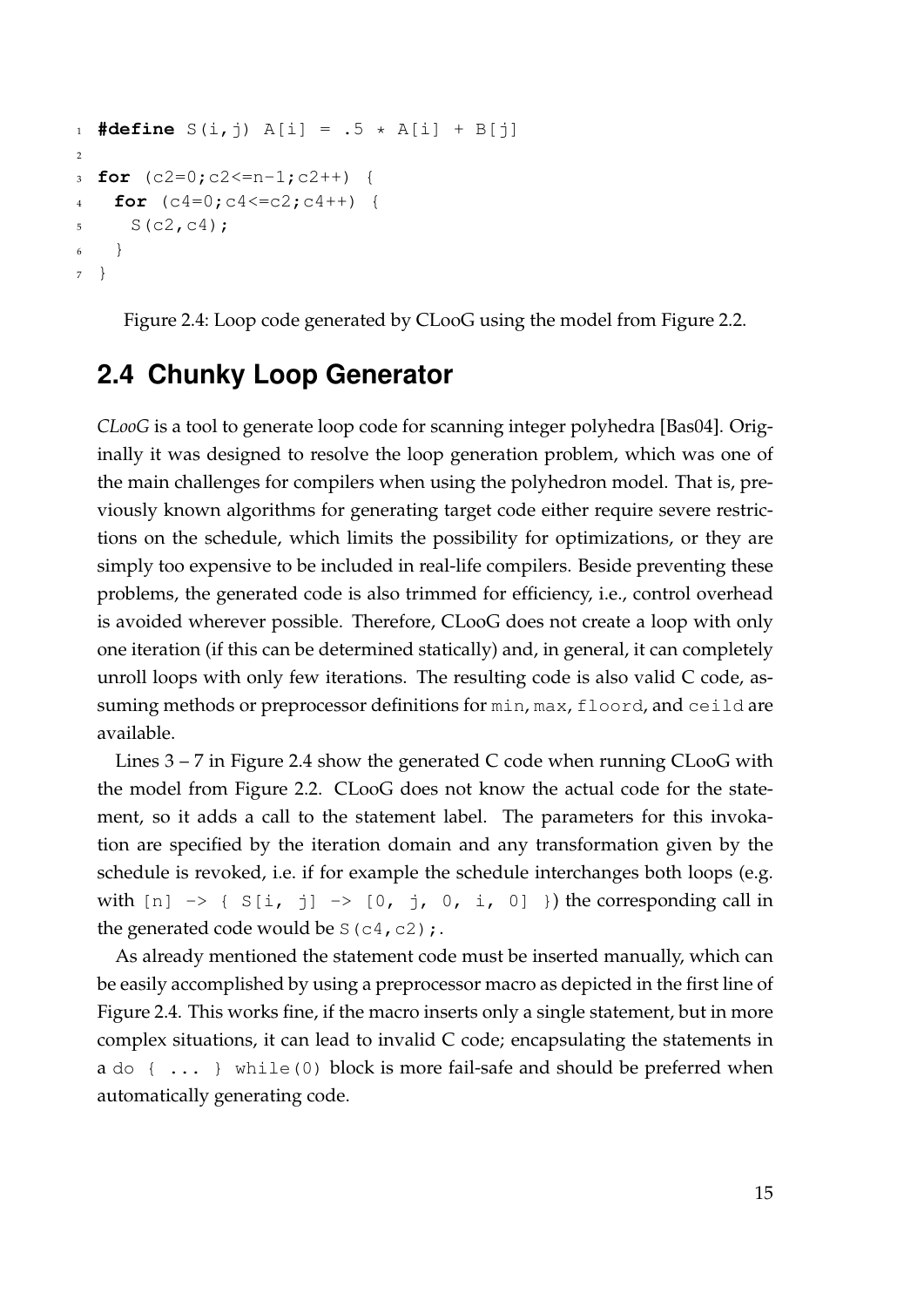```
#define S(i,j) A[i] = .5 * A[i] + B[j]

for (c2=0;c2<=n-1;c2++) {
  for (c4=0;c4<=c2;c4++) {
    S(c2,c4);
  }
}
```

Figure 2.4: Loop code generated by CLooG using the model from Figure 2.2.

## 2.4 Chunky Loop Generator

*CLooG* is a tool to generate loop code for scanning integer polyhedra [Bas04]. Originally it was designed to resolve the loop generation problem, which was one of the main challenges for compilers when using the polyhedron model. That is, previously known algorithms for generating target code either require severe restrictions on the schedule, which limits the possibility for optimizations, or they are simply too expensive to be included in real-life compilers. Beside preventing these problems, the generated code is also trimmed for efficiency, i.e., control overhead is avoided wherever possible. Therefore, CLooG does not create a loop with only one iteration (if this can be determined statically) and, in general, it can completely unroll loops with only few iterations. The resulting code is also valid C code, assuming methods or preprocessor definitions for `min`, `max`, `floord`, and `ceild` are available.

Lines 3 – 7 in Figure 2.4 show the generated C code when running CLooG with the model from Figure 2.2. CLooG does not know the actual code for the statement, so it adds a call to the statement label. The parameters for this invokation are specified by the iteration domain and any transformation given by the schedule is revoked, i.e. if for example the schedule interchanges both loops (e.g. with `[n] -> { S[i, j] -> [0, j, 0, i, 0] }`) the corresponding call in the generated code would be `S(c4,c2);`.

As already mentioned the statement code must be inserted manually, which can be easily accomplished by using a preprocessor macro as depicted in the first line of Figure 2.4. This works fine, if the macro inserts only a single statement, but in more complex situations, it can lead to invalid C code; encapsulating the statements in a `do { ... } while(0)` block is more fail-safe and should be preferred when automatically generating code.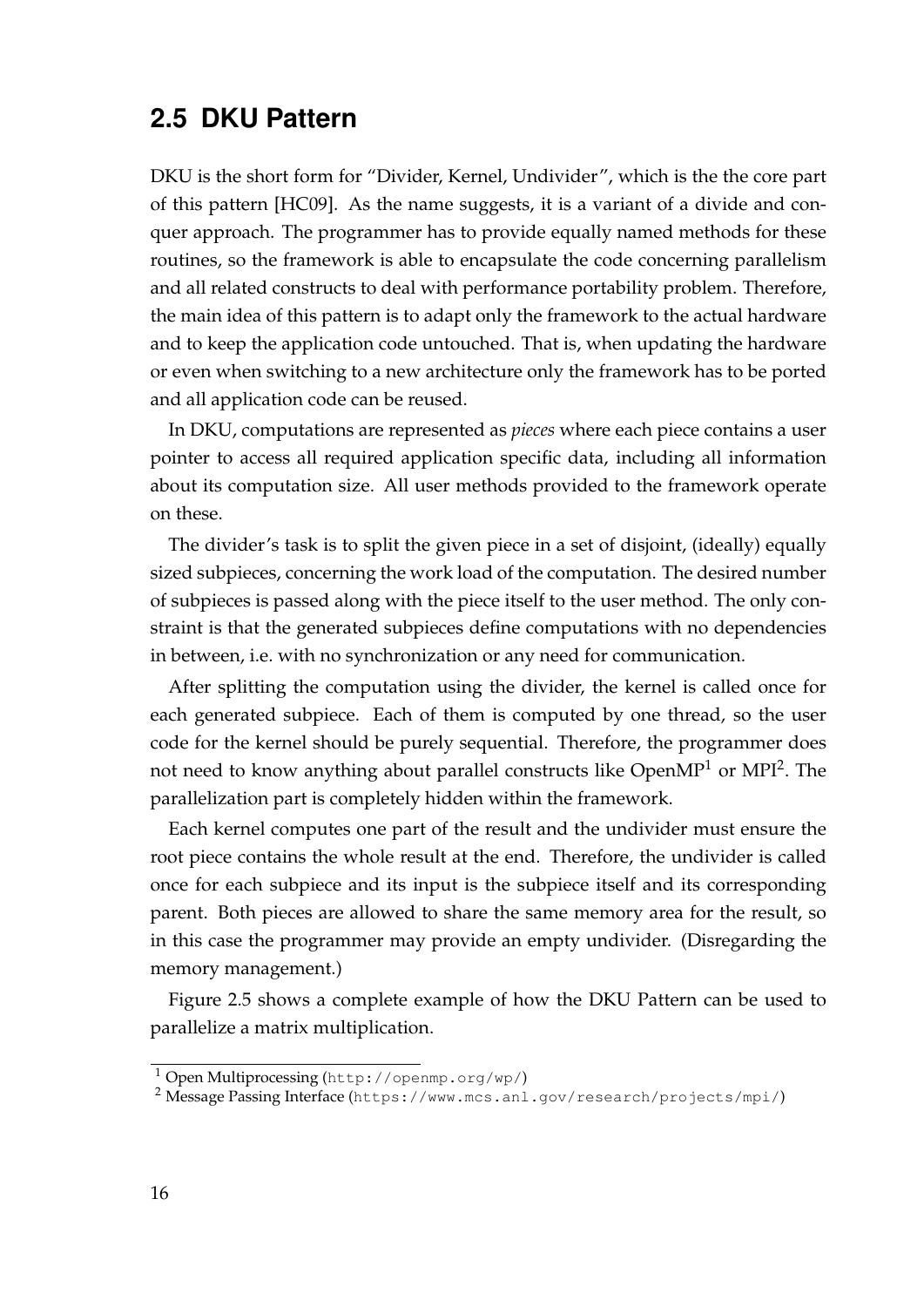## 2.5 DKU Pattern

DKU is the short form for "Divider, Kernel, Undivider", which is the the core part of this pattern [HC09]. As the name suggests, it is a variant of a divide and conquer approach. The programmer has to provide equally named methods for these routines, so the framework is able to encapsulate the code concerning parallelism and all related constructs to deal with performance portability problem. Therefore, the main idea of this pattern is to adapt only the framework to the actual hardware and to keep the application code untouched. That is, when updating the hardware or even when switching to a new architecture only the framework has to be ported and all application code can be reused.

In DKU, computations are represented as *pieces* where each piece contains a user pointer to access all required application specific data, including all information about its computation size. All user methods provided to the framework operate on these.

The divider's task is to split the given piece in a set of disjoint, (ideally) equally sized subpieces, concerning the work load of the computation. The desired number of subpieces is passed along with the piece itself to the user method. The only constraint is that the generated subpieces define computations with no dependencies in between, i.e. with no synchronization or any need for communication.

After splitting the computation using the divider, the kernel is called once for each generated subpiece. Each of them is computed by one thread, so the user code for the kernel should be purely sequential. Therefore, the programmer does not need to know anything about parallel constructs like OpenMP[1] or MPI[2]. The parallelization part is completely hidden within the framework.

Each kernel computes one part of the result and the undivider must ensure the root piece contains the whole result at the end. Therefore, the undivider is called once for each subpiece and its input is the subpiece itself and its corresponding parent. Both pieces are allowed to share the same memory area for the result, so in this case the programmer may provide an empty undivider. (Disregarding the memory management.)

Figure 2.5 shows a complete example of how the DKU Pattern can be used to parallelize a matrix multiplication.

[1] Open Multiprocessing (http://openmp.org/wp/)

[2] Message Passing Interface (https://www.mcs.anl.gov/research/projects/mpi/)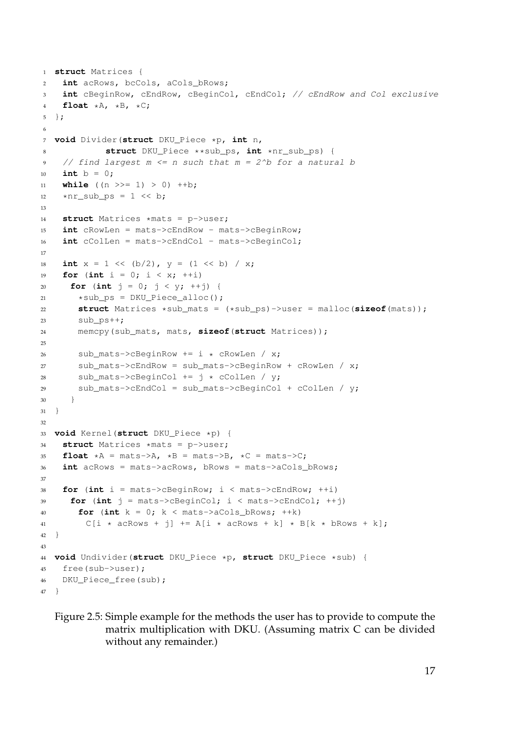```c
struct Matrices {
  int acRows, bcCols, aCols_bRows;
  int cBeginRow, cEndRow, cBeginCol, cEndCol; // cEndRow and Col exclusive
  float *A, *B, *C;
};

void Divider(struct DKU_Piece *p, int n,
             struct DKU_Piece **sub_ps, int *nr_sub_ps) {
  // find largest m <= n such that m = 2^b for a natural b
  int b = 0;
  while ((n >>= 1) > 0) ++b;
  *nr_sub_ps = 1 << b;

  struct Matrices *mats = p->user;
  int cRowLen = mats->cEndRow - mats->cBeginRow;
  int cColLen = mats->cEndCol - mats->cBeginCol;

  int x = 1 << (b/2), y = (1 << b) / x;
  for (int i = 0; i < x; ++i)
    for (int j = 0; j < y; ++j) {
      *sub_ps = DKU_Piece_alloc();
      struct Matrices *sub_mats = (*sub_ps)->user = malloc(sizeof(mats));
      sub_ps++;
      memcpy(sub_mats, mats, sizeof(struct Matrices));

      sub_mats->cBeginRow += i * cRowLen / x;
      sub_mats->cEndRow = sub_mats->cBeginRow + cRowLen / x;
      sub_mats->cBeginCol += j * cColLen / y;
      sub_mats->cEndCol = sub_mats->cBeginCol + cColLen / y;
    }
}

void Kernel(struct DKU_Piece *p) {
  struct Matrices *mats = p->user;
  float *A = mats->A, *B = mats->B, *C = mats->C;
  int acRows = mats->acRows, bRows = mats->aCols_bRows;

  for (int i = mats->cBeginRow; i < mats->cEndRow; ++i)
    for (int j = mats->cBeginCol; i < mats->cEndCol; ++j)
      for (int k = 0; k < mats->aCols_bRows; ++k)
        C[i * acRows + j] += A[i * acRows + k] * B[k * bRows + k];
}

void Undivider(struct DKU_Piece *p, struct DKU_Piece *sub) {
  free(sub->user);
  DKU_Piece_free(sub);
}
```

Figure 2.5: Simple example for the methods the user has to provide to compute the matrix multiplication with DKU. (Assuming matrix C can be divided without any remainder.)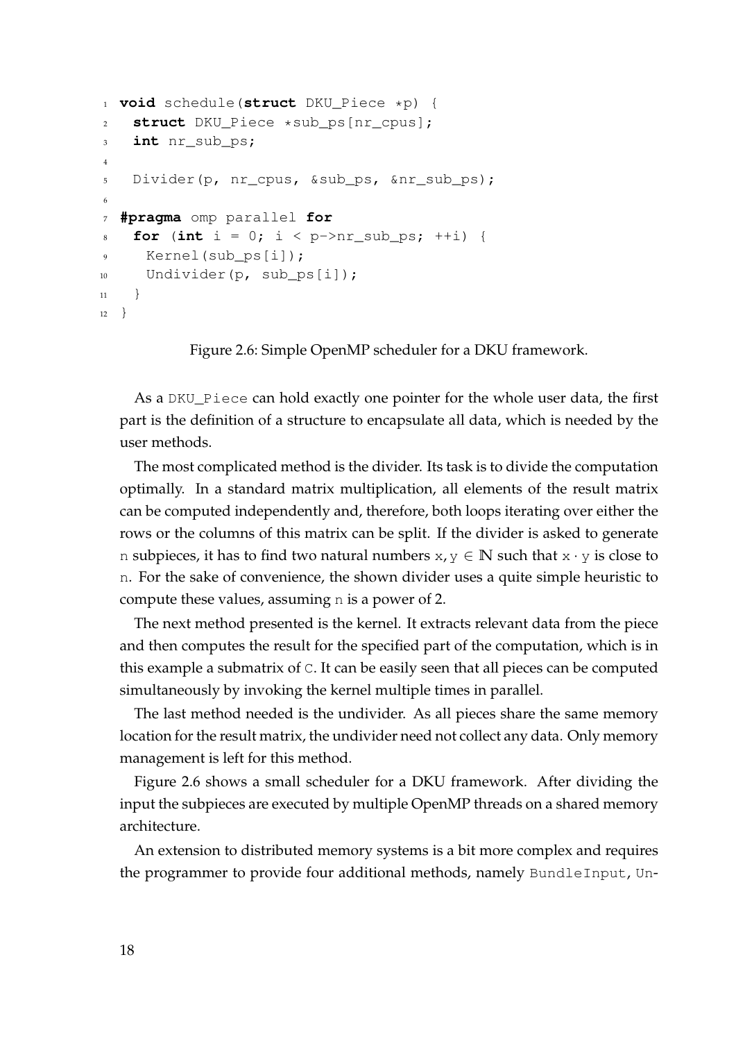```c
void schedule(struct DKU_Piece *p) {
  struct DKU_Piece *sub_ps[nr_cpus];
  int nr_sub_ps;

  Divider(p, nr_cpus, &sub_ps, &nr_sub_ps);

#pragma omp parallel for
  for (int i = 0; i < p->nr_sub_ps; ++i) {
    Kernel(sub_ps[i]);
    Undivider(p, sub_ps[i]);
  }
}
```

Figure 2.6: Simple OpenMP scheduler for a DKU framework.

As a `DKU_Piece` can hold exactly one pointer for the whole user data, the first part is the definition of a structure to encapsulate all data, which is needed by the user methods.

The most complicated method is the divider. Its task is to divide the computation optimally. In a standard matrix multiplication, all elements of the result matrix can be computed independently and, therefore, both loops iterating over either the rows or the columns of this matrix can be split. If the divider is asked to generate n subpieces, it has to find two natural numbers $x, y \in \mathbb{N}$ such that $x \cdot y$ is close to n. For the sake of convenience, the shown divider uses a quite simple heuristic to compute these values, assuming n is a power of 2.

The next method presented is the kernel. It extracts relevant data from the piece and then computes the result for the specified part of the computation, which is in this example a submatrix of C. It can be easily seen that all pieces can be computed simultaneously by invoking the kernel multiple times in parallel.

The last method needed is the undivider. As all pieces share the same memory location for the result matrix, the undivider need not collect any data. Only memory management is left for this method.

Figure 2.6 shows a small scheduler for a DKU framework. After dividing the input the subpieces are executed by multiple OpenMP threads on a shared memory architecture.

An extension to distributed memory systems is a bit more complex and requires the programmer to provide four additional methods, namely `BundleInput`, Un-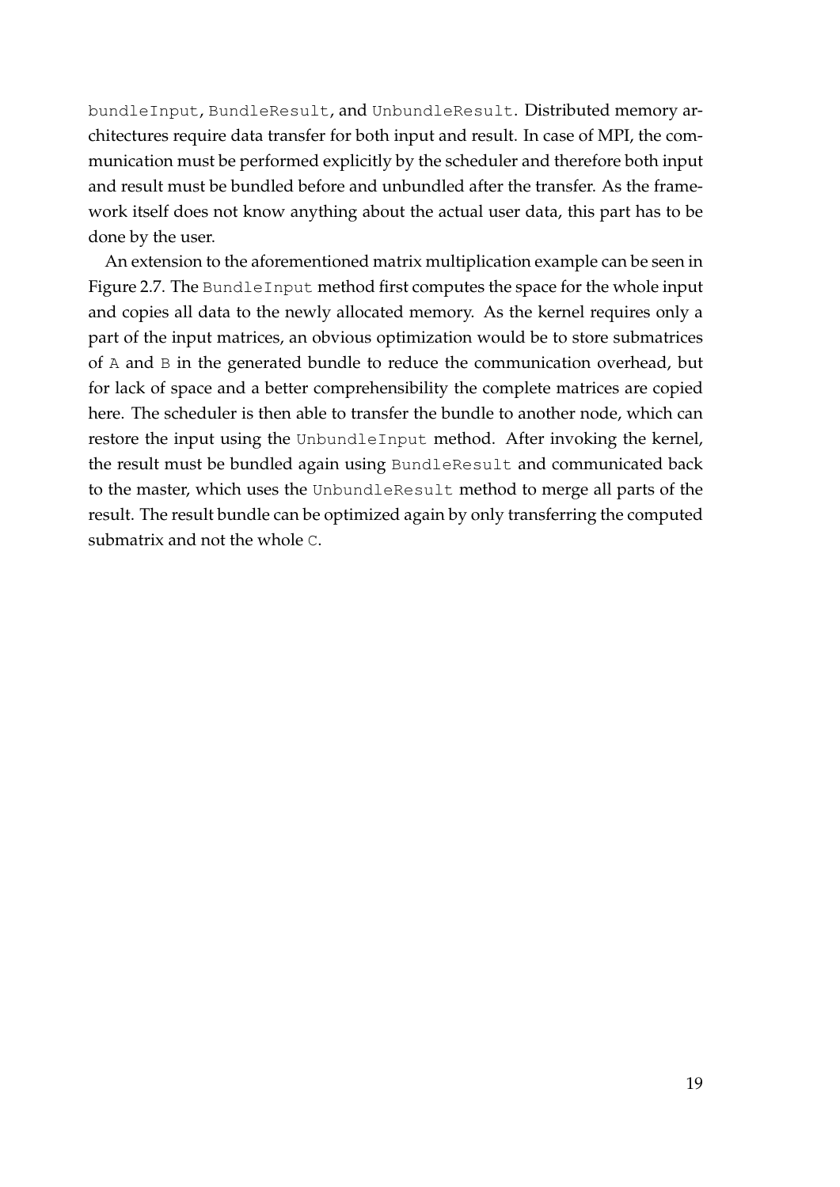`bundleInput`, `BundleResult`, and `UnbundleResult`. Distributed memory architectures require data transfer for both input and result. In case of MPI, the communication must be performed explicitly by the scheduler and therefore both input and result must be bundled before and unbundled after the transfer. As the framework itself does not know anything about the actual user data, this part has to be done by the user.

An extension to the aforementioned matrix multiplication example can be seen in Figure 2.7. The `BundleInput` method first computes the space for the whole input and copies all data to the newly allocated memory. As the kernel requires only a part of the input matrices, an obvious optimization would be to store submatrices of `A` and `B` in the generated bundle to reduce the communication overhead, but for lack of space and a better comprehensibility the complete matrices are copied here. The scheduler is then able to transfer the bundle to another node, which can restore the input using the `UnbundleInput` method. After invoking the kernel, the result must be bundled again using `BundleResult` and communicated back to the master, which uses the `UnbundleResult` method to merge all parts of the result. The result bundle can be optimized again by only transferring the computed submatrix and not the whole `C`.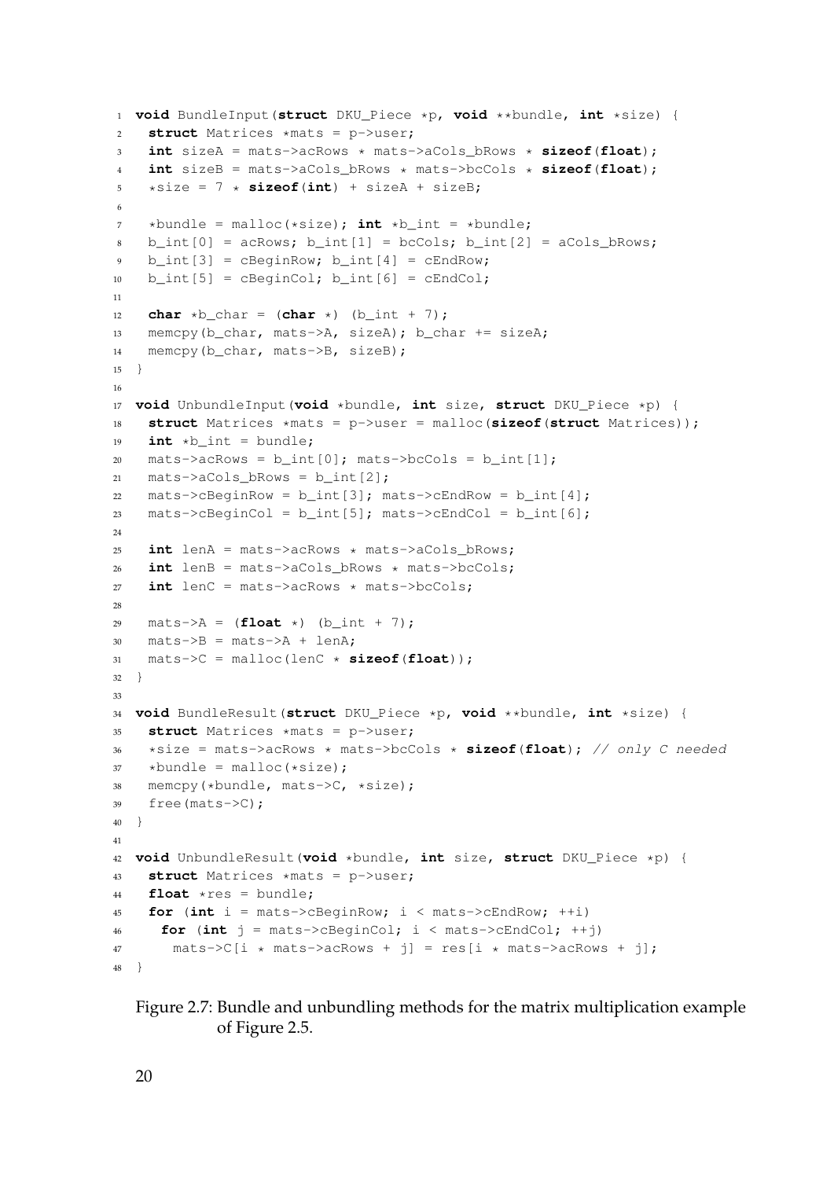```c
void BundleInput(struct DKU_Piece *p, void **bundle, int *size) {
  struct Matrices *mats = p->user;
  int sizeA = mats->acRows * mats->aCols_bRows * sizeof(float);
  int sizeB = mats->aCols_bRows * mats->bcCols * sizeof(float);
  *size = 7 * sizeof(int) + sizeA + sizeB;

  *bundle = malloc(*size); int *b_int = *bundle;
  b_int[0] = acRows; b_int[1] = bcCols; b_int[2] = aCols_bRows;
  b_int[3] = cBeginRow; b_int[4] = cEndRow;
  b_int[5] = cBeginCol; b_int[6] = cEndCol;

  char *b_char = (char *) (b_int + 7);
  memcpy(b_char, mats->A, sizeA); b_char += sizeA;
  memcpy(b_char, mats->B, sizeB);
}

void UnbundleInput(void *bundle, int size, struct DKU_Piece *p) {
  struct Matrices *mats = p->user = malloc(sizeof(struct Matrices));
  int *b_int = bundle;
  mats->acRows = b_int[0]; mats->bcCols = b_int[1];
  mats->aCols_bRows = b_int[2];
  mats->cBeginRow = b_int[3]; mats->cEndRow = b_int[4];
  mats->cBeginCol = b_int[5]; mats->cEndCol = b_int[6];

  int lenA = mats->acRows * mats->aCols_bRows;
  int lenB = mats->aCols_bRows * mats->bcCols;
  int lenC = mats->acRows * mats->bcCols;

  mats->A = (float *) (b_int + 7);
  mats->B = mats->A + lenA;
  mats->C = malloc(lenC * sizeof(float));
}

void BundleResult(struct DKU_Piece *p, void **bundle, int *size) {
  struct Matrices *mats = p->user;
  *size = mats->acRows * mats->bcCols * sizeof(float); // only C needed
  *bundle = malloc(*size);
  memcpy(*bundle, mats->C, *size);
  free(mats->C);
}

void UnbundleResult(void *bundle, int size, struct DKU_Piece *p) {
  struct Matrices *mats = p->user;
  float *res = bundle;
  for (int i = mats->cBeginRow; i < mats->cEndRow; ++i)
    for (int j = mats->cBeginCol; i < mats->cEndCol; ++j)
      mats->C[i * mats->acRows + j] = res[i * mats->acRows + j];
}
```

Figure 2.7: Bundle and unbundling methods for the matrix multiplication example of Figure 2.5.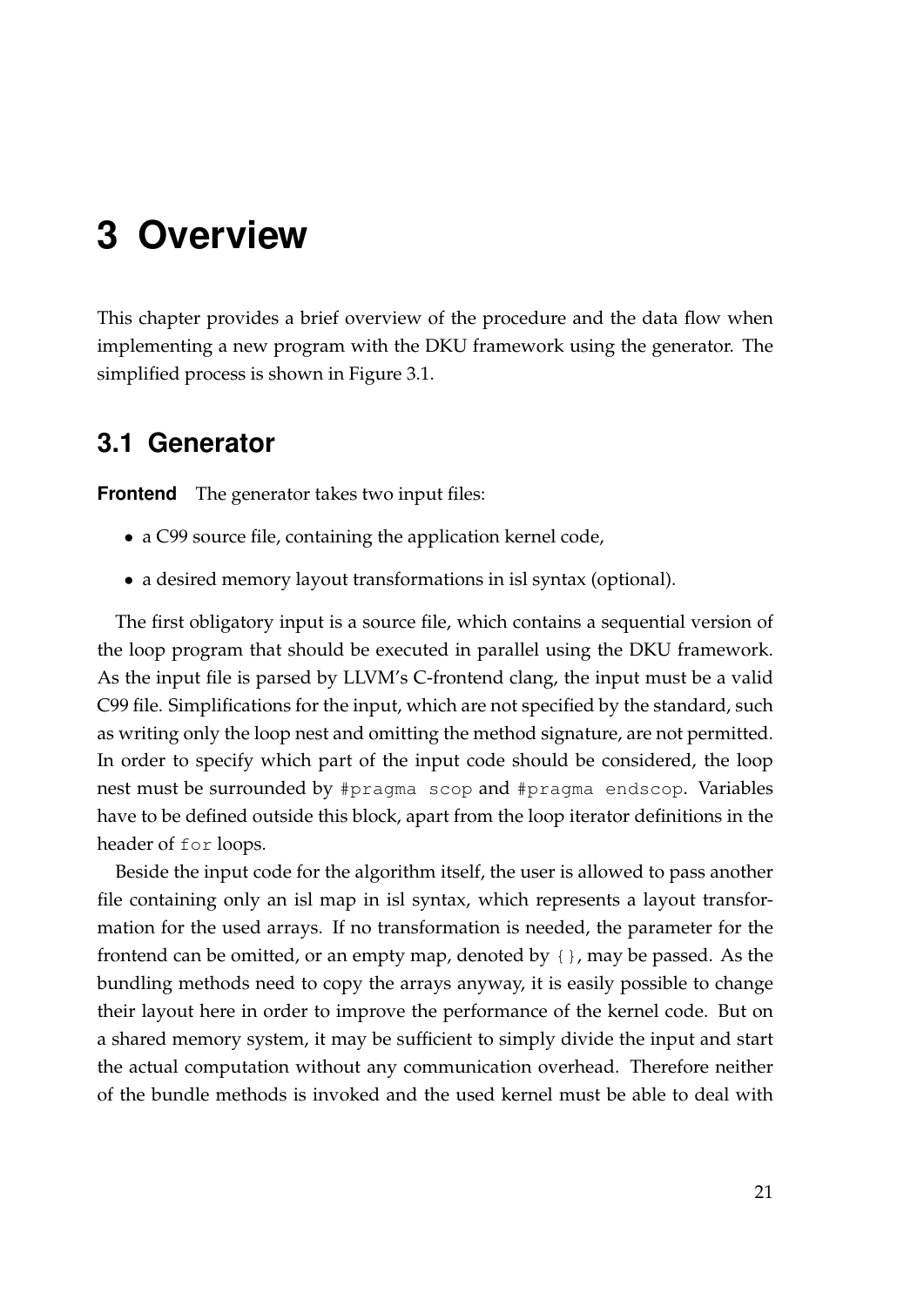# 3 Overview

This chapter provides a brief overview of the procedure and the data flow when implementing a new program with the DKU framework using the generator. The simplified process is shown in Figure 3.1.

## 3.1 Generator

**Frontend** The generator takes two input files:

- a C99 source file, containing the application kernel code,
- a desired memory layout transformations in isl syntax (optional).

The first obligatory input is a source file, which contains a sequential version of the loop program that should be executed in parallel using the DKU framework. As the input file is parsed by LLVM's C-frontend clang, the input must be a valid C99 file. Simplifications for the input, which are not specified by the standard, such as writing only the loop nest and omitting the method signature, are not permitted. In order to specify which part of the input code should be considered, the loop nest must be surrounded by `#pragma scop` and `#pragma endscop`. Variables have to be defined outside this block, apart from the loop iterator definitions in the header of `for` loops.

Beside the input code for the algorithm itself, the user is allowed to pass another file containing only an isl map in isl syntax, which represents a layout transformation for the used arrays. If no transformation is needed, the parameter for the frontend can be omitted, or an empty map, denoted by `{}`, may be passed. As the bundling methods need to copy the arrays anyway, it is easily possible to change their layout here in order to improve the performance of the kernel code. But on a shared memory system, it may be sufficient to simply divide the input and start the actual computation without any communication overhead. Therefore neither of the bundle methods is invoked and the used kernel must be able to deal with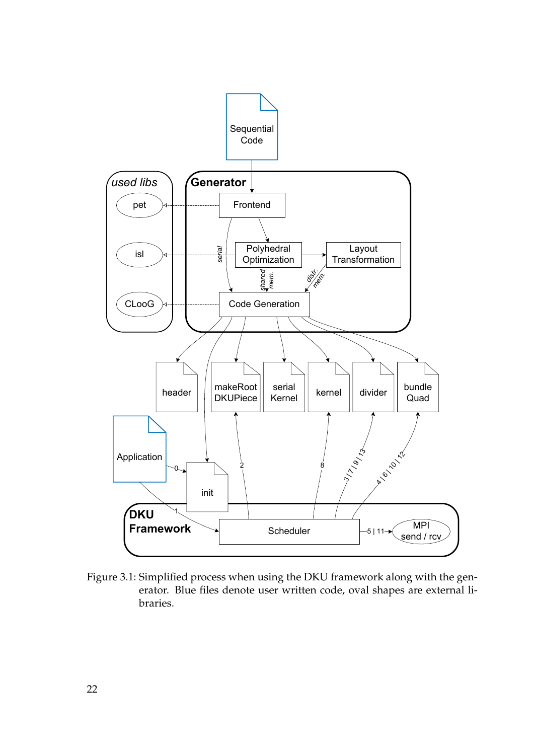Sequential Code

used libs

pet

isl

CLooG

Generator

Frontend

Polyhedral Optimization

Layout Transformation

serial

shared mem.

distr. mem.

Code Generation

header

makeRoot DKUPiece

serial Kernel

kernel

divider

bundle Quad

Application

0

init

2

8

3 | 7 | 9 | 13

4 | 6 | 10 | 12

1

DKU Framework

Scheduler

5 | 11

MPI send / rcv

Figure 3.1: Simplified process when using the DKU framework along with the generator. Blue files denote user written code, oval shapes are external libraries.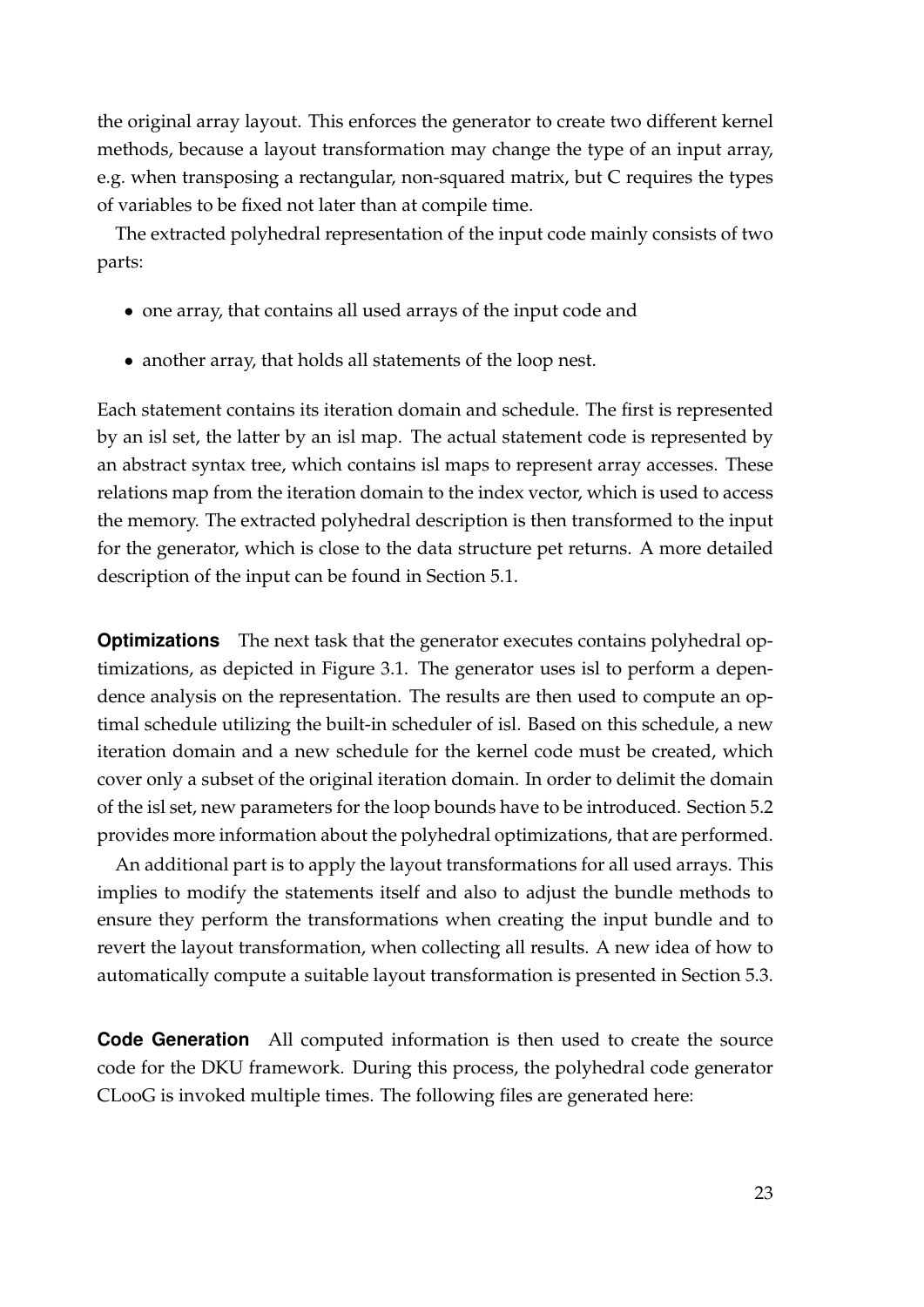the original array layout. This enforces the generator to create two different kernel methods, because a layout transformation may change the type of an input array, e.g. when transposing a rectangular, non-squared matrix, but C requires the types of variables to be fixed not later than at compile time.

The extracted polyhedral representation of the input code mainly consists of two parts:

- one array, that contains all used arrays of the input code and
- another array, that holds all statements of the loop nest.

Each statement contains its iteration domain and schedule. The first is represented by an isl set, the latter by an isl map. The actual statement code is represented by an abstract syntax tree, which contains isl maps to represent array accesses. These relations map from the iteration domain to the index vector, which is used to access the memory. The extracted polyhedral description is then transformed to the input for the generator, which is close to the data structure pet returns. A more detailed description of the input can be found in Section 5.1.

**Optimizations** The next task that the generator executes contains polyhedral optimizations, as depicted in Figure 3.1. The generator uses isl to perform a dependence analysis on the representation. The results are then used to compute an optimal schedule utilizing the built-in scheduler of isl. Based on this schedule, a new iteration domain and a new schedule for the kernel code must be created, which cover only a subset of the original iteration domain. In order to delimit the domain of the isl set, new parameters for the loop bounds have to be introduced. Section 5.2 provides more information about the polyhedral optimizations, that are performed.

An additional part is to apply the layout transformations for all used arrays. This implies to modify the statements itself and also to adjust the bundle methods to ensure they perform the transformations when creating the input bundle and to revert the layout transformation, when collecting all results. A new idea of how to automatically compute a suitable layout transformation is presented in Section 5.3.

**Code Generation** All computed information is then used to create the source code for the DKU framework. During this process, the polyhedral code generator CLooG is invoked multiple times. The following files are generated here: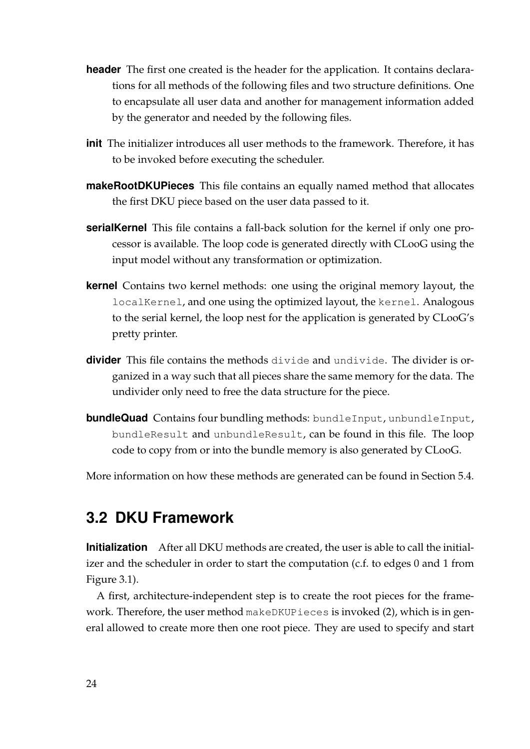**header** The first one created is the header for the application. It contains declarations for all methods of the following files and two structure definitions. One to encapsulate all user data and another for management information added by the generator and needed by the following files.

**init** The initializer introduces all user methods to the framework. Therefore, it has to be invoked before executing the scheduler.

**makeRootDKUPieces** This file contains an equally named method that allocates the first DKU piece based on the user data passed to it.

**serialKernel** This file contains a fall-back solution for the kernel if only one processor is available. The loop code is generated directly with CLooG using the input model without any transformation or optimization.

**kernel** Contains two kernel methods: one using the original memory layout, the `localKernel`, and one using the optimized layout, the `kernel`. Analogous to the serial kernel, the loop nest for the application is generated by CLooG's pretty printer.

**divider** This file contains the methods `divide` and `undivide`. The divider is organized in a way such that all pieces share the same memory for the data. The undivider only need to free the data structure for the piece.

**bundleQuad** Contains four bundling methods: `bundleInput`, `unbundleInput`, `bundleResult` and `unbundleResult`, can be found in this file. The loop code to copy from or into the bundle memory is also generated by CLooG.

More information on how these methods are generated can be found in Section 5.4.

## 3.2 DKU Framework

**Initialization** After all DKU methods are created, the user is able to call the initializer and the scheduler in order to start the computation (c.f. to edges 0 and 1 from Figure 3.1).

A first, architecture-independent step is to create the root pieces for the framework. Therefore, the user method `makeDKUPieces` is invoked (2), which is in general allowed to create more then one root piece. They are used to specify and start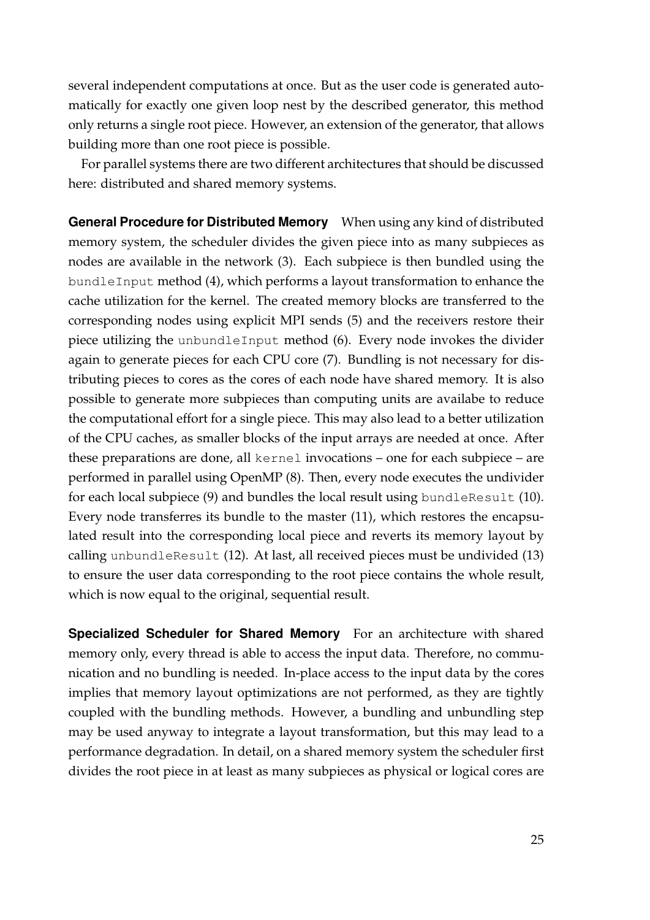several independent computations at once. But as the user code is generated automatically for exactly one given loop nest by the described generator, this method only returns a single root piece. However, an extension of the generator, that allows building more than one root piece is possible.

For parallel systems there are two different architectures that should be discussed here: distributed and shared memory systems.

**General Procedure for Distributed Memory** When using any kind of distributed memory system, the scheduler divides the given piece into as many subpieces as nodes are available in the network (3). Each subpiece is then bundled using the `bundleInput` method (4), which performs a layout transformation to enhance the cache utilization for the kernel. The created memory blocks are transferred to the corresponding nodes using explicit MPI sends (5) and the receivers restore their piece utilizing the `unbundleInput` method (6). Every node invokes the divider again to generate pieces for each CPU core (7). Bundling is not necessary for distributing pieces to cores as the cores of each node have shared memory. It is also possible to generate more subpieces than computing units are availabe to reduce the computational effort for a single piece. This may also lead to a better utilization of the CPU caches, as smaller blocks of the input arrays are needed at once. After these preparations are done, all `kernel` invocations – one for each subpiece – are performed in parallel using OpenMP (8). Then, every node executes the undivider for each local subpiece (9) and bundles the local result using `bundleResult` (10). Every node transferres its bundle to the master (11), which restores the encapsulated result into the corresponding local piece and reverts its memory layout by calling `unbundleResult` (12). At last, all received pieces must be undivided (13) to ensure the user data corresponding to the root piece contains the whole result, which is now equal to the original, sequential result.

**Specialized Scheduler for Shared Memory** For an architecture with shared memory only, every thread is able to access the input data. Therefore, no communication and no bundling is needed. In-place access to the input data by the cores implies that memory layout optimizations are not performed, as they are tightly coupled with the bundling methods. However, a bundling and unbundling step may be used anyway to integrate a layout transformation, but this may lead to a performance degradation. In detail, on a shared memory system the scheduler first divides the root piece in at least as many subpieces as physical or logical cores are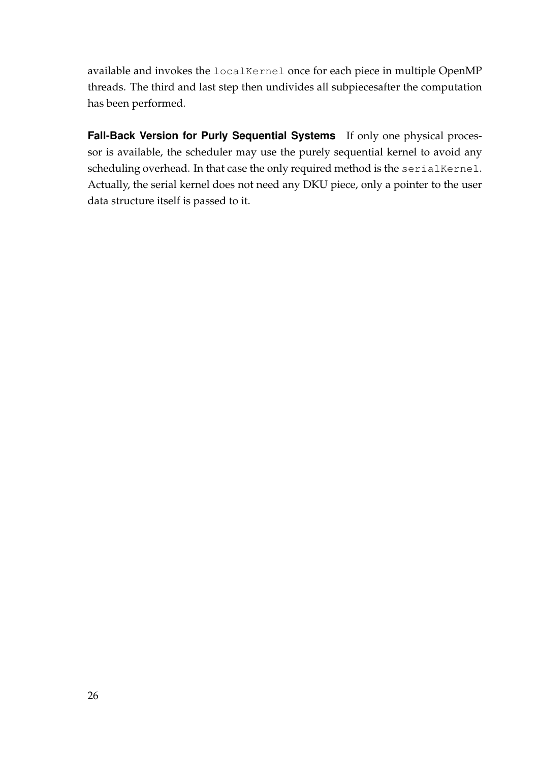available and invokes the `localKernel` once for each piece in multiple OpenMP threads. The third and last step then undivides all subpiecesafter the computation has been performed.

**Fall-Back Version for Purly Sequential Systems** If only one physical processor is available, the scheduler may use the purely sequential kernel to avoid any scheduling overhead. In that case the only required method is the `serialKernel`. Actually, the serial kernel does not need any DKU piece, only a pointer to the user data structure itself is passed to it.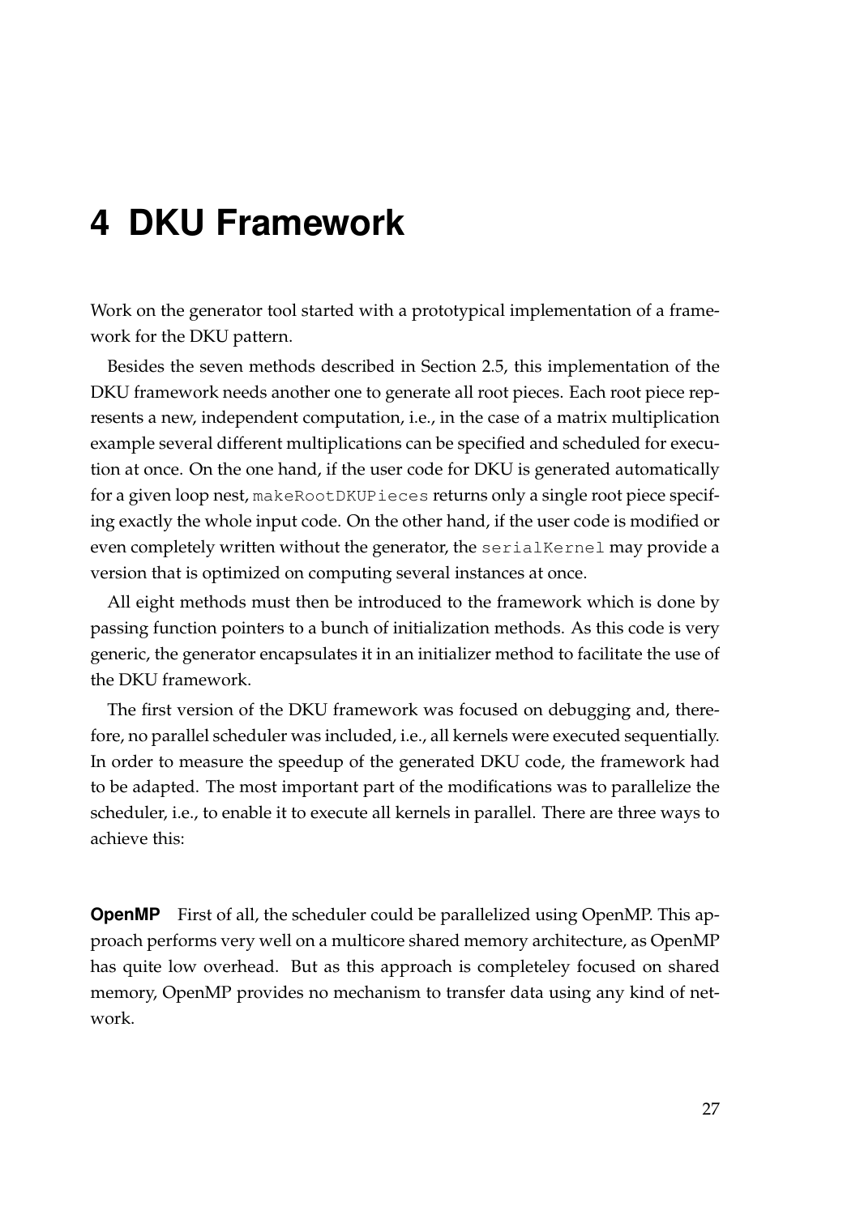# 4 DKU Framework

Work on the generator tool started with a prototypical implementation of a framework for the DKU pattern.

Besides the seven methods described in Section 2.5, this implementation of the DKU framework needs another one to generate all root pieces. Each root piece represents a new, independent computation, i.e., in the case of a matrix multiplication example several different multiplications can be specified and scheduled for execution at once. On the one hand, if the user code for DKU is generated automatically for a given loop nest, `makeRootDKUPieces` returns only a single root piece specifing exactly the whole input code. On the other hand, if the user code is modified or even completely written without the generator, the `serialKernel` may provide a version that is optimized on computing several instances at once.

All eight methods must then be introduced to the framework which is done by passing function pointers to a bunch of initialization methods. As this code is very generic, the generator encapsulates it in an initializer method to facilitate the use of the DKU framework.

The first version of the DKU framework was focused on debugging and, therefore, no parallel scheduler was included, i.e., all kernels were executed sequentially. In order to measure the speedup of the generated DKU code, the framework had to be adapted. The most important part of the modifications was to parallelize the scheduler, i.e., to enable it to execute all kernels in parallel. There are three ways to achieve this:

**OpenMP** First of all, the scheduler could be parallelized using OpenMP. This approach performs very well on a multicore shared memory architecture, as OpenMP has quite low overhead. But as this approach is completeley focused on shared memory, OpenMP provides no mechanism to transfer data using any kind of network.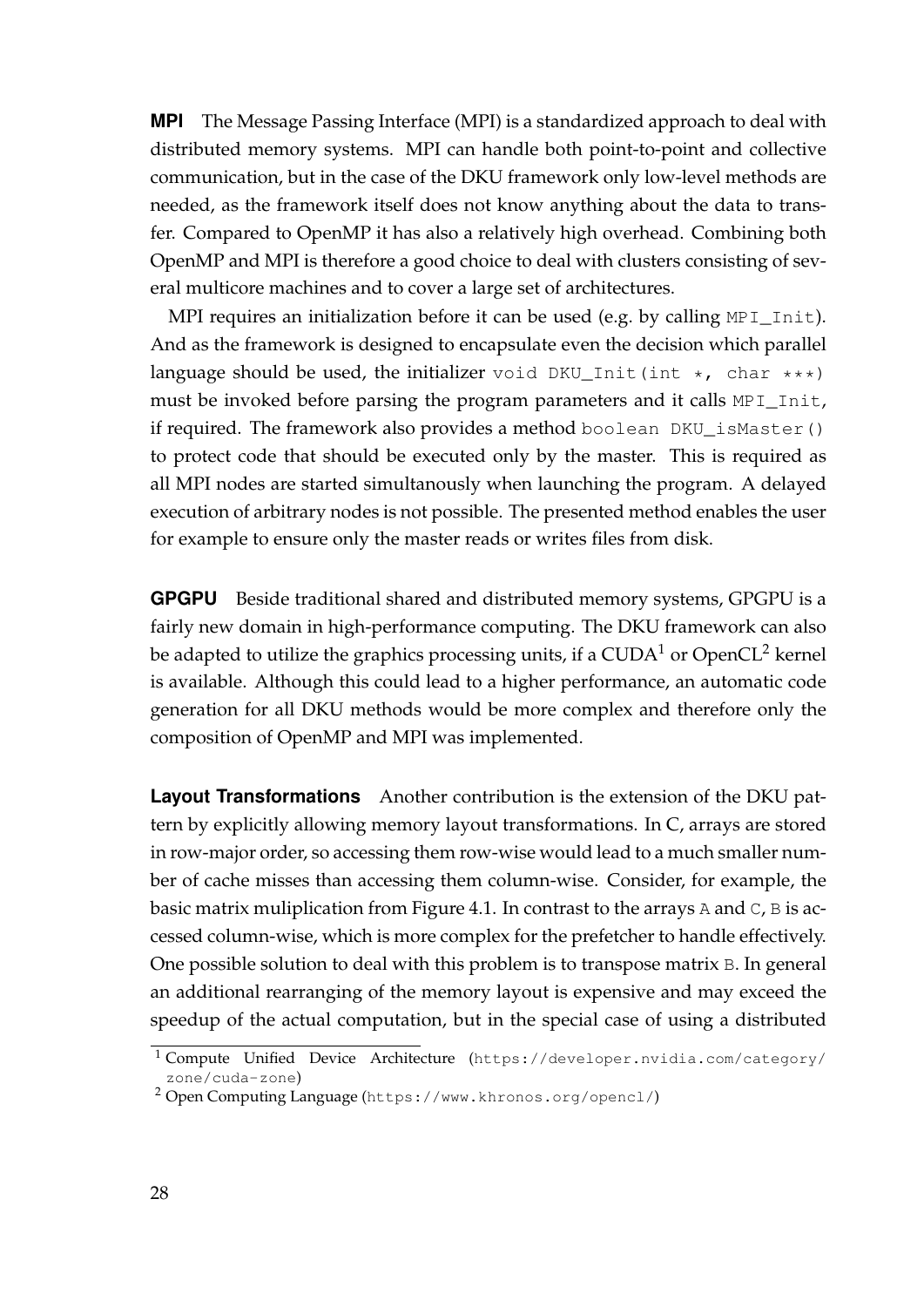**MPI** The Message Passing Interface (MPI) is a standardized approach to deal with distributed memory systems. MPI can handle both point-to-point and collective communication, but in the case of the DKU framework only low-level methods are needed, as the framework itself does not know anything about the data to transfer. Compared to OpenMP it has also a relatively high overhead. Combining both OpenMP and MPI is therefore a good choice to deal with clusters consisting of several multicore machines and to cover a large set of architectures.

MPI requires an initialization before it can be used (e.g. by calling `MPI_Init`). And as the framework is designed to encapsulate even the decision which parallel language should be used, the initializer `void DKU_Init(int *, char ***)` must be invoked before parsing the program parameters and it calls `MPI_Init`, if required. The framework also provides a method `boolean DKU_isMaster()` to protect code that should be executed only by the master. This is required as all MPI nodes are started simultanously when launching the program. A delayed execution of arbitrary nodes is not possible. The presented method enables the user for example to ensure only the master reads or writes files from disk.

**GPGPU** Beside traditional shared and distributed memory systems, GPGPU is a fairly new domain in high-performance computing. The DKU framework can also be adapted to utilize the graphics processing units, if a CUDA[1] or OpenCL[2] kernel is available. Although this could lead to a higher performance, an automatic code generation for all DKU methods would be more complex and therefore only the composition of OpenMP and MPI was implemented.

**Layout Transformations** Another contribution is the extension of the DKU pattern by explicitly allowing memory layout transformations. In C, arrays are stored in row-major order, so accessing them row-wise would lead to a much smaller number of cache misses than accessing them column-wise. Consider, for example, the basic matrix muliplication from Figure 4.1. In contrast to the arrays `A` and `C`, `B` is accessed column-wise, which is more complex for the prefetcher to handle effectively. One possible solution to deal with this problem is to transpose matrix `B`. In general an additional rearranging of the memory layout is expensive and may exceed the speedup of the actual computation, but in the special case of using a distributed

[1] Compute Unified Device Architecture (`https://developer.nvidia.com/category/zone/cuda-zone`)

[2] Open Computing Language (`https://www.khronos.org/opencl/`)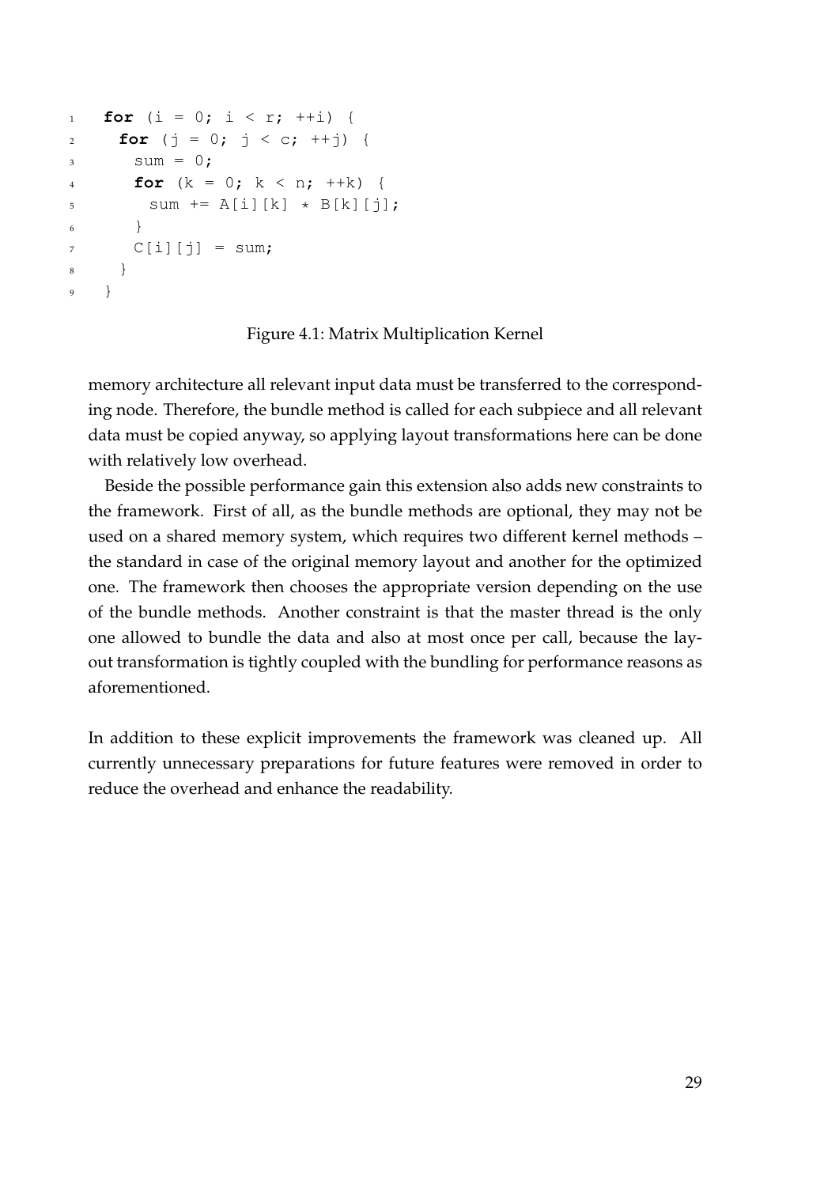```
for (i = 0; i < r; ++i) {
  for (j = 0; j < c; ++j) {
    sum = 0;
    for (k = 0; k < n; ++k) {
      sum += A[i][k] * B[k][j];
    }
    C[i][j] = sum;
  }
}
```

Figure 4.1: Matrix Multiplication Kernel

memory architecture all relevant input data must be transferred to the corresponding node. Therefore, the bundle method is called for each subpiece and all relevant data must be copied anyway, so applying layout transformations here can be done with relatively low overhead.

Beside the possible performance gain this extension also adds new constraints to the framework. First of all, as the bundle methods are optional, they may not be used on a shared memory system, which requires two different kernel methods – the standard in case of the original memory layout and another for the optimized one. The framework then chooses the appropriate version depending on the use of the bundle methods. Another constraint is that the master thread is the only one allowed to bundle the data and also at most once per call, because the layout transformation is tightly coupled with the bundling for performance reasons as aforementioned.

In addition to these explicit improvements the framework was cleaned up. All currently unnecessary preparations for future features were removed in order to reduce the overhead and enhance the readability.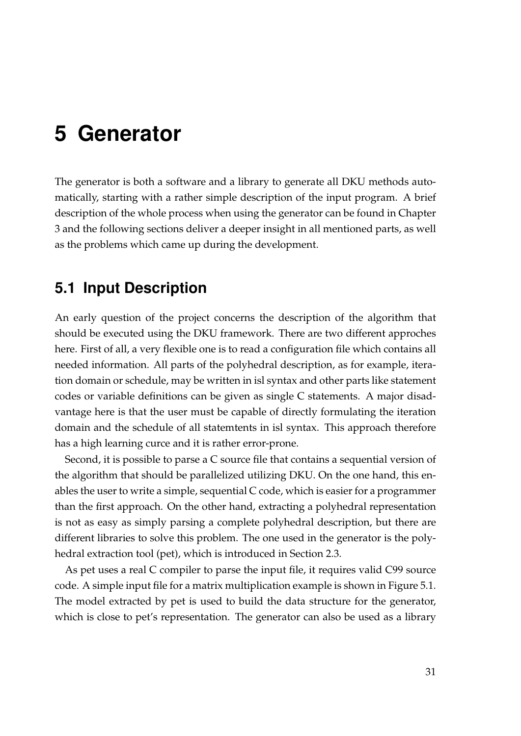# 5 Generator

The generator is both a software and a library to generate all DKU methods automatically, starting with a rather simple description of the input program. A brief description of the whole process when using the generator can be found in Chapter 3 and the following sections deliver a deeper insight in all mentioned parts, as well as the problems which came up during the development.

## 5.1 Input Description

An early question of the project concerns the description of the algorithm that should be executed using the DKU framework. There are two different approches here. First of all, a very flexible one is to read a configuration file which contains all needed information. All parts of the polyhedral description, as for example, iteration domain or schedule, may be written in isl syntax and other parts like statement codes or variable definitions can be given as single C statements. A major disadvantage here is that the user must be capable of directly formulating the iteration domain and the schedule of all statemtents in isl syntax. This approach therefore has a high learning curce and it is rather error-prone.

Second, it is possible to parse a C source file that contains a sequential version of the algorithm that should be parallelized utilizing DKU. On the one hand, this enables the user to write a simple, sequential C code, which is easier for a programmer than the first approach. On the other hand, extracting a polyhedral representation is not as easy as simply parsing a complete polyhedral description, but there are different libraries to solve this problem. The one used in the generator is the polyhedral extraction tool (pet), which is introduced in Section 2.3.

As pet uses a real C compiler to parse the input file, it requires valid C99 source code. A simple input file for a matrix multiplication example is shown in Figure 5.1. The model extracted by pet is used to build the data structure for the generator, which is close to pet's representation. The generator can also be used as a library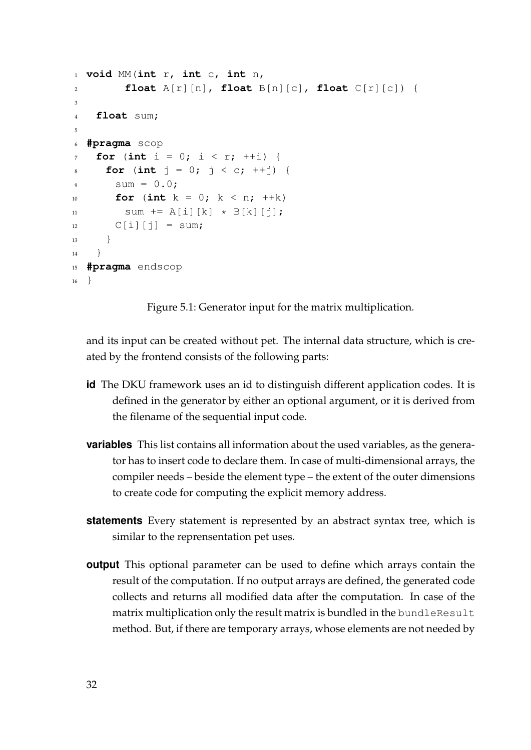```
void MM(int r, int c, int n,
      float A[r][n], float B[n][c], float C[r][c]) {

  float sum;

#pragma scop
  for (int i = 0; i < r; ++i) {
    for (int j = 0; j < c; ++j) {
      sum = 0.0;
      for (int k = 0; k < n; ++k)
        sum += A[i][k] * B[k][j];
      C[i][j] = sum;
    }
  }
#pragma endscop
}
```

Figure 5.1: Generator input for the matrix multiplication.

and its input can be created without pet. The internal data structure, which is created by the frontend consists of the following parts:

**id** The DKU framework uses an id to distinguish different application codes. It is defined in the generator by either an optional argument, or it is derived from the filename of the sequential input code.

**variables** This list contains all information about the used variables, as the generator has to insert code to declare them. In case of multi-dimensional arrays, the compiler needs – beside the element type – the extent of the outer dimensions to create code for computing the explicit memory address.

**statements** Every statement is represented by an abstract syntax tree, which is similar to the reprensentation pet uses.

**output** This optional parameter can be used to define which arrays contain the result of the computation. If no output arrays are defined, the generated code collects and returns all modified data after the computation. In case of the matrix multiplication only the result matrix is bundled in the `bundleResult` method. But, if there are temporary arrays, whose elements are not needed by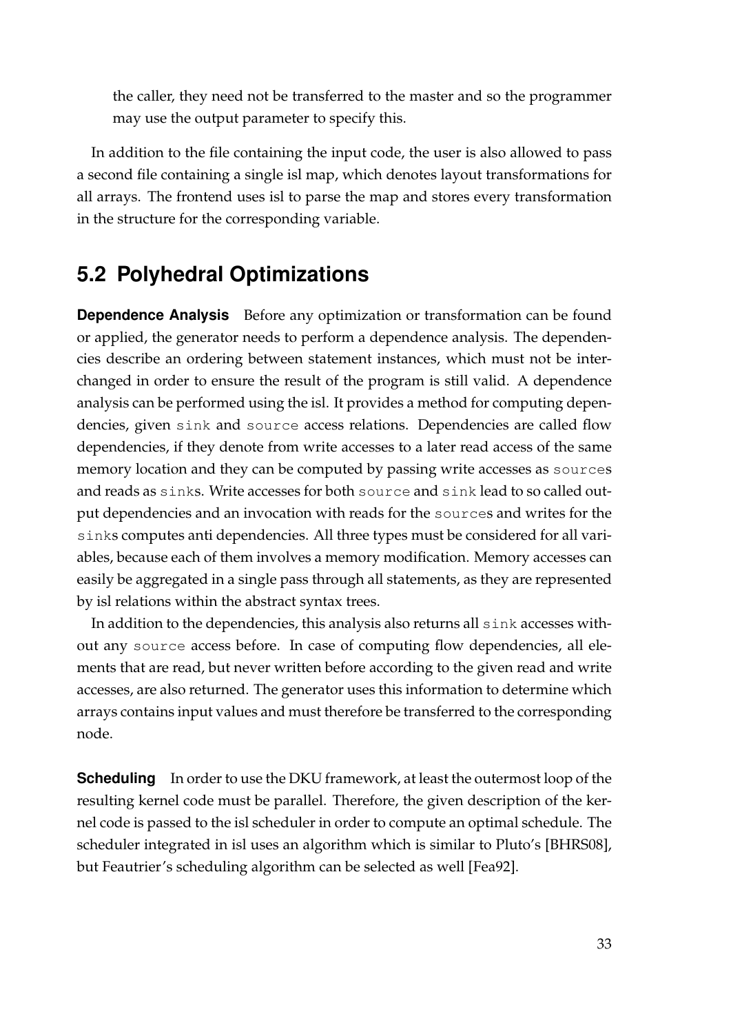the caller, they need not be transferred to the master and so the programmer may use the output parameter to specify this.

In addition to the file containing the input code, the user is also allowed to pass a second file containing a single isl map, which denotes layout transformations for all arrays. The frontend uses isl to parse the map and stores every transformation in the structure for the corresponding variable.

## 5.2 Polyhedral Optimizations

**Dependence Analysis** Before any optimization or transformation can be found or applied, the generator needs to perform a dependence analysis. The dependencies describe an ordering between statement instances, which must not be interchanged in order to ensure the result of the program is still valid. A dependence analysis can be performed using the isl. It provides a method for computing dependencies, given `sink` and `source` access relations. Dependencies are called flow dependencies, if they denote from write accesses to a later read access of the same memory location and they can be computed by passing write accesses as `source`s and reads as `sink`s. Write accesses for both `source` and `sink` lead to so called output dependencies and an invocation with reads for the `source`s and writes for the `sink`s computes anti dependencies. All three types must be considered for all variables, because each of them involves a memory modification. Memory accesses can easily be aggregated in a single pass through all statements, as they are represented by isl relations within the abstract syntax trees.

In addition to the dependencies, this analysis also returns all `sink` accesses without any `source` access before. In case of computing flow dependencies, all elements that are read, but never written before according to the given read and write accesses, are also returned. The generator uses this information to determine which arrays contains input values and must therefore be transferred to the corresponding node.

**Scheduling** In order to use the DKU framework, at least the outermost loop of the resulting kernel code must be parallel. Therefore, the given description of the kernel code is passed to the isl scheduler in order to compute an optimal schedule. The scheduler integrated in isl uses an algorithm which is similar to Pluto's [BHRS08], but Feautrier's scheduling algorithm can be selected as well [Fea92].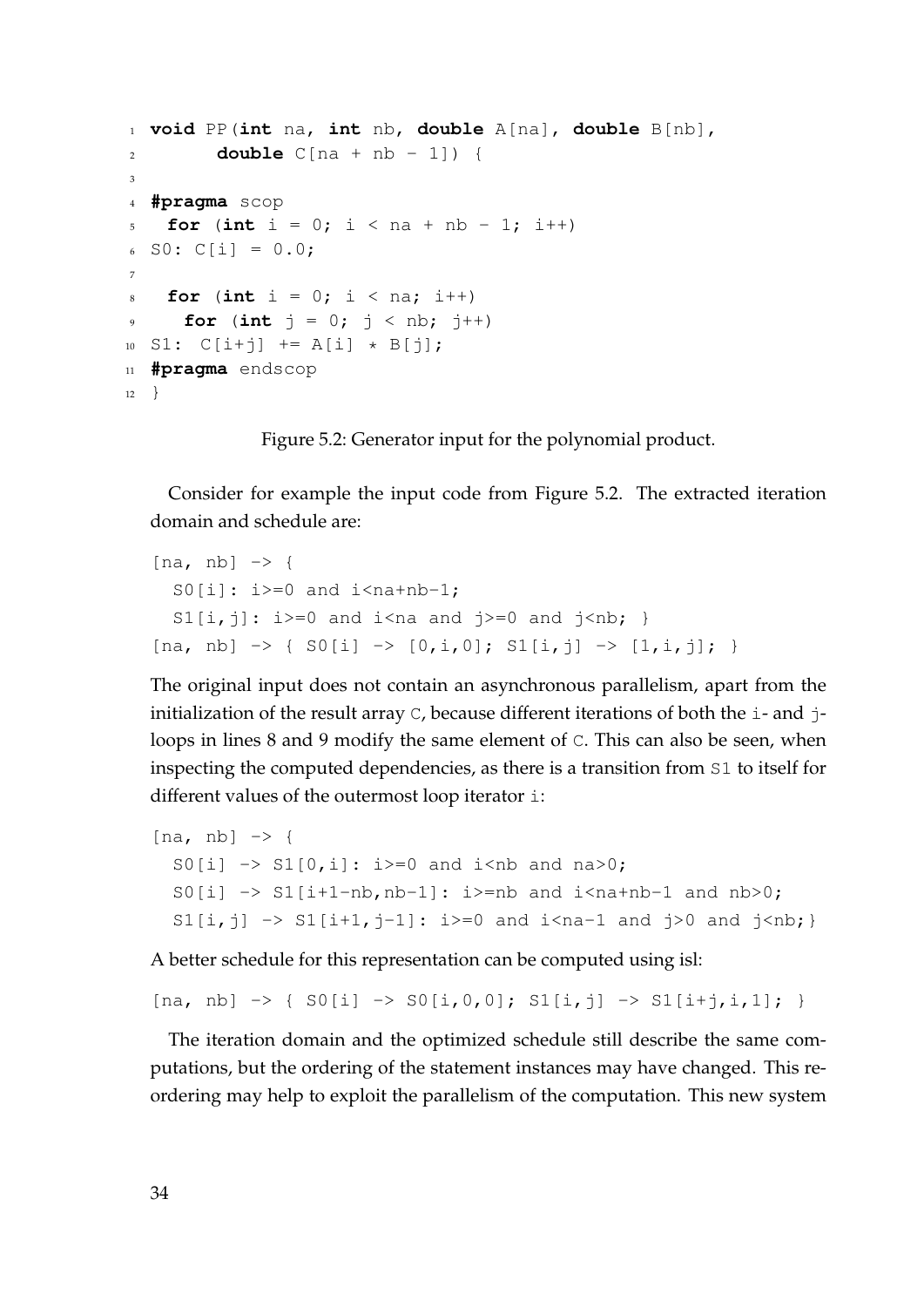```c
void PP(int na, int nb, double A[na], double B[nb],
      double C[na + nb - 1]) {

#pragma scop
  for (int i = 0; i < na + nb - 1; i++)
S0: C[i] = 0.0;

  for (int i = 0; i < na; i++)
    for (int j = 0; j < nb; j++)
S1:  C[i+j] += A[i] * B[j];
#pragma endscop
}
```

Figure 5.2: Generator input for the polynomial product.

Consider for example the input code from Figure 5.2. The extracted iteration domain and schedule are:

```
[na, nb] -> {
  S0[i]: i>=0 and i<na+nb-1;
  S1[i,j]: i>=0 and i<na and j>=0 and j<nb; }
[na, nb] -> { S0[i] -> [0,i,0]; S1[i,j] -> [1,i,j]; }
```

The original input does not contain an asynchronous parallelism, apart from the initialization of the result array `C`, because different iterations of both the `i`- and `j`-loops in lines 8 and 9 modify the same element of `C`. This can also be seen, when inspecting the computed dependencies, as there is a transition from `S1` to itself for different values of the outermost loop iterator `i`:

```
[na, nb] -> {
  S0[i] -> S1[0,i]: i>=0 and i<nb and na>0;
  S0[i] -> S1[i+1-nb,nb-1]: i>=nb and i<na+nb-1 and nb>0;
  S1[i,j] -> S1[i+1,j-1]: i>=0 and i<na-1 and j>0 and j<nb;}
```

A better schedule for this representation can be computed using isl:

```
[na, nb] -> { S0[i] -> S0[i,0,0]; S1[i,j] -> S1[i+j,i,1]; }
```

The iteration domain and the optimized schedule still describe the same computations, but the ordering of the statement instances may have changed. This reordering may help to exploit the parallelism of the computation. This new system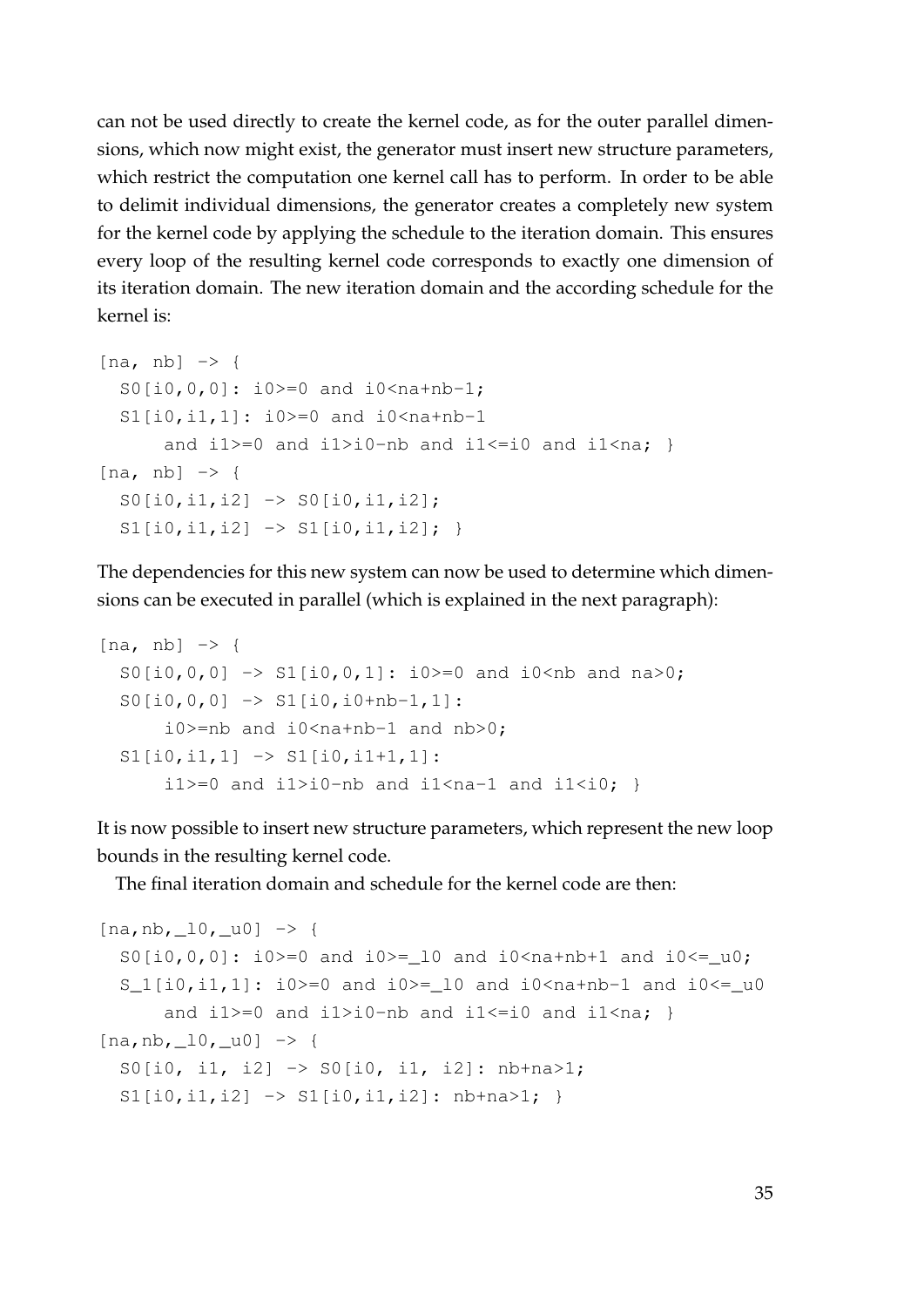can not be used directly to create the kernel code, as for the outer parallel dimensions, which now might exist, the generator must insert new structure parameters, which restrict the computation one kernel call has to perform. In order to be able to delimit individual dimensions, the generator creates a completely new system for the kernel code by applying the schedule to the iteration domain. This ensures every loop of the resulting kernel code corresponds to exactly one dimension of its iteration domain. The new iteration domain and the according schedule for the kernel is:

```
[na, nb] -> {
  S0[i0,0,0]: i0>=0 and i0<na+nb-1;
  S1[i0,i1,1]: i0>=0 and i0<na+nb-1
      and i1>=0 and i1>i0-nb and i1<=i0 and i1<na; }
[na, nb] -> {
  S0[i0,i1,i2] -> S0[i0,i1,i2];
  S1[i0,i1,i2] -> S1[i0,i1,i2]; }
```

The dependencies for this new system can now be used to determine which dimensions can be executed in parallel (which is explained in the next paragraph):

```
[na, nb] -> {
  S0[i0,0,0] -> S1[i0,0,1]: i0>=0 and i0<nb and na>0;
  S0[i0,0,0] -> S1[i0,i0+nb-1,1]:
      i0>=nb and i0<na+nb-1 and nb>0;
  S1[i0,i1,1] -> S1[i0,i1+1,1]:
      i1>=0 and i1>i0-nb and i1<na-1 and i1<i0; }
```

It is now possible to insert new structure parameters, which represent the new loop bounds in the resulting kernel code.

The final iteration domain and schedule for the kernel code are then:

```
[na,nb,_l0,_u0] -> {
  S0[i0,0,0]: i0>=0 and i0>=_l0 and i0<na+nb+1 and i0<=_u0;
  S_1[i0,i1,1]: i0>=0 and i0>=_l0 and i0<na+nb-1 and i0<=_u0
      and i1>=0 and i1>i0-nb and i1<=i0 and i1<na; }
[na,nb,_l0,_u0] -> {
  S0[i0, i1, i2] -> S0[i0, i1, i2]: nb+na>1;
  S1[i0,i1,i2] -> S1[i0,i1,i2]: nb+na>1; }
```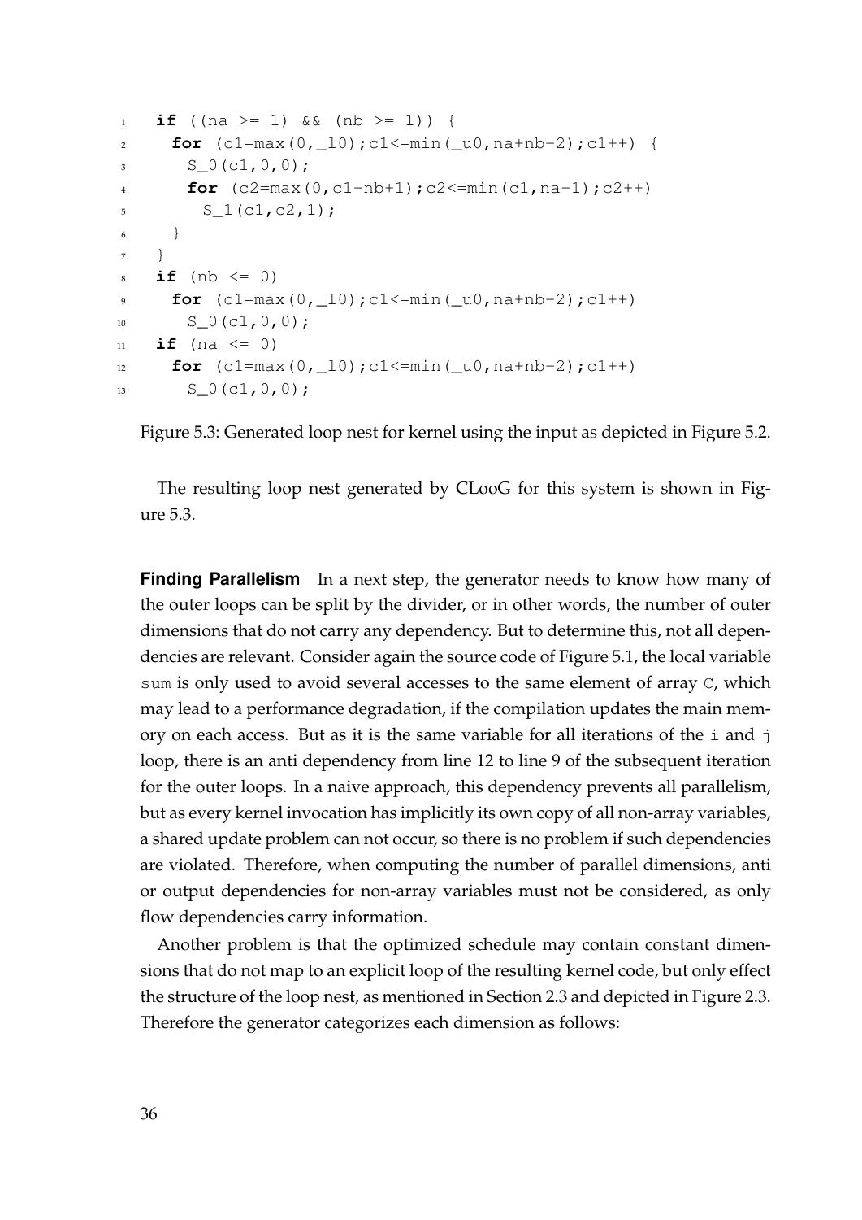```
if ((na >= 1) && (nb >= 1)) {
  for (c1=max(0,_l0);c1<=min(_u0,na+nb-2);c1++) {
    S_0(c1,0,0);
    for (c2=max(0,c1-nb+1);c2<=min(c1,na-1);c2++)
      S_1(c1,c2,1);
  }
}
if (nb <= 0)
  for (c1=max(0,_l0);c1<=min(_u0,na+nb-2);c1++)
    S_0(c1,0,0);
if (na <= 0)
  for (c1=max(0,_l0);c1<=min(_u0,na+nb-2);c1++)
    S_0(c1,0,0);
```

Figure 5.3: Generated loop nest for kernel using the input as depicted in Figure 5.2.

The resulting loop nest generated by CLooG for this system is shown in Figure 5.3.

**Finding Parallelism** In a next step, the generator needs to know how many of the outer loops can be split by the divider, or in other words, the number of outer dimensions that do not carry any dependency. But to determine this, not all dependencies are relevant. Consider again the source code of Figure 5.1, the local variable `sum` is only used to avoid several accesses to the same element of array `C`, which may lead to a performance degradation, if the compilation updates the main memory on each access. But as it is the same variable for all iterations of the `i` and `j` loop, there is an anti dependency from line 12 to line 9 of the subsequent iteration for the outer loops. In a naive approach, this dependency prevents all parallelism, but as every kernel invocation has implicitly its own copy of all non-array variables, a shared update problem can not occur, so there is no problem if such dependencies are violated. Therefore, when computing the number of parallel dimensions, anti or output dependencies for non-array variables must not be considered, as only flow dependencies carry information.

Another problem is that the optimized schedule may contain constant dimensions that do not map to an explicit loop of the resulting kernel code, but only effect the structure of the loop nest, as mentioned in Section 2.3 and depicted in Figure 2.3. Therefore the generator categorizes each dimension as follows: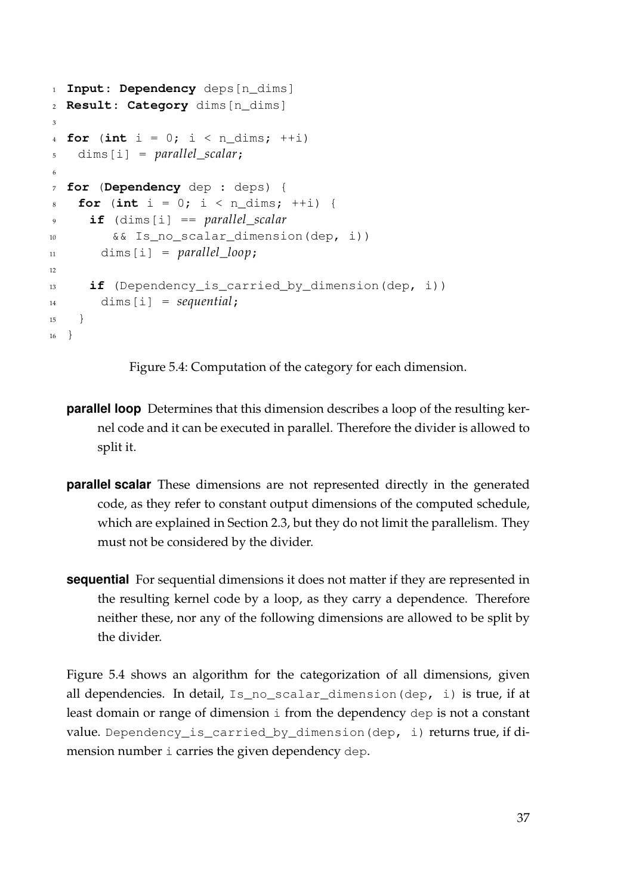```
Input: Dependency deps[n_dims]
Result: Category dims[n_dims]

for (int i = 0; i < n_dims; ++i)
  dims[i] = parallel_scalar;

for (Dependency dep : deps) {
  for (int i = 0; i < n_dims; ++i) {
    if (dims[i] == parallel_scalar
        && Is_no_scalar_dimension(dep, i))
      dims[i] = parallel_loop;

    if (Dependency_is_carried_by_dimension(dep, i))
      dims[i] = sequential;
  }
}
```

Figure 5.4: Computation of the category for each dimension.

**parallel loop** Determines that this dimension describes a loop of the resulting kernel code and it can be executed in parallel. Therefore the divider is allowed to split it.

**parallel scalar** These dimensions are not represented directly in the generated code, as they refer to constant output dimensions of the computed schedule, which are explained in Section 2.3, but they do not limit the parallelism. They must not be considered by the divider.

**sequential** For sequential dimensions it does not matter if they are represented in the resulting kernel code by a loop, as they carry a dependence. Therefore neither these, nor any of the following dimensions are allowed to be split by the divider.

Figure 5.4 shows an algorithm for the categorization of all dimensions, given all dependencies. In detail, `Is_no_scalar_dimension(dep, i)` is true, if at least domain or range of dimension `i` from the dependency `dep` is not a constant value. `Dependency_is_carried_by_dimension(dep, i)` returns true, if dimension number `i` carries the given dependency `dep`.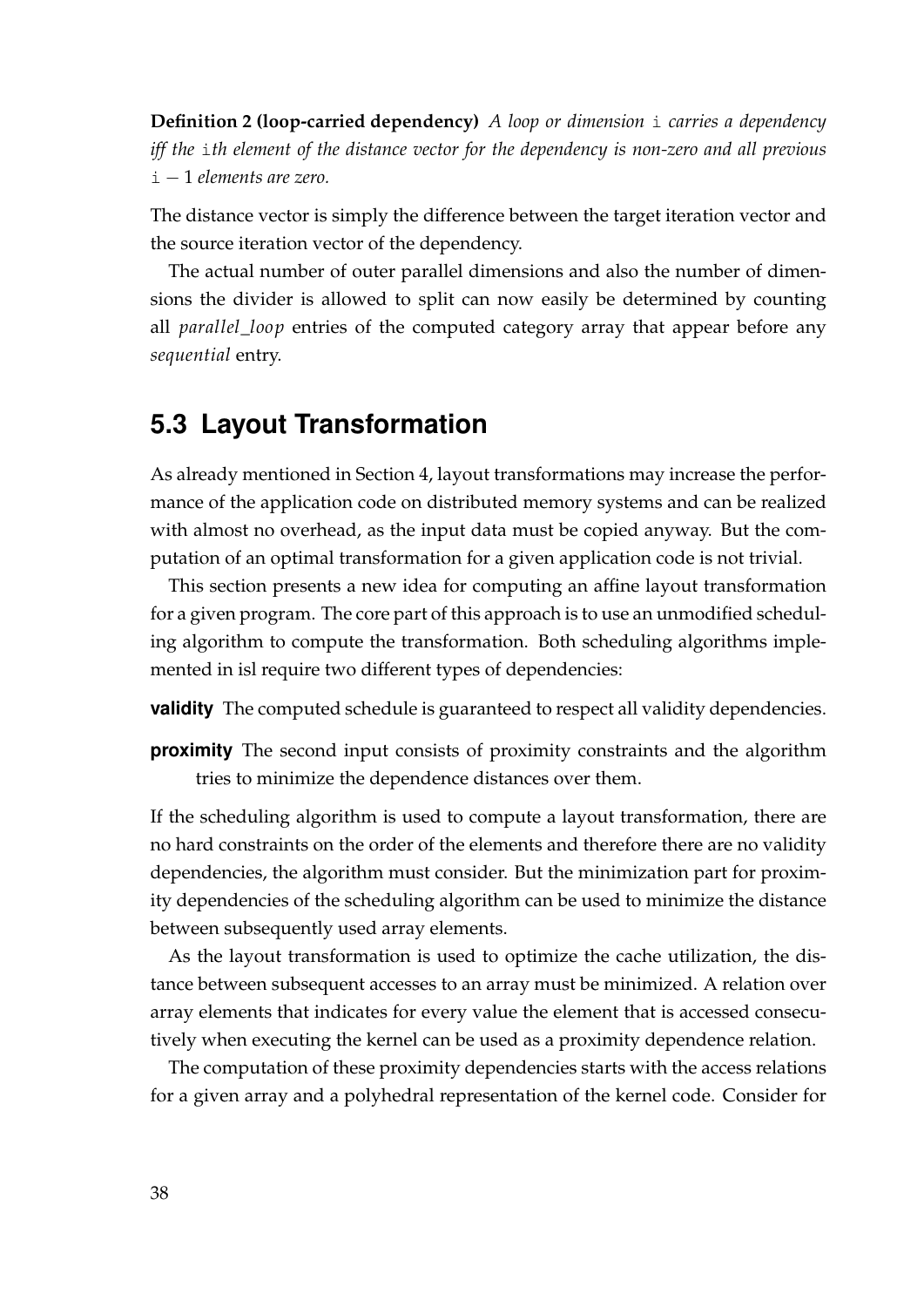**Definition 2 (loop-carried dependency)** *A loop or dimension* `i` *carries a dependency iff the* `i`*th element of the distance vector for the dependency is non-zero and all previous* $\mathtt{i} - 1$ *elements are zero.*

The distance vector is simply the difference between the target iteration vector and the source iteration vector of the dependency.

The actual number of outer parallel dimensions and also the number of dimensions the divider is allowed to split can now easily be determined by counting all *parallel_loop* entries of the computed category array that appear before any *sequential* entry.

## 5.3 Layout Transformation

As already mentioned in Section 4, layout transformations may increase the performance of the application code on distributed memory systems and can be realized with almost no overhead, as the input data must be copied anyway. But the computation of an optimal transformation for a given application code is not trivial.

This section presents a new idea for computing an affine layout transformation for a given program. The core part of this approach is to use an unmodified scheduling algorithm to compute the transformation. Both scheduling algorithms implemented in isl require two different types of dependencies:

**validity** The computed schedule is guaranteed to respect all validity dependencies.

**proximity** The second input consists of proximity constraints and the algorithm tries to minimize the dependence distances over them.

If the scheduling algorithm is used to compute a layout transformation, there are no hard constraints on the order of the elements and therefore there are no validity dependencies, the algorithm must consider. But the minimization part for proximity dependencies of the scheduling algorithm can be used to minimize the distance between subsequently used array elements.

As the layout transformation is used to optimize the cache utilization, the distance between subsequent accesses to an array must be minimized. A relation over array elements that indicates for every value the element that is accessed consecutively when executing the kernel can be used as a proximity dependence relation.

The computation of these proximity dependencies starts with the access relations for a given array and a polyhedral representation of the kernel code. Consider for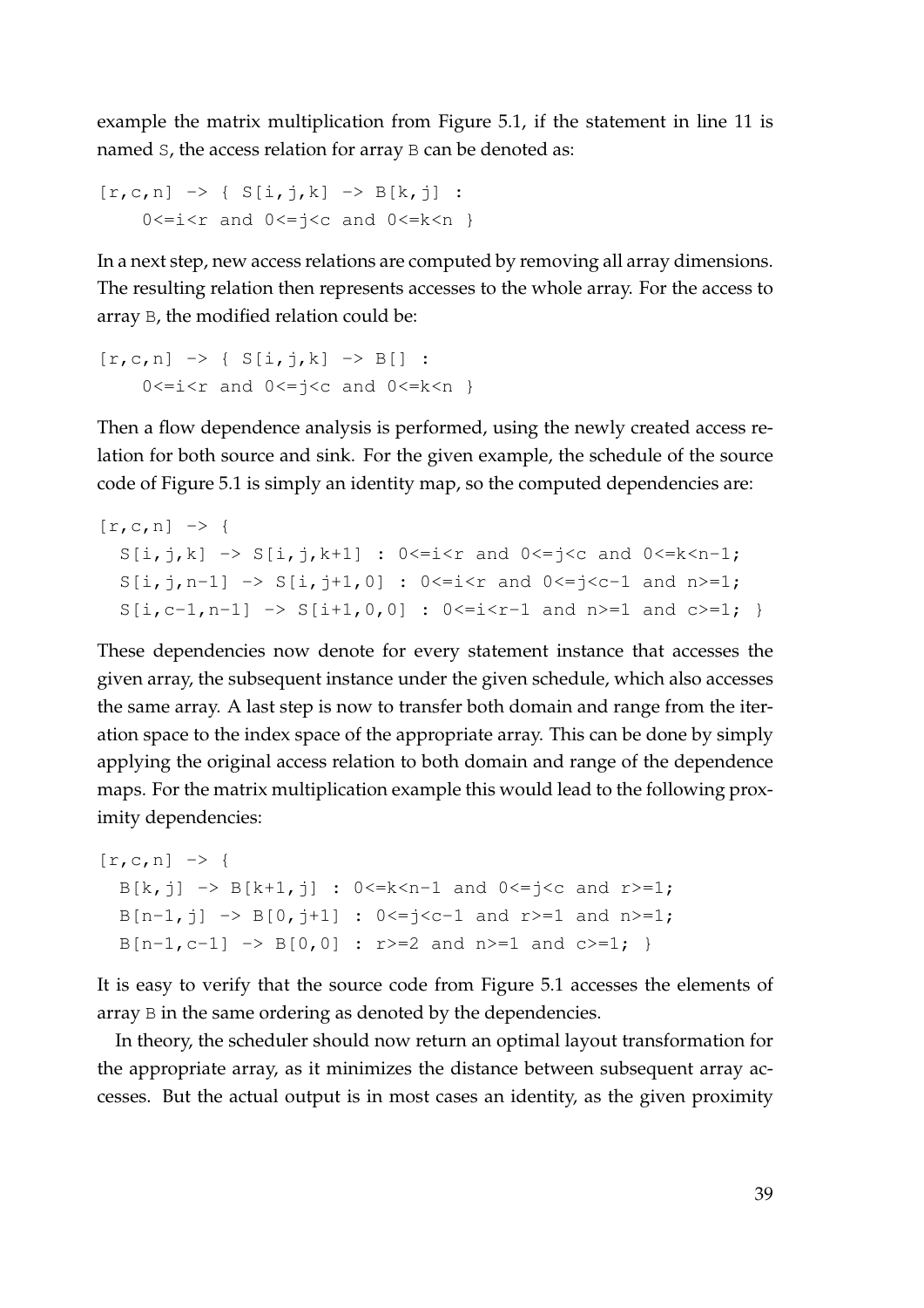example the matrix multiplication from Figure 5.1, if the statement in line 11 is named S, the access relation for array B can be denoted as:

```
[r,c,n] -> { S[i,j,k] -> B[k,j] :
    0<=i<r and 0<=j<c and 0<=k<n }
```

In a next step, new access relations are computed by removing all array dimensions. The resulting relation then represents accesses to the whole array. For the access to array B, the modified relation could be:

```
[r,c,n] -> { S[i,j,k] -> B[] :
    0<=i<r and 0<=j<c and 0<=k<n }
```

Then a flow dependence analysis is performed, using the newly created access relation for both source and sink. For the given example, the schedule of the source code of Figure 5.1 is simply an identity map, so the computed dependencies are:

```
[r,c,n] -> {
  S[i,j,k] -> S[i,j,k+1] : 0<=i<r and 0<=j<c and 0<=k<n-1;
  S[i,j,n-1] -> S[i,j+1,0] : 0<=i<r and 0<=j<c-1 and n>=1;
  S[i,c-1,n-1] -> S[i+1,0,0] : 0<=i<r-1 and n>=1 and c>=1; }
```

These dependencies now denote for every statement instance that accesses the given array, the subsequent instance under the given schedule, which also accesses the same array. A last step is now to transfer both domain and range from the iteration space to the index space of the appropriate array. This can be done by simply applying the original access relation to both domain and range of the dependence maps. For the matrix multiplication example this would lead to the following proximity dependencies:

```
[r,c,n] -> {
  B[k,j] -> B[k+1,j] : 0<=k<n-1 and 0<=j<c and r>=1;
  B[n-1,j] -> B[0,j+1] : 0<=j<c-1 and r>=1 and n>=1;
  B[n-1,c-1] -> B[0,0] : r>=2 and n>=1 and c>=1; }
```

It is easy to verify that the source code from Figure 5.1 accesses the elements of array B in the same ordering as denoted by the dependencies.

In theory, the scheduler should now return an optimal layout transformation for the appropriate array, as it minimizes the distance between subsequent array accesses. But the actual output is in most cases an identity, as the given proximity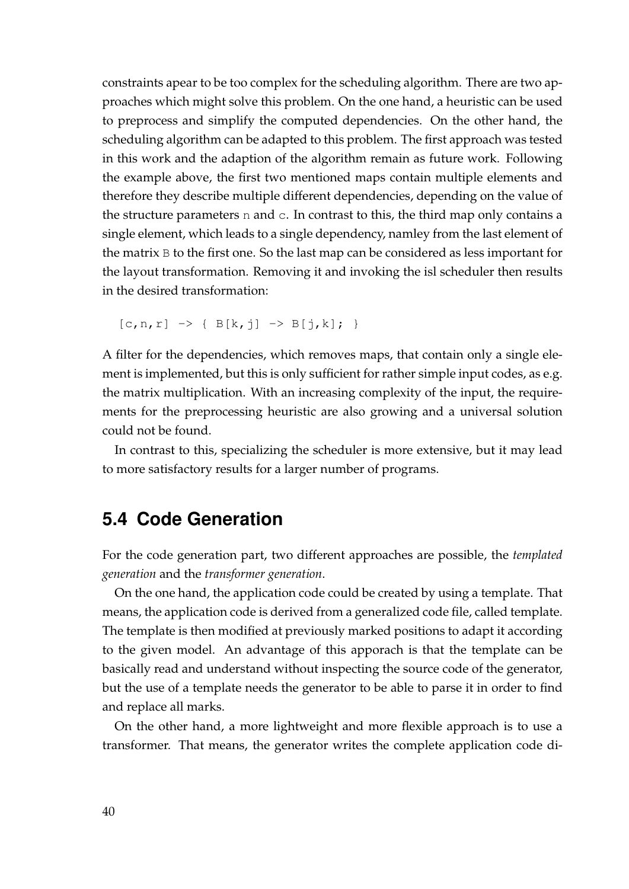constraints apear to be too complex for the scheduling algorithm. There are two approaches which might solve this problem. On the one hand, a heuristic can be used to preprocess and simplify the computed dependencies. On the other hand, the scheduling algorithm can be adapted to this problem. The first approach was tested in this work and the adaption of the algorithm remain as future work. Following the example above, the first two mentioned maps contain multiple elements and therefore they describe multiple different dependencies, depending on the value of the structure parameters `n` and `c`. In contrast to this, the third map only contains a single element, which leads to a single dependency, namley from the last element of the matrix `B` to the first one. So the last map can be considered as less important for the layout transformation. Removing it and invoking the isl scheduler then results in the desired transformation:

```
[c,n,r] -> { B[k,j] -> B[j,k]; }
```

A filter for the dependencies, which removes maps, that contain only a single element is implemented, but this is only sufficient for rather simple input codes, as e.g. the matrix multiplication. With an increasing complexity of the input, the requirements for the preprocessing heuristic are also growing and a universal solution could not be found.

In contrast to this, specializing the scheduler is more extensive, but it may lead to more satisfactory results for a larger number of programs.

## 5.4 Code Generation

For the code generation part, two different approaches are possible, the *templated generation* and the *transformer generation*.

On the one hand, the application code could be created by using a template. That means, the application code is derived from a generalized code file, called template. The template is then modified at previously marked positions to adapt it according to the given model. An advantage of this apporach is that the template can be basically read and understand without inspecting the source code of the generator, but the use of a template needs the generator to be able to parse it in order to find and replace all marks.

On the other hand, a more lightweight and more flexible approach is to use a transformer. That means, the generator writes the complete application code di-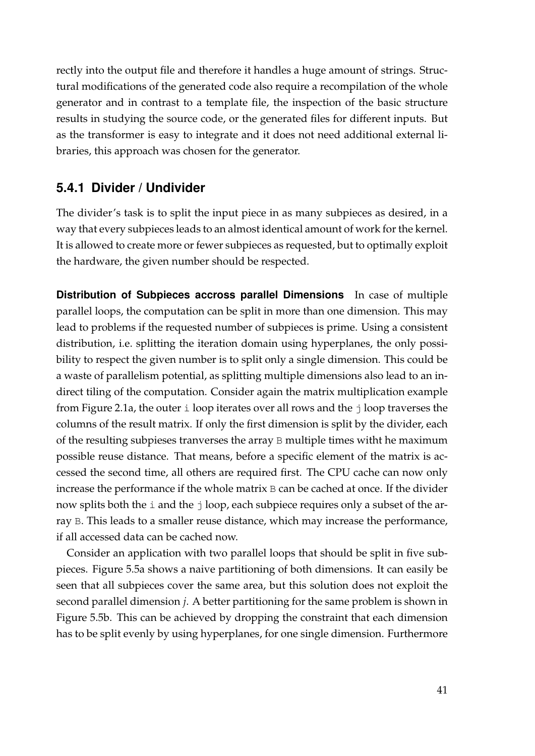rectly into the output file and therefore it handles a huge amount of strings. Structural modifications of the generated code also require a recompilation of the whole generator and in contrast to a template file, the inspection of the basic structure results in studying the source code, or the generated files for different inputs. But as the transformer is easy to integrate and it does not need additional external libraries, this approach was chosen for the generator.

### 5.4.1 Divider / Undivider

The divider's task is to split the input piece in as many subpieces as desired, in a way that every subpieces leads to an almost identical amount of work for the kernel. It is allowed to create more or fewer subpieces as requested, but to optimally exploit the hardware, the given number should be respected.

**Distribution of Subpieces accross parallel Dimensions** In case of multiple parallel loops, the computation can be split in more than one dimension. This may lead to problems if the requested number of subpieces is prime. Using a consistent distribution, i.e. splitting the iteration domain using hyperplanes, the only possibility to respect the given number is to split only a single dimension. This could be a waste of parallelism potential, as splitting multiple dimensions also lead to an indirect tiling of the computation. Consider again the matrix multiplication example from Figure 2.1a, the outer `i` loop iterates over all rows and the `j` loop traverses the columns of the result matrix. If only the first dimension is split by the divider, each of the resulting subpieses tranverses the array `B` multiple times witht he maximum possible reuse distance. That means, before a specific element of the matrix is accessed the second time, all others are required first. The CPU cache can now only increase the performance if the whole matrix `B` can be cached at once. If the divider now splits both the `i` and the `j` loop, each subpiece requires only a subset of the array `B`. This leads to a smaller reuse distance, which may increase the performance, if all accessed data can be cached now.

Consider an application with two parallel loops that should be split in five subpieces. Figure 5.5a shows a naive partitioning of both dimensions. It can easily be seen that all subpieces cover the same area, but this solution does not exploit the second parallel dimension $j$. A better partitioning for the same problem is shown in Figure 5.5b. This can be achieved by dropping the constraint that each dimension has to be split evenly by using hyperplanes, for one single dimension. Furthermore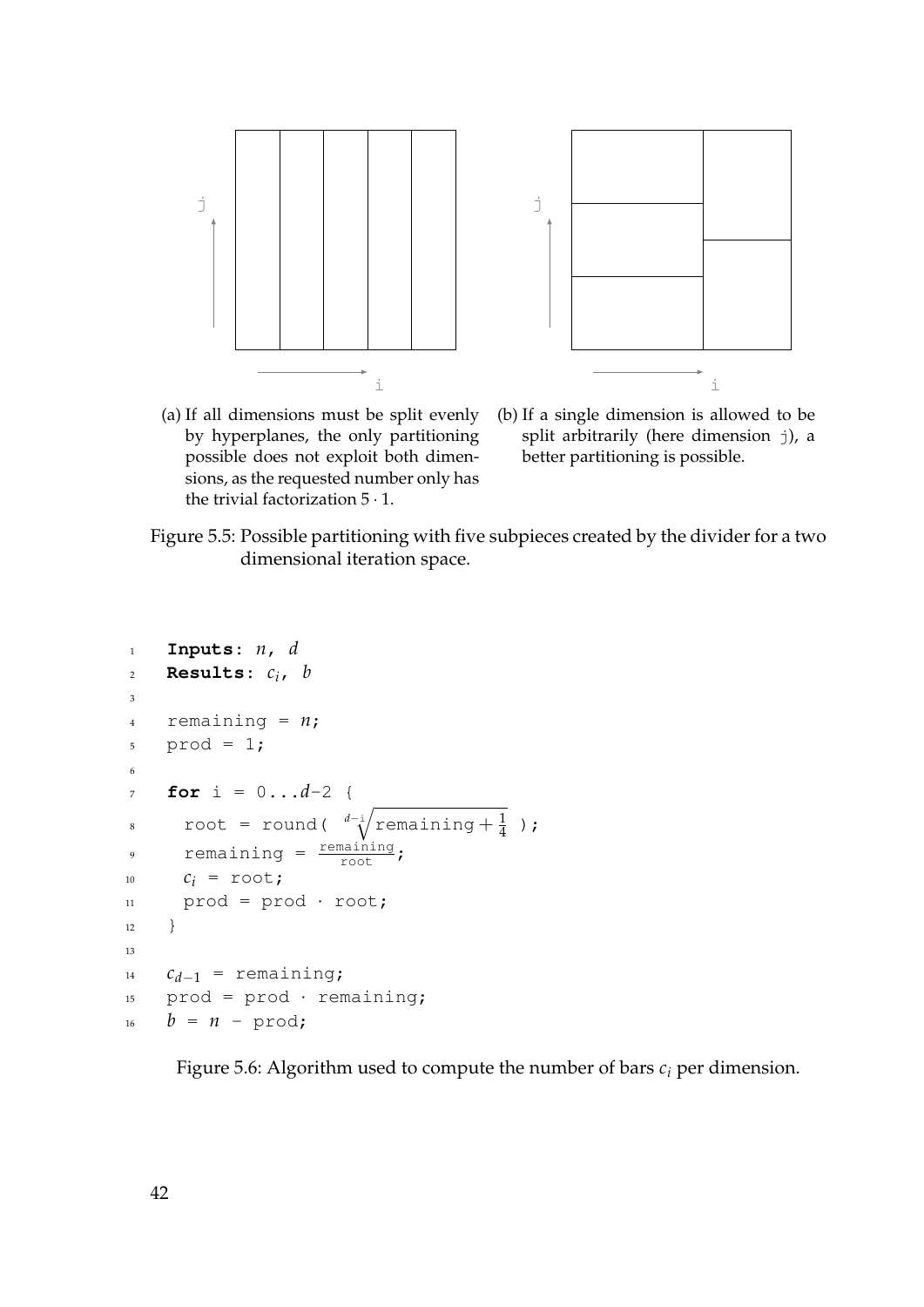j

i

(a) If all dimensions must be split evenly by hyperplanes, the only partitioning possible does not exploit both dimensions, as the requested number only has the trivial factorization $5 \cdot 1$.

j

i

(b) If a single dimension is allowed to be split arbitrarily (here dimension j), a better partitioning is possible.

Figure 5.5: Possible partitioning with five subpieces created by the divider for a two dimensional iteration space.

```
Inputs: n, d
Results: c_i, b

remaining = n;
prod = 1;

for i = 0...d-2 {
  root = round( (d-i)√(remaining + 1/4) );
  remaining = remaining / root;
  c_i = root;
  prod = prod · root;
}

c_{d-1} = remaining;
prod = prod · remaining;
b = n - prod;
```

Figure 5.6: Algorithm used to compute the number of bars $c_i$ per dimension.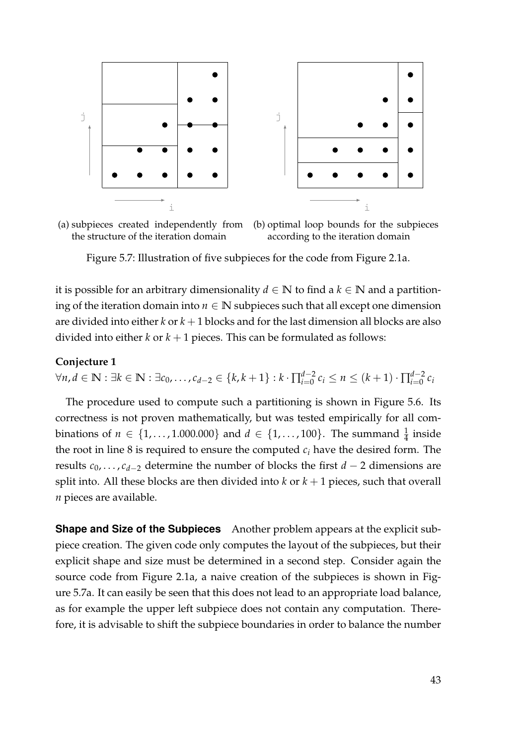j

i

j

i

(a) subpieces created independently from the structure of the iteration domain

(b) optimal loop bounds for the subpieces according to the iteration domain

Figure 5.7: Illustration of five subpieces for the code from Figure 2.1a.

it is possible for an arbitrary dimensionality $d \in \mathbb{N}$ to find a $k \in \mathbb{N}$ and a partitioning of the iteration domain into $n \in \mathbb{N}$ subpieces such that all except one dimension are divided into either $k$ or $k+1$ blocks and for the last dimension all blocks are also divided into either $k$ or $k+1$ pieces. This can be formulated as follows:

**Conjecture 1**

$$\forall n, d \in \mathbb{N} : \exists k \in \mathbb{N} : \exists c_0, \ldots, c_{d-2} \in \{k, k+1\} : k \cdot \prod_{i=0}^{d-2} c_i \leq n \leq (k+1) \cdot \prod_{i=0}^{d-2} c_i$$

The procedure used to compute such a partitioning is shown in Figure 5.6. Its correctness is not proven mathematically, but was tested empirically for all combinations of $n \in \{1, \ldots, 1.000.000\}$ and $d \in \{1, \ldots, 100\}$. The summand $\frac{1}{4}$ inside the root in line 8 is required to ensure the computed $c_i$ have the desired form. The results $c_0, \ldots, c_{d-2}$ determine the number of blocks the first $d-2$ dimensions are split into. All these blocks are then divided into $k$ or $k+1$ pieces, such that overall $n$ pieces are available.

**Shape and Size of the Subpieces** Another problem appears at the explicit subpiece creation. The given code only computes the layout of the subpieces, but their explicit shape and size must be determined in a second step. Consider again the source code from Figure 2.1a, a naive creation of the subpieces is shown in Figure 5.7a. It can easily be seen that this does not lead to an appropriate load balance, as for example the upper left subpiece does not contain any computation. Therefore, it is advisable to shift the subpiece boundaries in order to balance the number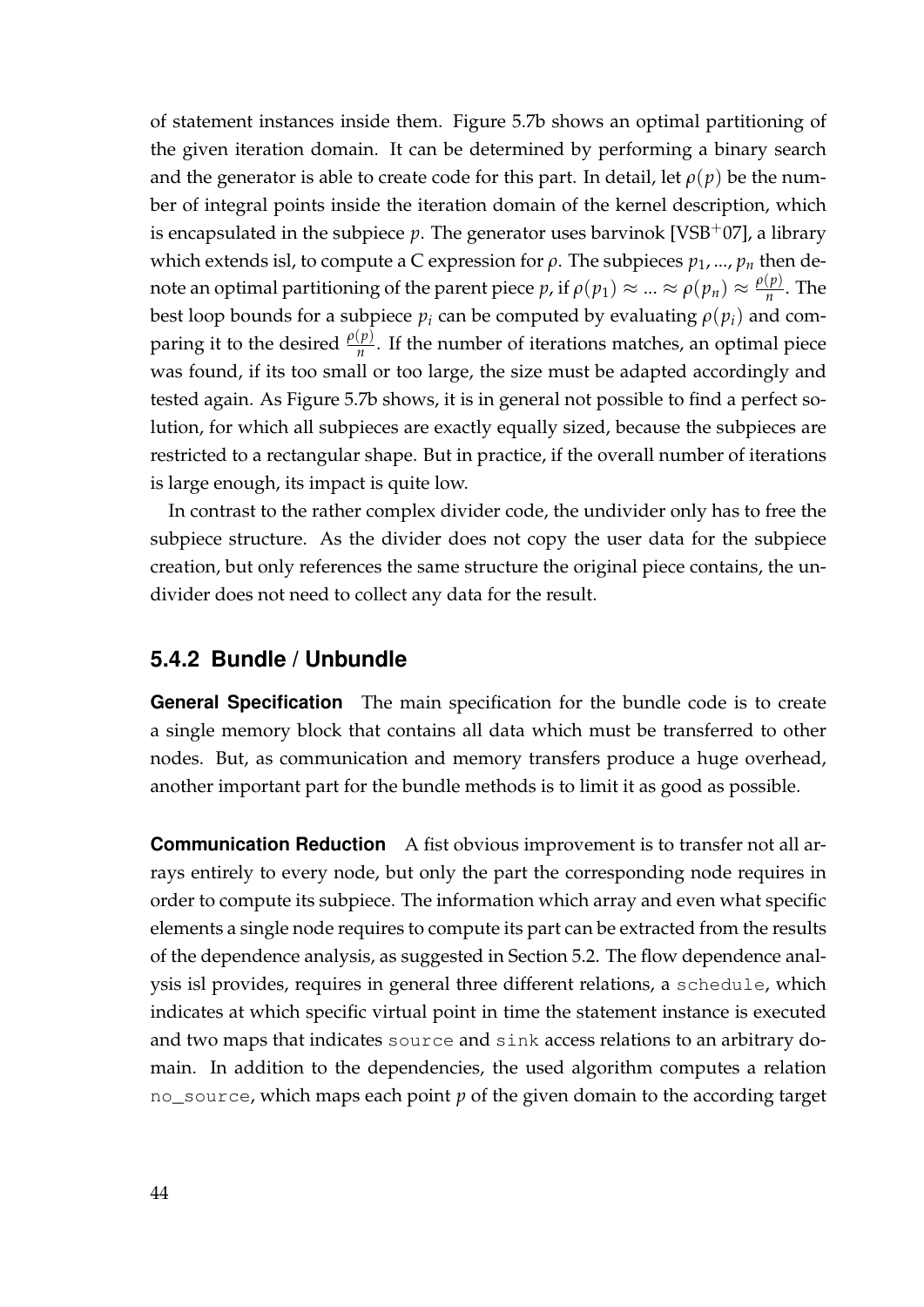of statement instances inside them. Figure 5.7b shows an optimal partitioning of the given iteration domain. It can be determined by performing a binary search and the generator is able to create code for this part. In detail, let $\rho(p)$ be the number of integral points inside the iteration domain of the kernel description, which is encapsulated in the subpiece $p$. The generator uses barvinok [VSB[+]07], a library which extends isl, to compute a C expression for $\rho$. The subpieces $p_1, ..., p_n$ then denote an optimal partitioning of the parent piece $p$, if $\rho(p_1) \approx ... \approx \rho(p_n) \approx \frac{\rho(p)}{n}$. The best loop bounds for a subpiece $p_i$ can be computed by evaluating $\rho(p_i)$ and comparing it to the desired $\frac{\rho(p)}{n}$. If the number of iterations matches, an optimal piece was found, if its too small or too large, the size must be adapted accordingly and tested again. As Figure 5.7b shows, it is in general not possible to find a perfect solution, for which all subpieces are exactly equally sized, because the subpieces are restricted to a rectangular shape. But in practice, if the overall number of iterations is large enough, its impact is quite low.

In contrast to the rather complex divider code, the undivider only has to free the subpiece structure. As the divider does not copy the user data for the subpiece creation, but only references the same structure the original piece contains, the undivider does not need to collect any data for the result.

### 5.4.2 Bundle / Unbundle

**General Specification** The main specification for the bundle code is to create a single memory block that contains all data which must be transferred to other nodes. But, as communication and memory transfers produce a huge overhead, another important part for the bundle methods is to limit it as good as possible.

**Communication Reduction** A fist obvious improvement is to transfer not all arrays entirely to every node, but only the part the corresponding node requires in order to compute its subpiece. The information which array and even what specific elements a single node requires to compute its part can be extracted from the results of the dependence analysis, as suggested in Section 5.2. The flow dependence analysis isl provides, requires in general three different relations, a `schedule`, which indicates at which specific virtual point in time the statement instance is executed and two maps that indicates `source` and `sink` access relations to an arbitrary domain. In addition to the dependencies, the used algorithm computes a relation `no_source`, which maps each point $p$ of the given domain to the according target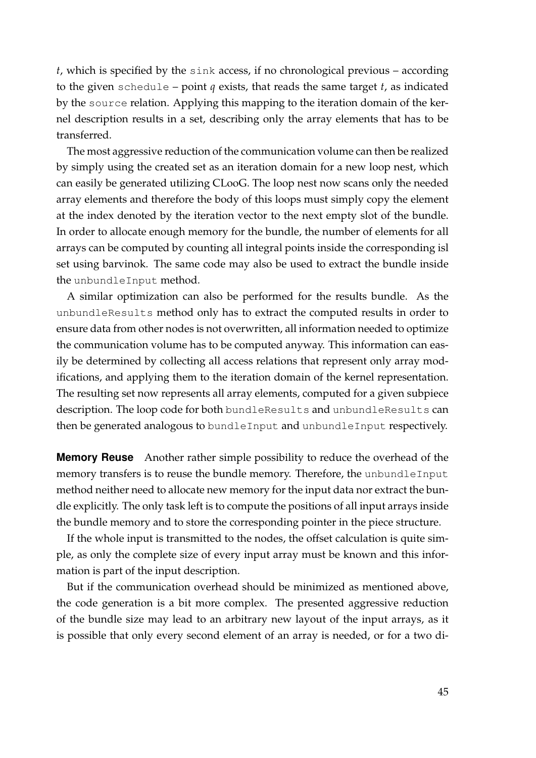$t$, which is specified by the `sink` access, if no chronological previous – according to the given `schedule` – point $q$ exists, that reads the same target $t$, as indicated by the `source` relation. Applying this mapping to the iteration domain of the kernel description results in a set, describing only the array elements that has to be transferred.

The most aggressive reduction of the communication volume can then be realized by simply using the created set as an iteration domain for a new loop nest, which can easily be generated utilizing CLooG. The loop nest now scans only the needed array elements and therefore the body of this loops must simply copy the element at the index denoted by the iteration vector to the next empty slot of the bundle. In order to allocate enough memory for the bundle, the number of elements for all arrays can be computed by counting all integral points inside the corresponding isl set using barvinok. The same code may also be used to extract the bundle inside the `unbundleInput` method.

A similar optimization can also be performed for the results bundle. As the `unbundleResults` method only has to extract the computed results in order to ensure data from other nodes is not overwritten, all information needed to optimize the communication volume has to be computed anyway. This information can easily be determined by collecting all access relations that represent only array modifications, and applying them to the iteration domain of the kernel representation. The resulting set now represents all array elements, computed for a given subpiece description. The loop code for both `bundleResults` and `unbundleResults` can then be generated analogous to `bundleInput` and `unbundleInput` respectively.

**Memory Reuse** Another rather simple possibility to reduce the overhead of the memory transfers is to reuse the bundle memory. Therefore, the `unbundleInput` method neither need to allocate new memory for the input data nor extract the bundle explicitly. The only task left is to compute the positions of all input arrays inside the bundle memory and to store the corresponding pointer in the piece structure.

If the whole input is transmitted to the nodes, the offset calculation is quite simple, as only the complete size of every input array must be known and this information is part of the input description.

But if the communication overhead should be minimized as mentioned above, the code generation is a bit more complex. The presented aggressive reduction of the bundle size may lead to an arbitrary new layout of the input arrays, as it is possible that only every second element of an array is needed, or for a two di-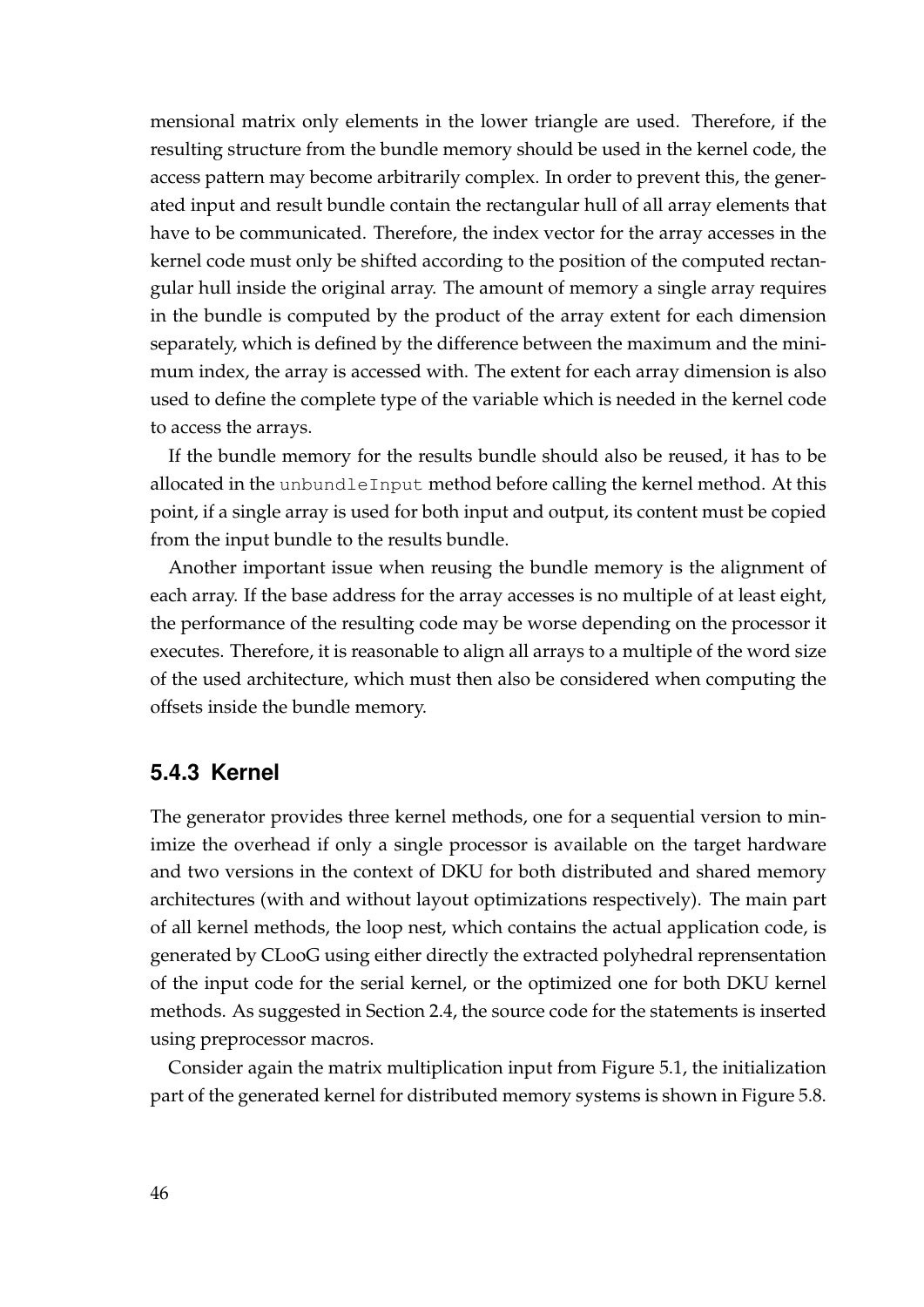mensional matrix only elements in the lower triangle are used. Therefore, if the resulting structure from the bundle memory should be used in the kernel code, the access pattern may become arbitrarily complex. In order to prevent this, the generated input and result bundle contain the rectangular hull of all array elements that have to be communicated. Therefore, the index vector for the array accesses in the kernel code must only be shifted according to the position of the computed rectangular hull inside the original array. The amount of memory a single array requires in the bundle is computed by the product of the array extent for each dimension separately, which is defined by the difference between the maximum and the minimum index, the array is accessed with. The extent for each array dimension is also used to define the complete type of the variable which is needed in the kernel code to access the arrays.

If the bundle memory for the results bundle should also be reused, it has to be allocated in the `unbundleInput` method before calling the kernel method. At this point, if a single array is used for both input and output, its content must be copied from the input bundle to the results bundle.

Another important issue when reusing the bundle memory is the alignment of each array. If the base address for the array accesses is no multiple of at least eight, the performance of the resulting code may be worse depending on the processor it executes. Therefore, it is reasonable to align all arrays to a multiple of the word size of the used architecture, which must then also be considered when computing the offsets inside the bundle memory.

### 5.4.3 Kernel

The generator provides three kernel methods, one for a sequential version to minimize the overhead if only a single processor is available on the target hardware and two versions in the context of DKU for both distributed and shared memory architectures (with and without layout optimizations respectively). The main part of all kernel methods, the loop nest, which contains the actual application code, is generated by CLooG using either directly the extracted polyhedral reprensentation of the input code for the serial kernel, or the optimized one for both DKU kernel methods. As suggested in Section 2.4, the source code for the statements is inserted using preprocessor macros.

Consider again the matrix multiplication input from Figure 5.1, the initialization part of the generated kernel for distributed memory systems is shown in Figure 5.8.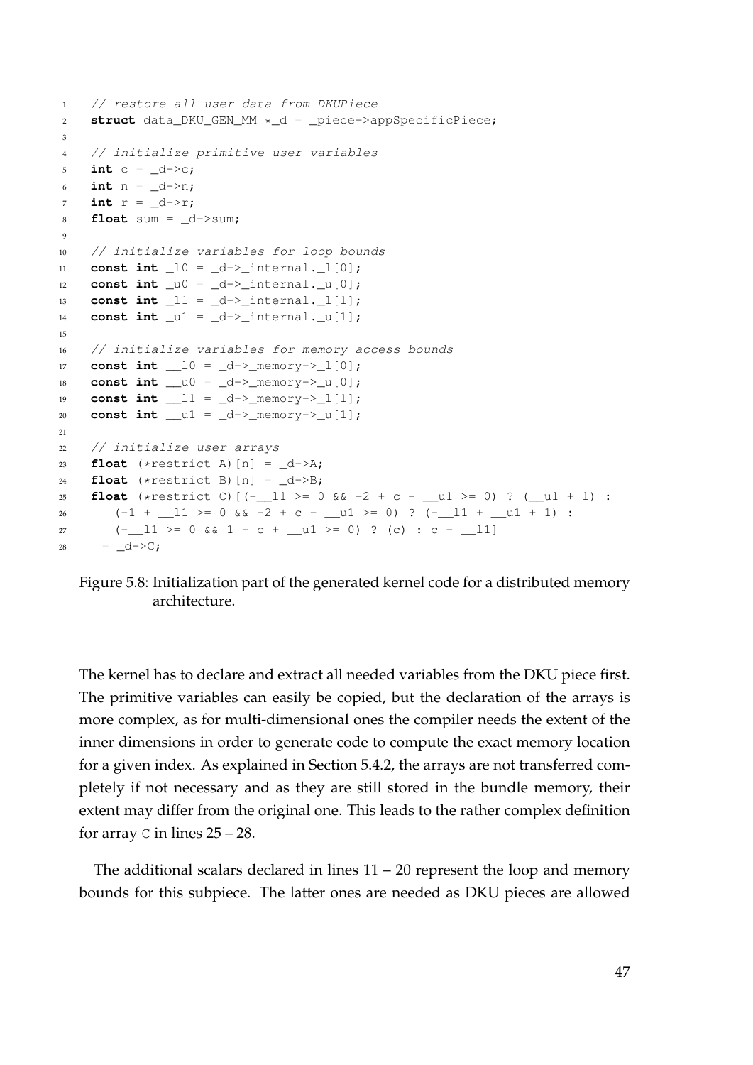```
// restore all user data from DKUPiece
struct data_DKU_GEN_MM *_d = _piece->appSpecificPiece;

// initialize primitive user variables
int c = _d->c;
int n = _d->n;
int r = _d->r;
float sum = _d->sum;

// initialize variables for loop bounds
const int _l0 = _d->_internal._l[0];
const int _u0 = _d->_internal._u[0];
const int _l1 = _d->_internal._l[1];
const int _u1 = _d->_internal._u[1];

// initialize variables for memory access bounds
const int __l0 = _d->_memory->_l[0];
const int __u0 = _d->_memory->_u[0];
const int __l1 = _d->_memory->_l[1];
const int __u1 = _d->_memory->_u[1];

// initialize user arrays
float (*restrict A)[n] = _d->A;
float (*restrict B)[n] = _d->B;
float (*restrict C)[(-__l1 >= 0 && -2 + c - __u1 >= 0) ? (__u1 + 1) :
    (-1 + __l1 >= 0 && -2 + c - __u1 >= 0) ? (-__l1 + __u1 + 1) :
    (-__l1 >= 0 && 1 - c + __u1 >= 0) ? (c) : c - __l1]
  = _d->C;
```

Figure 5.8: Initialization part of the generated kernel code for a distributed memory architecture.

The kernel has to declare and extract all needed variables from the DKU piece first. The primitive variables can easily be copied, but the declaration of the arrays is more complex, as for multi-dimensional ones the compiler needs the extent of the inner dimensions in order to generate code to compute the exact memory location for a given index. As explained in Section 5.4.2, the arrays are not transferred completely if not necessary and as they are still stored in the bundle memory, their extent may differ from the original one. This leads to the rather complex definition for array `C` in lines 25 – 28.

The additional scalars declared in lines 11 – 20 represent the loop and memory bounds for this subpiece. The latter ones are needed as DKU pieces are allowed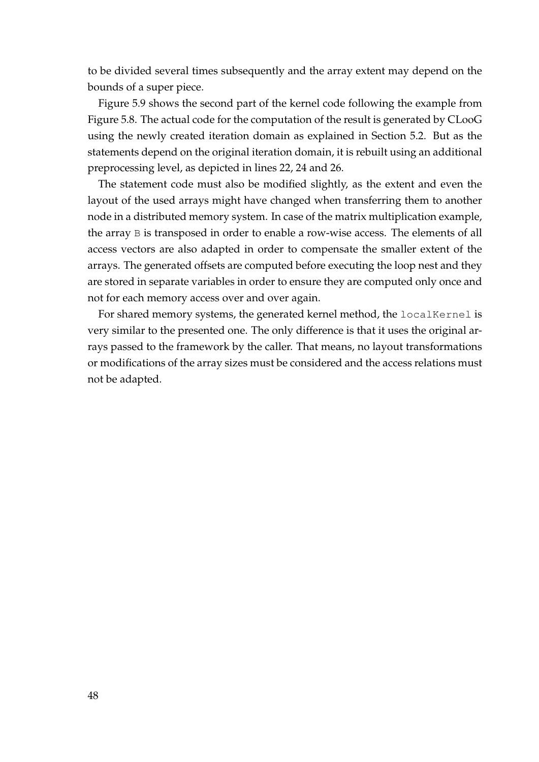to be divided several times subsequently and the array extent may depend on the bounds of a super piece.

Figure 5.9 shows the second part of the kernel code following the example from Figure 5.8. The actual code for the computation of the result is generated by CLooG using the newly created iteration domain as explained in Section 5.2. But as the statements depend on the original iteration domain, it is rebuilt using an additional preprocessing level, as depicted in lines 22, 24 and 26.

The statement code must also be modified slightly, as the extent and even the layout of the used arrays might have changed when transferring them to another node in a distributed memory system. In case of the matrix multiplication example, the array `B` is transposed in order to enable a row-wise access. The elements of all access vectors are also adapted in order to compensate the smaller extent of the arrays. The generated offsets are computed before executing the loop nest and they are stored in separate variables in order to ensure they are computed only once and not for each memory access over and over again.

For shared memory systems, the generated kernel method, the `localKernel` is very similar to the presented one. The only difference is that it uses the original arrays passed to the framework by the caller. That means, no layout transformations or modifications of the array sizes must be considered and the access relations must not be adapted.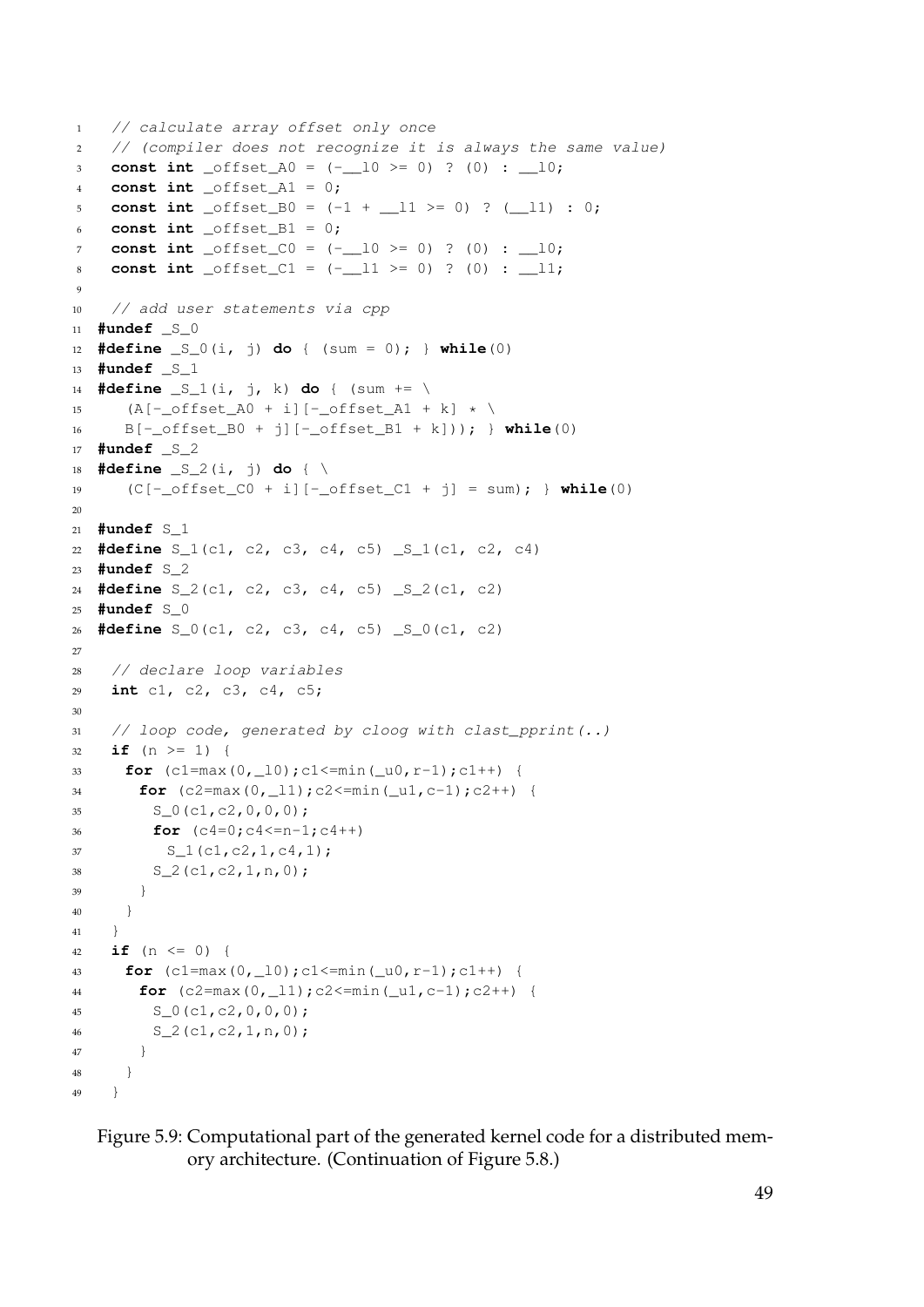```
// calculate array offset only once
// (compiler does not recognize it is always the same value)
const int _offset_A0 = (-__l0 >= 0) ? (0) : __l0;
const int _offset_A1 = 0;
const int _offset_B0 = (-1 + __l1 >= 0) ? (__l1) : 0;
const int _offset_B1 = 0;
const int _offset_C0 = (-__l0 >= 0) ? (0) : __l0;
const int _offset_C1 = (-__l1 >= 0) ? (0) : __l1;

// add user statements via cpp
#undef _S_0
#define _S_0(i, j) do { (sum = 0); } while(0)
#undef _S_1
#define _S_1(i, j, k) do { (sum += \
   (A[-_offset_A0 + i][-_offset_A1 + k] * \
   B[-_offset_B0 + j][-_offset_B1 + k])); } while(0)
#undef _S_2
#define _S_2(i, j) do { \
   (C[-_offset_C0 + i][-_offset_C1 + j] = sum); } while(0)

#undef S_1
#define S_1(c1, c2, c3, c4, c5) _S_1(c1, c2, c4)
#undef S_2
#define S_2(c1, c2, c3, c4, c5) _S_2(c1, c2)
#undef S_0
#define S_0(c1, c2, c3, c4, c5) _S_0(c1, c2)

// declare loop variables
int c1, c2, c3, c4, c5;

// loop code, generated by cloog with clast_pprint(..)
if (n >= 1) {
  for (c1=max(0,_l0);c1<=min(_u0,r-1);c1++) {
    for (c2=max(0,_l1);c2<=min(_u1,c-1);c2++) {
      S_0(c1,c2,0,0,0);
      for (c4=0;c4<=n-1;c4++)
        S_1(c1,c2,1,c4,1);
      S_2(c1,c2,1,n,0);
    }
  }
}
if (n <= 0) {
  for (c1=max(0,_l0);c1<=min(_u0,r-1);c1++) {
    for (c2=max(0,_l1);c2<=min(_u1,c-1);c2++) {
      S_0(c1,c2,0,0,0);
      S_2(c1,c2,1,n,0);
    }
  }
}
```

Figure 5.9: Computational part of the generated kernel code for a distributed memory architecture. (Continuation of Figure 5.8.)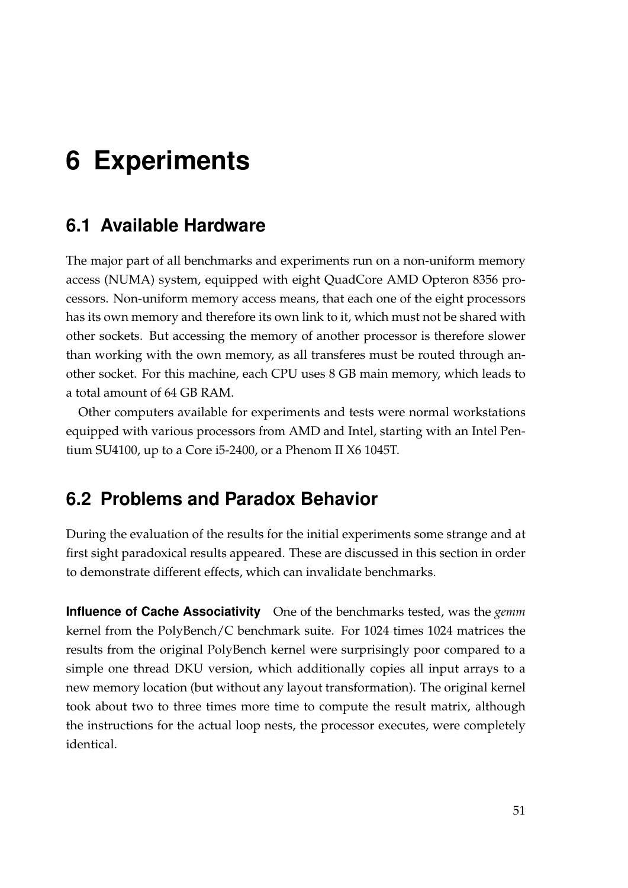# 6 Experiments

## 6.1 Available Hardware

The major part of all benchmarks and experiments run on a non-uniform memory access (NUMA) system, equipped with eight QuadCore AMD Opteron 8356 processors. Non-uniform memory access means, that each one of the eight processors has its own memory and therefore its own link to it, which must not be shared with other sockets. But accessing the memory of another processor is therefore slower than working with the own memory, as all transferes must be routed through another socket. For this machine, each CPU uses 8 GB main memory, which leads to a total amount of 64 GB RAM.

Other computers available for experiments and tests were normal workstations equipped with various processors from AMD and Intel, starting with an Intel Pentium SU4100, up to a Core i5-2400, or a Phenom II X6 1045T.

## 6.2 Problems and Paradox Behavior

During the evaluation of the results for the initial experiments some strange and at first sight paradoxical results appeared. These are discussed in this section in order to demonstrate different effects, which can invalidate benchmarks.

**Influence of Cache Associativity** One of the benchmarks tested, was the *gemm* kernel from the PolyBench/C benchmark suite. For 1024 times 1024 matrices the results from the original PolyBench kernel were surprisingly poor compared to a simple one thread DKU version, which additionally copies all input arrays to a new memory location (but without any layout transformation). The original kernel took about two to three times more time to compute the result matrix, although the instructions for the actual loop nests, the processor executes, were completely identical.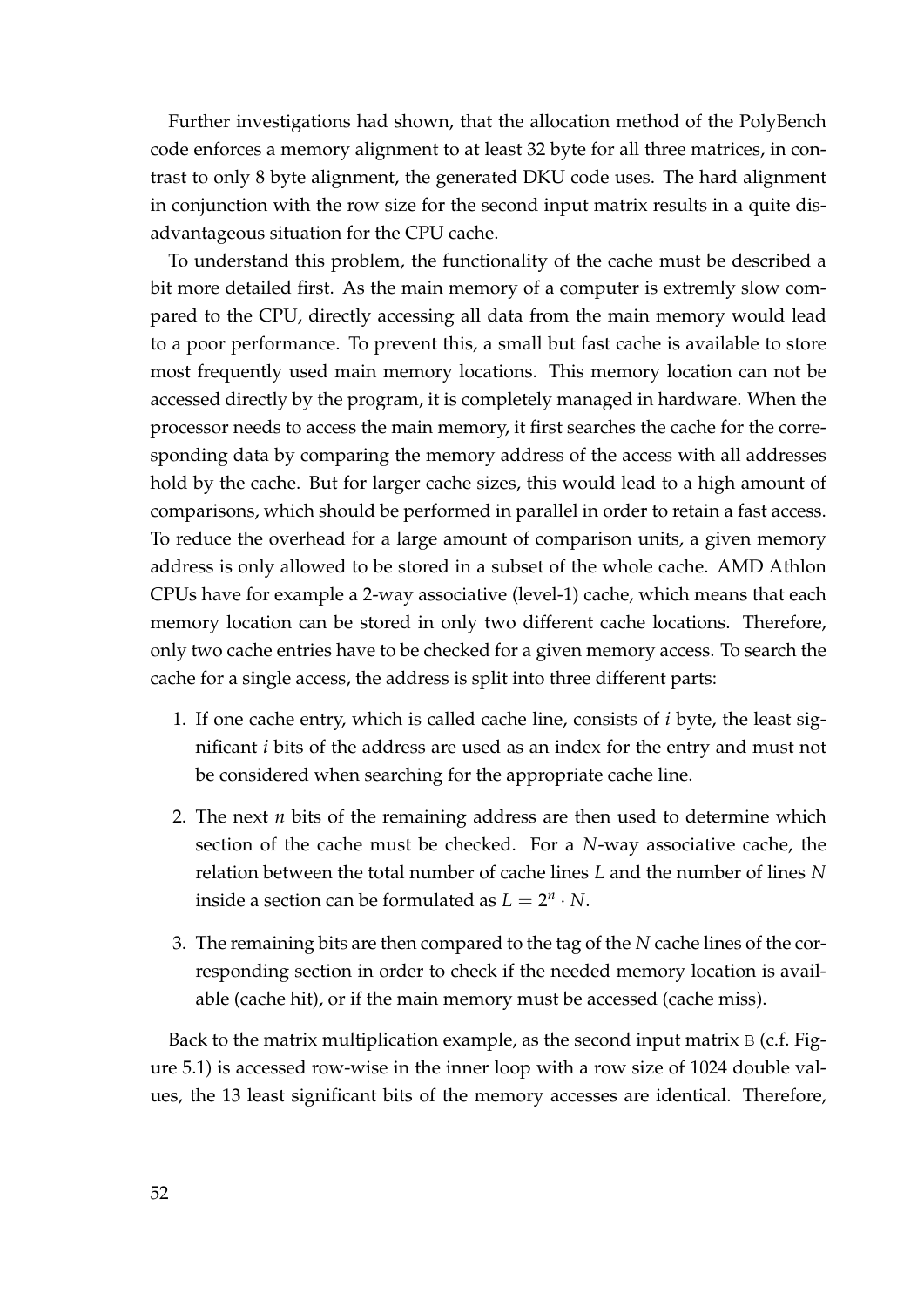Further investigations had shown, that the allocation method of the PolyBench code enforces a memory alignment to at least 32 byte for all three matrices, in contrast to only 8 byte alignment, the generated DKU code uses. The hard alignment in conjunction with the row size for the second input matrix results in a quite disadvantageous situation for the CPU cache.

To understand this problem, the functionality of the cache must be described a bit more detailed first. As the main memory of a computer is extremly slow compared to the CPU, directly accessing all data from the main memory would lead to a poor performance. To prevent this, a small but fast cache is available to store most frequently used main memory locations. This memory location can not be accessed directly by the program, it is completely managed in hardware. When the processor needs to access the main memory, it first searches the cache for the corresponding data by comparing the memory address of the access with all addresses hold by the cache. But for larger cache sizes, this would lead to a high amount of comparisons, which should be performed in parallel in order to retain a fast access. To reduce the overhead for a large amount of comparison units, a given memory address is only allowed to be stored in a subset of the whole cache. AMD Athlon CPUs have for example a 2-way associative (level-1) cache, which means that each memory location can be stored in only two different cache locations. Therefore, only two cache entries have to be checked for a given memory access. To search the cache for a single access, the address is split into three different parts:

1. If one cache entry, which is called cache line, consists of $i$ byte, the least significant $i$ bits of the address are used as an index for the entry and must not be considered when searching for the appropriate cache line.
2. The next $n$ bits of the remaining address are then used to determine which section of the cache must be checked. For a $N$-way associative cache, the relation between the total number of cache lines $L$ and the number of lines $N$ inside a section can be formulated as $L = 2^n \cdot N$.
3. The remaining bits are then compared to the tag of the $N$ cache lines of the corresponding section in order to check if the needed memory location is available (cache hit), or if the main memory must be accessed (cache miss).

Back to the matrix multiplication example, as the second input matrix `B` (c.f. Figure 5.1) is accessed row-wise in the inner loop with a row size of 1024 double values, the 13 least significant bits of the memory accesses are identical. Therefore,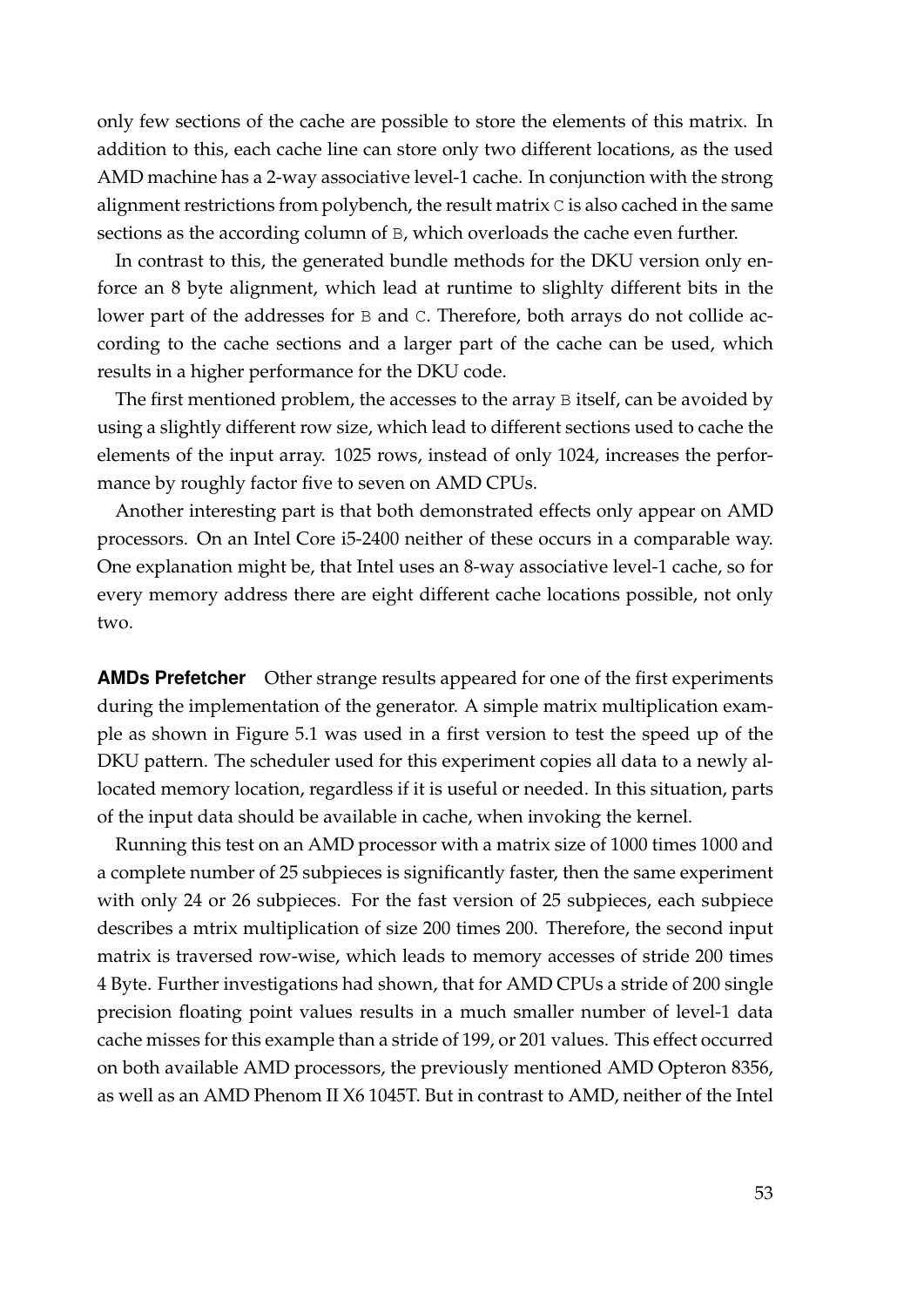only few sections of the cache are possible to store the elements of this matrix. In addition to this, each cache line can store only two different locations, as the used AMD machine has a 2-way associative level-1 cache. In conjunction with the strong alignment restrictions from polybench, the result matrix `C` is also cached in the same sections as the according column of `B`, which overloads the cache even further.

In contrast to this, the generated bundle methods for the DKU version only enforce an 8 byte alignment, which lead at runtime to slighlty different bits in the lower part of the addresses for `B` and `C`. Therefore, both arrays do not collide according to the cache sections and a larger part of the cache can be used, which results in a higher performance for the DKU code.

The first mentioned problem, the accesses to the array `B` itself, can be avoided by using a slightly different row size, which lead to different sections used to cache the elements of the input array. 1025 rows, instead of only 1024, increases the performance by roughly factor five to seven on AMD CPUs.

Another interesting part is that both demonstrated effects only appear on AMD processors. On an Intel Core i5-2400 neither of these occurs in a comparable way. One explanation might be, that Intel uses an 8-way associative level-1 cache, so for every memory address there are eight different cache locations possible, not only two.

**AMDs Prefetcher** Other strange results appeared for one of the first experiments during the implementation of the generator. A simple matrix multiplication example as shown in Figure 5.1 was used in a first version to test the speed up of the DKU pattern. The scheduler used for this experiment copies all data to a newly allocated memory location, regardless if it is useful or needed. In this situation, parts of the input data should be available in cache, when invoking the kernel.

Running this test on an AMD processor with a matrix size of 1000 times 1000 and a complete number of 25 subpieces is significantly faster, then the same experiment with only 24 or 26 subpieces. For the fast version of 25 subpieces, each subpiece describes a mtrix multiplication of size 200 times 200. Therefore, the second input matrix is traversed row-wise, which leads to memory accesses of stride 200 times 4 Byte. Further investigations had shown, that for AMD CPUs a stride of 200 single precision floating point values results in a much smaller number of level-1 data cache misses for this example than a stride of 199, or 201 values. This effect occurred on both available AMD processors, the previously mentioned AMD Opteron 8356, as well as an AMD Phenom II X6 1045T. But in contrast to AMD, neither of the Intel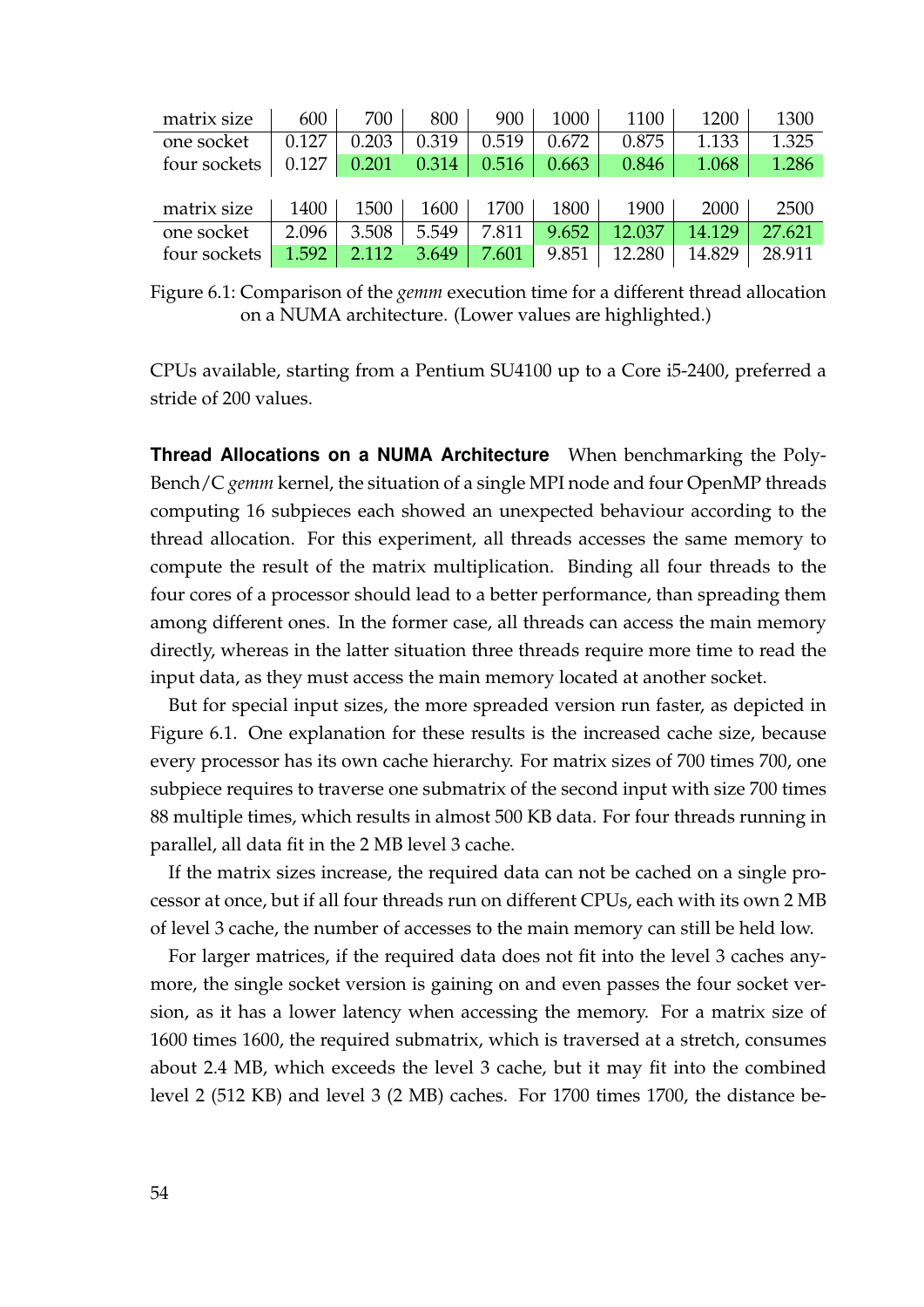| matrix size | 600 | 700 | 800 | 900 | 1000 | 1100 | 1200 | 1300 |
|---|---|---|---|---|---|---|---|---|
| one socket | 0.127 | 0.203 | 0.319 | 0.519 | 0.672 | 0.875 | 1.133 | 1.325 |
| four sockets | 0.127 | 0.201 | 0.314 | 0.516 | 0.663 | 0.846 | 1.068 | 1.286 |

| matrix size | 1400 | 1500 | 1600 | 1700 | 1800 | 1900 | 2000 | 2500 |
|---|---|---|---|---|---|---|---|---|
| one socket | 2.096 | 3.508 | 5.549 | 7.811 | 9.652 | 12.037 | 14.129 | 27.621 |
| four sockets | 1.592 | 2.112 | 3.649 | 7.601 | 9.851 | 12.280 | 14.829 | 28.911 |

Figure 6.1: Comparison of the *gemm* execution time for a different thread allocation on a NUMA architecture. (Lower values are highlighted.)

CPUs available, starting from a Pentium SU4100 up to a Core i5-2400, preferred a stride of 200 values.

**Thread Allocations on a NUMA Architecture** When benchmarking the PolyBench/C *gemm* kernel, the situation of a single MPI node and four OpenMP threads computing 16 subpieces each showed an unexpected behaviour according to the thread allocation. For this experiment, all threads accesses the same memory to compute the result of the matrix multiplication. Binding all four threads to the four cores of a processor should lead to a better performance, than spreading them among different ones. In the former case, all threads can access the main memory directly, whereas in the latter situation three threads require more time to read the input data, as they must access the main memory located at another socket.

But for special input sizes, the more spreaded version run faster, as depicted in Figure 6.1. One explanation for these results is the increased cache size, because every processor has its own cache hierarchy. For matrix sizes of 700 times 700, one subpiece requires to traverse one submatrix of the second input with size 700 times 88 multiple times, which results in almost 500 KB data. For four threads running in parallel, all data fit in the 2 MB level 3 cache.

If the matrix sizes increase, the required data can not be cached on a single processor at once, but if all four threads run on different CPUs, each with its own 2 MB of level 3 cache, the number of accesses to the main memory can still be held low.

For larger matrices, if the required data does not fit into the level 3 caches anymore, the single socket version is gaining on and even passes the four socket version, as it has a lower latency when accessing the memory. For a matrix size of 1600 times 1600, the required submatrix, which is traversed at a stretch, consumes about 2.4 MB, which exceeds the level 3 cache, but it may fit into the combined level 2 (512 KB) and level 3 (2 MB) caches. For 1700 times 1700, the distance be-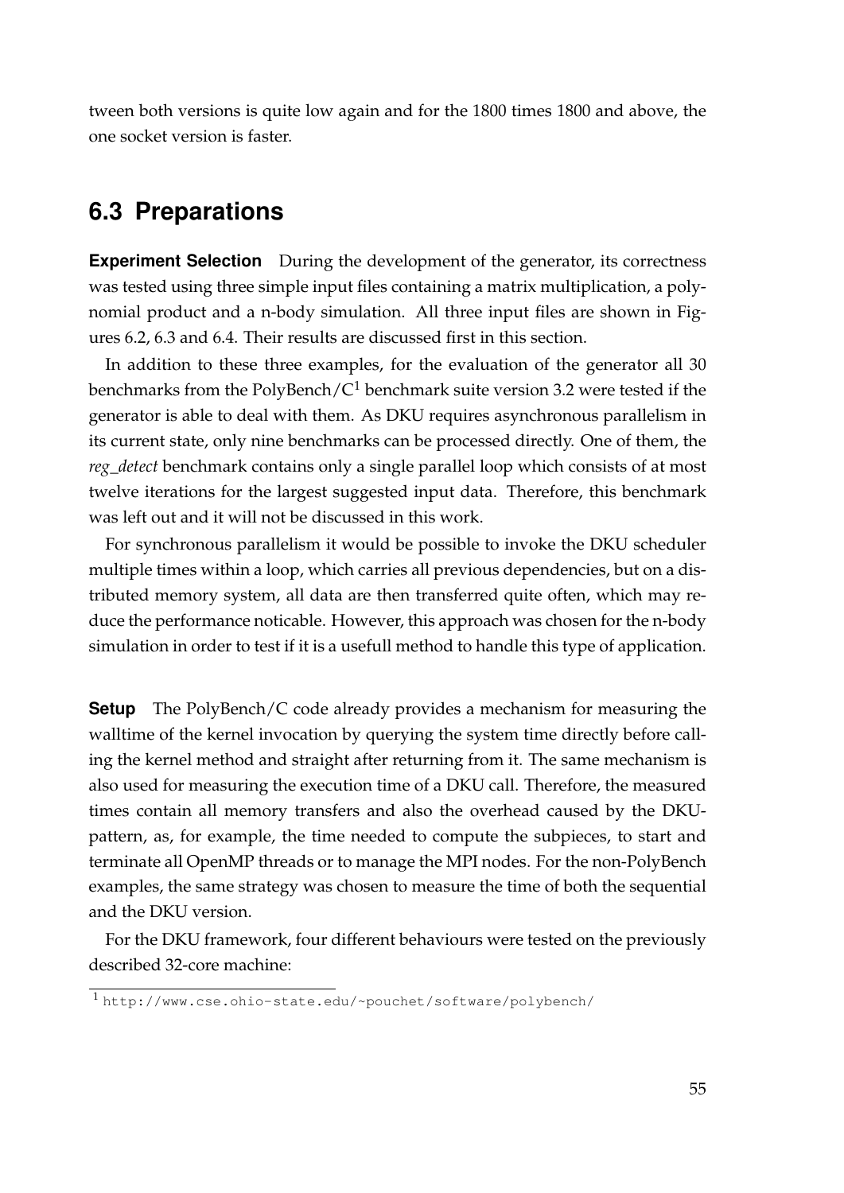tween both versions is quite low again and for the 1800 times 1800 and above, the one socket version is faster.

## 6.3 Preparations

**Experiment Selection** During the development of the generator, its correctness was tested using three simple input files containing a matrix multiplication, a polynomial product and a n-body simulation. All three input files are shown in Figures 6.2, 6.3 and 6.4. Their results are discussed first in this section.

In addition to these three examples, for the evaluation of the generator all 30 benchmarks from the PolyBench/C[1] benchmark suite version 3.2 were tested if the generator is able to deal with them. As DKU requires asynchronous parallelism in its current state, only nine benchmarks can be processed directly. One of them, the *reg_detect* benchmark contains only a single parallel loop which consists of at most twelve iterations for the largest suggested input data. Therefore, this benchmark was left out and it will not be discussed in this work.

For synchronous parallelism it would be possible to invoke the DKU scheduler multiple times within a loop, which carries all previous dependencies, but on a distributed memory system, all data are then transferred quite often, which may reduce the performance noticable. However, this approach was chosen for the n-body simulation in order to test if it is a usefull method to handle this type of application.

**Setup** The PolyBench/C code already provides a mechanism for measuring the walltime of the kernel invocation by querying the system time directly before calling the kernel method and straight after returning from it. The same mechanism is also used for measuring the execution time of a DKU call. Therefore, the measured times contain all memory transfers and also the overhead caused by the DKU-pattern, as, for example, the time needed to compute the subpieces, to start and terminate all OpenMP threads or to manage the MPI nodes. For the non-PolyBench examples, the same strategy was chosen to measure the time of both the sequential and the DKU version.

For the DKU framework, four different behaviours were tested on the previously described 32-core machine:

[1] http://www.cse.ohio-state.edu/~pouchet/software/polybench/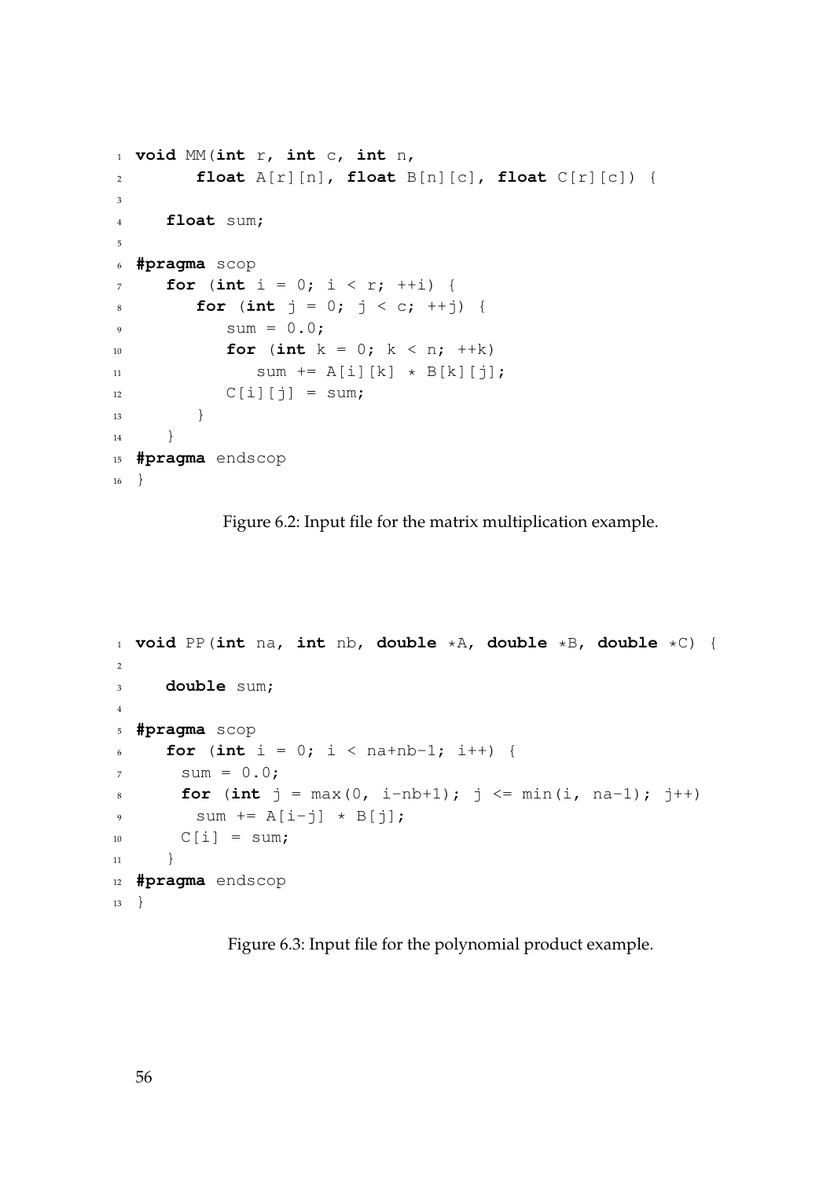```
void MM(int r, int c, int n,
      float A[r][n], float B[n][c], float C[r][c]) {

   float sum;

#pragma scop
   for (int i = 0; i < r; ++i) {
      for (int j = 0; j < c; ++j) {
         sum = 0.0;
         for (int k = 0; k < n; ++k)
            sum += A[i][k] * B[k][j];
         C[i][j] = sum;
      }
   }
#pragma endscop
}
```

Figure 6.2: Input file for the matrix multiplication example.

```
void PP(int na, int nb, double *A, double *B, double *C) {

   double sum;

#pragma scop
   for (int i = 0; i < na+nb-1; i++) {
     sum = 0.0;
     for (int j = max(0, i-nb+1); j <= min(i, na-1); j++)
       sum += A[i-j] * B[j];
     C[i] = sum;
   }
#pragma endscop
}
```

Figure 6.3: Input file for the polynomial product example.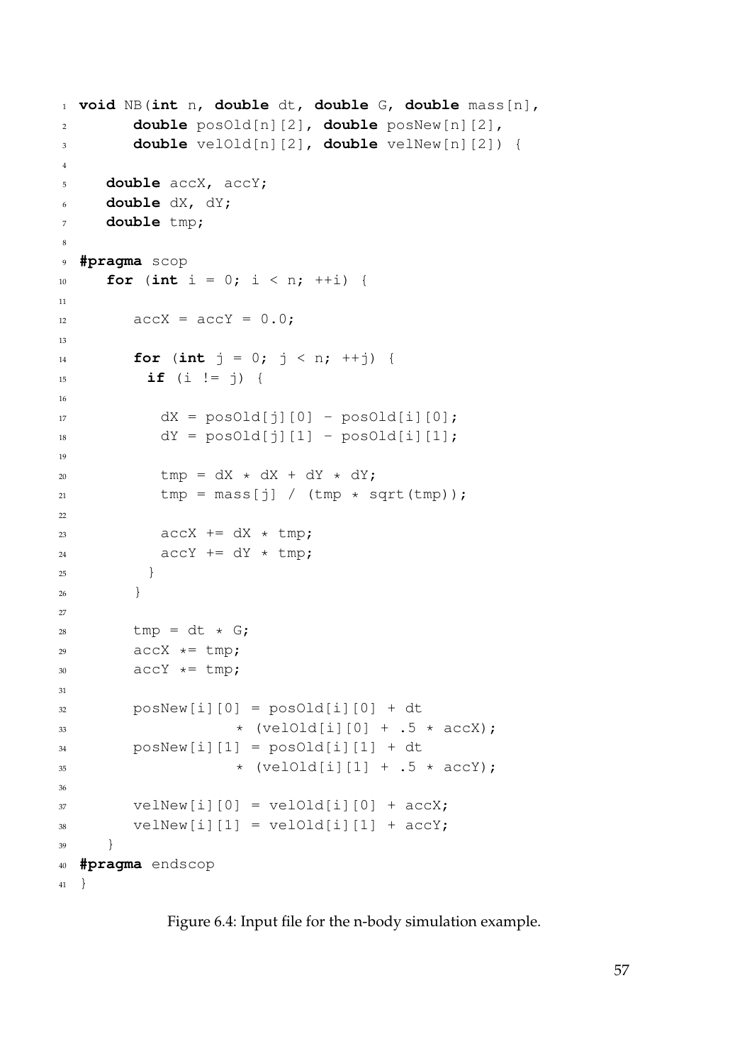```c
void NB(int n, double dt, double G, double mass[n],
      double posOld[n][2], double posNew[n][2],
      double velOld[n][2], double velNew[n][2]) {

   double accX, accY;
   double dX, dY;
   double tmp;

#pragma scop
   for (int i = 0; i < n; ++i) {

      accX = accY = 0.0;

      for (int j = 0; j < n; ++j) {
        if (i != j) {

          dX = posOld[j][0] - posOld[i][0];
          dY = posOld[j][1] - posOld[i][1];

          tmp = dX * dX + dY * dY;
          tmp = mass[j] / (tmp * sqrt(tmp));

          accX += dX * tmp;
          accY += dY * tmp;
        }
      }

      tmp = dt * G;
      accX *= tmp;
      accY *= tmp;

      posNew[i][0] = posOld[i][0] + dt
                 * (velOld[i][0] + .5 * accX);
      posNew[i][1] = posOld[i][1] + dt
                 * (velOld[i][1] + .5 * accY);

      velNew[i][0] = velOld[i][0] + accX;
      velNew[i][1] = velOld[i][1] + accY;
   }
#pragma endscop
}
```

Figure 6.4: Input file for the n-body simulation example.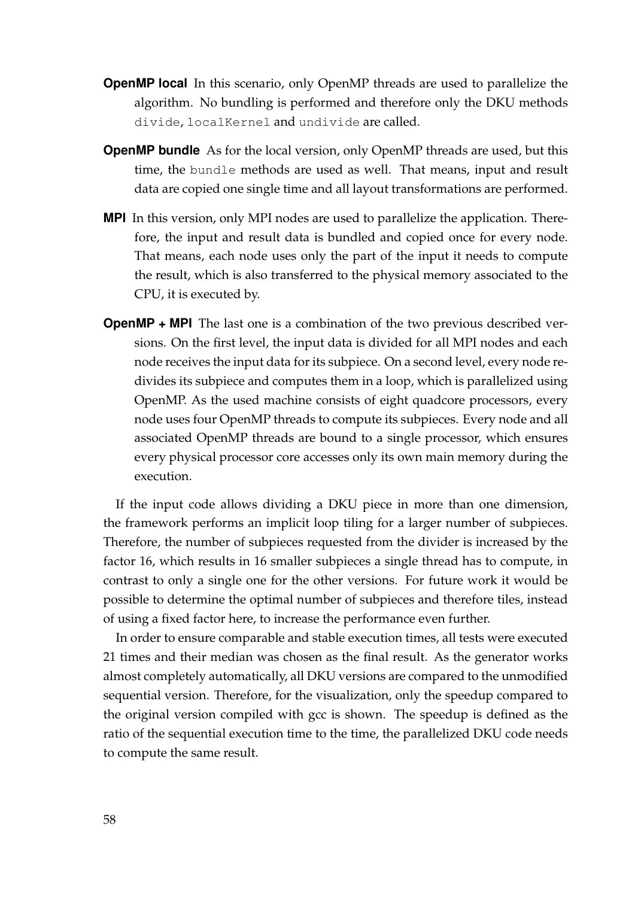**OpenMP local** In this scenario, only OpenMP threads are used to parallelize the algorithm. No bundling is performed and therefore only the DKU methods `divide`, `localKernel` and `undivide` are called.

**OpenMP bundle** As for the local version, only OpenMP threads are used, but this time, the `bundle` methods are used as well. That means, input and result data are copied one single time and all layout transformations are performed.

**MPI** In this version, only MPI nodes are used to parallelize the application. Therefore, the input and result data is bundled and copied once for every node. That means, each node uses only the part of the input it needs to compute the result, which is also transferred to the physical memory associated to the CPU, it is executed by.

**OpenMP + MPI** The last one is a combination of the two previous described versions. On the first level, the input data is divided for all MPI nodes and each node receives the input data for its subpiece. On a second level, every node redivides its subpiece and computes them in a loop, which is parallelized using OpenMP. As the used machine consists of eight quadcore processors, every node uses four OpenMP threads to compute its subpieces. Every node and all associated OpenMP threads are bound to a single processor, which ensures every physical processor core accesses only its own main memory during the execution.

If the input code allows dividing a DKU piece in more than one dimension, the framework performs an implicit loop tiling for a larger number of subpieces. Therefore, the number of subpieces requested from the divider is increased by the factor 16, which results in 16 smaller subpieces a single thread has to compute, in contrast to only a single one for the other versions. For future work it would be possible to determine the optimal number of subpieces and therefore tiles, instead of using a fixed factor here, to increase the performance even further.

In order to ensure comparable and stable execution times, all tests were executed 21 times and their median was chosen as the final result. As the generator works almost completely automatically, all DKU versions are compared to the unmodified sequential version. Therefore, for the visualization, only the speedup compared to the original version compiled with gcc is shown. The speedup is defined as the ratio of the sequential execution time to the time, the parallelized DKU code needs to compute the same result.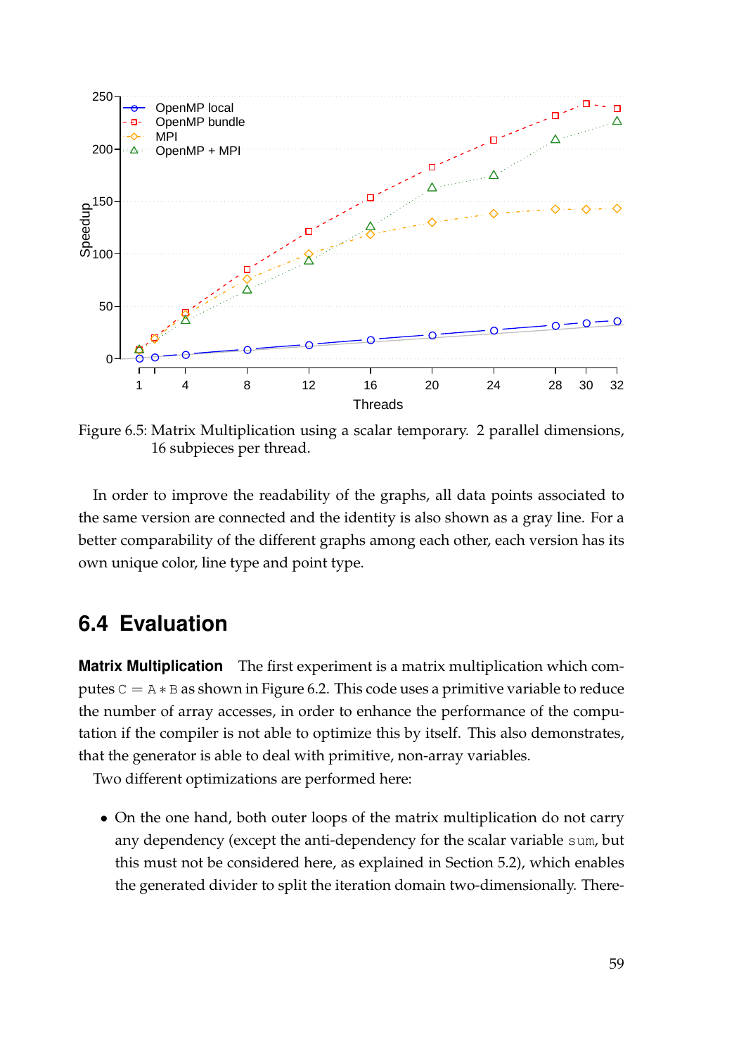250
200
150
100
50
0
Speedup
1 4 8 12 16 20 24 28 30 32
Threads

OpenMP local
OpenMP bundle
MPI
OpenMP + MPI

Figure 6.5: Matrix Multiplication using a scalar temporary. 2 parallel dimensions, 16 subpieces per thread.

In order to improve the readability of the graphs, all data points associated to the same version are connected and the identity is also shown as a gray line. For a better comparability of the different graphs among each other, each version has its own unique color, line type and point type.

## 6.4 Evaluation

**Matrix Multiplication** The first experiment is a matrix multiplication which computes `C = A * B` as shown in Figure 6.2. This code uses a primitive variable to reduce the number of array accesses, in order to enhance the performance of the computation if the compiler is not able to optimize this by itself. This also demonstrates, that the generator is able to deal with primitive, non-array variables.

Two different optimizations are performed here:

- On the one hand, both outer loops of the matrix multiplication do not carry any dependency (except the anti-dependency for the scalar variable `sum`, but this must not be considered here, as explained in Section 5.2), which enables the generated divider to split the iteration domain two-dimensionally. There-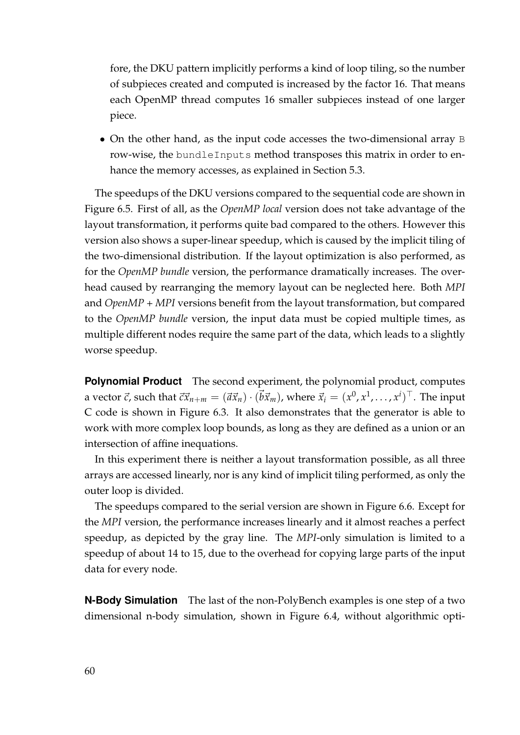fore, the DKU pattern implicitly performs a kind of loop tiling, so the number of subpieces created and computed is increased by the factor 16. That means each OpenMP thread computes 16 smaller subpieces instead of one larger piece.

- On the other hand, as the input code accesses the two-dimensional array `B` row-wise, the `bundleInputs` method transposes this matrix in order to enhance the memory accesses, as explained in Section 5.3.

The speedups of the DKU versions compared to the sequential code are shown in Figure 6.5. First of all, as the *OpenMP local* version does not take advantage of the layout transformation, it performs quite bad compared to the others. However this version also shows a super-linear speedup, which is caused by the implicit tiling of the two-dimensional distribution. If the layout optimization is also performed, as for the *OpenMP bundle* version, the performance dramatically increases. The overhead caused by rearranging the memory layout can be neglected here. Both *MPI* and *OpenMP + MPI* versions benefit from the layout transformation, but compared to the *OpenMP bundle* version, the input data must be copied multiple times, as multiple different nodes require the same part of the data, which leads to a slightly worse speedup.

**Polynomial Product** The second experiment, the polynomial product, computes a vector $\vec{c}$, such that $\vec{c}\vec{x}_{n+m} = (\vec{a}\vec{x}_n) \cdot (\vec{b}\vec{x}_m)$, where $\vec{x}_i = (x^0, x^1, \ldots, x^i)^\top$. The input C code is shown in Figure 6.3. It also demonstrates that the generator is able to work with more complex loop bounds, as long as they are defined as a union or an intersection of affine inequations.

In this experiment there is neither a layout transformation possible, as all three arrays are accessed linearly, nor is any kind of implicit tiling performed, as only the outer loop is divided.

The speedups compared to the serial version are shown in Figure 6.6. Except for the *MPI* version, the performance increases linearly and it almost reaches a perfect speedup, as depicted by the gray line. The *MPI*-only simulation is limited to a speedup of about 14 to 15, due to the overhead for copying large parts of the input data for every node.

**N-Body Simulation** The last of the non-PolyBench examples is one step of a two dimensional n-body simulation, shown in Figure 6.4, without algorithmic opti-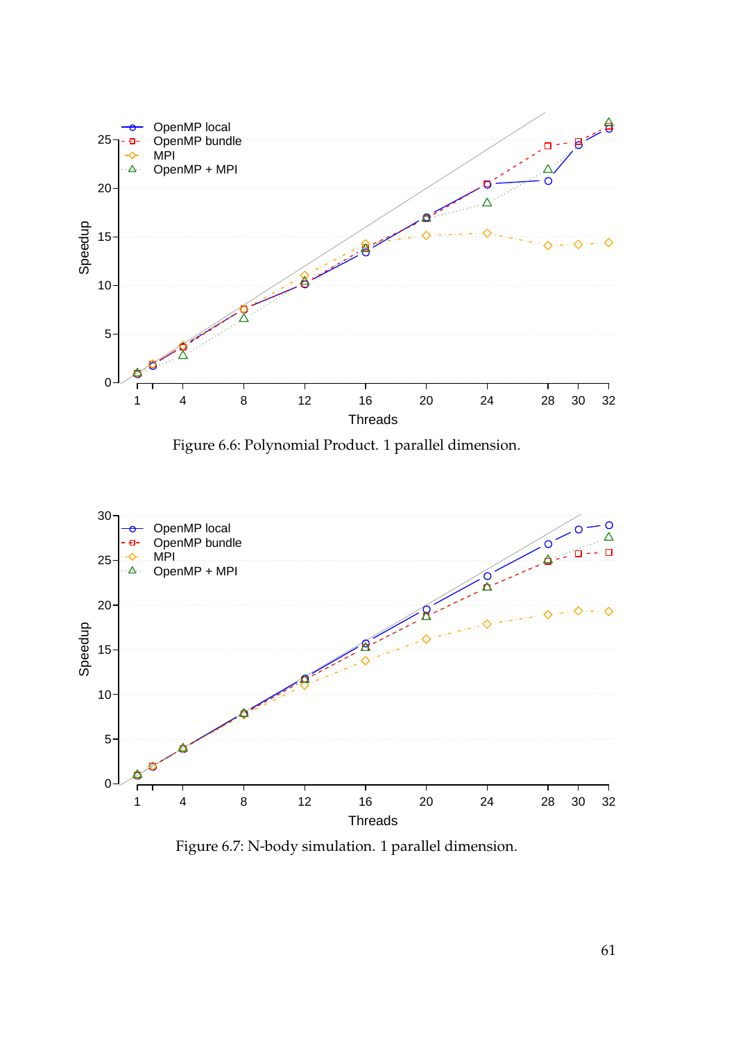OpenMP local
OpenMP bundle
MPI
OpenMP + MPI

Speedup

0
5
10
15
20
25

1 4 8 12 16 20 24 28 30 32

Threads

Figure 6.6: Polynomial Product. 1 parallel dimension.

OpenMP local
OpenMP bundle
MPI
OpenMP + MPI

Speedup

0
5
10
15
20
25
30

1 4 8 12 16 20 24 28 30 32

Threads

Figure 6.7: N-body simulation. 1 parallel dimension.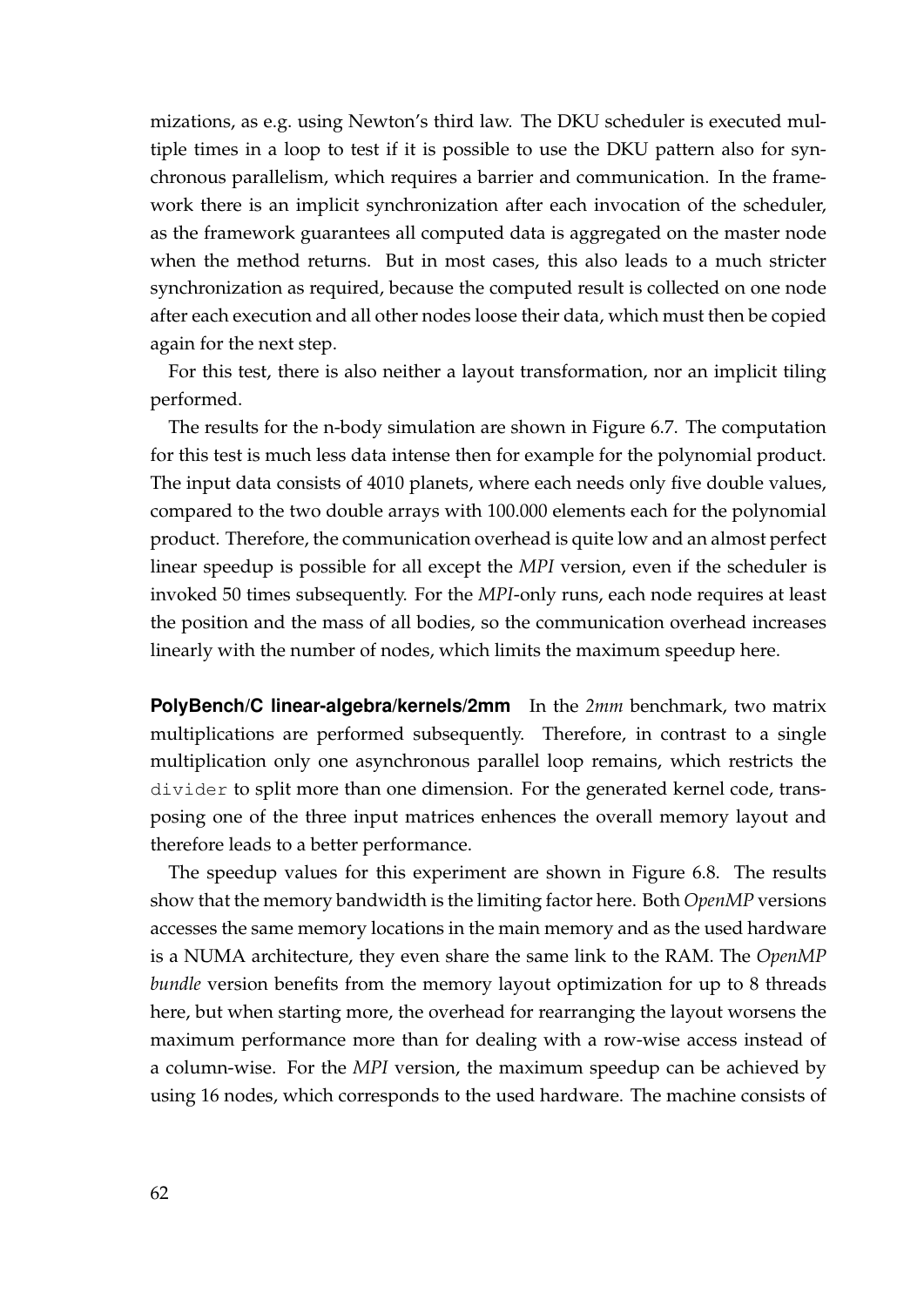mizations, as e.g. using Newton's third law. The DKU scheduler is executed multiple times in a loop to test if it is possible to use the DKU pattern also for synchronous parallelism, which requires a barrier and communication. In the framework there is an implicit synchronization after each invocation of the scheduler, as the framework guarantees all computed data is aggregated on the master node when the method returns. But in most cases, this also leads to a much stricter synchronization as required, because the computed result is collected on one node after each execution and all other nodes loose their data, which must then be copied again for the next step.

For this test, there is also neither a layout transformation, nor an implicit tiling performed.

The results for the n-body simulation are shown in Figure 6.7. The computation for this test is much less data intense then for example for the polynomial product. The input data consists of 4010 planets, where each needs only five double values, compared to the two double arrays with 100.000 elements each for the polynomial product. Therefore, the communication overhead is quite low and an almost perfect linear speedup is possible for all except the *MPI* version, even if the scheduler is invoked 50 times subsequently. For the *MPI*-only runs, each node requires at least the position and the mass of all bodies, so the communication overhead increases linearly with the number of nodes, which limits the maximum speedup here.

**PolyBench/C linear-algebra/kernels/2mm** In the *2mm* benchmark, two matrix multiplications are performed subsequently. Therefore, in contrast to a single multiplication only one asynchronous parallel loop remains, which restricts the `divider` to split more than one dimension. For the generated kernel code, transposing one of the three input matrices enhences the overall memory layout and therefore leads to a better performance.

The speedup values for this experiment are shown in Figure 6.8. The results show that the memory bandwidth is the limiting factor here. Both *OpenMP* versions accesses the same memory locations in the main memory and as the used hardware is a NUMA architecture, they even share the same link to the RAM. The *OpenMP bundle* version benefits from the memory layout optimization for up to 8 threads here, but when starting more, the overhead for rearranging the layout worsens the maximum performance more than for dealing with a row-wise access instead of a column-wise. For the *MPI* version, the maximum speedup can be achieved by using 16 nodes, which corresponds to the used hardware. The machine consists of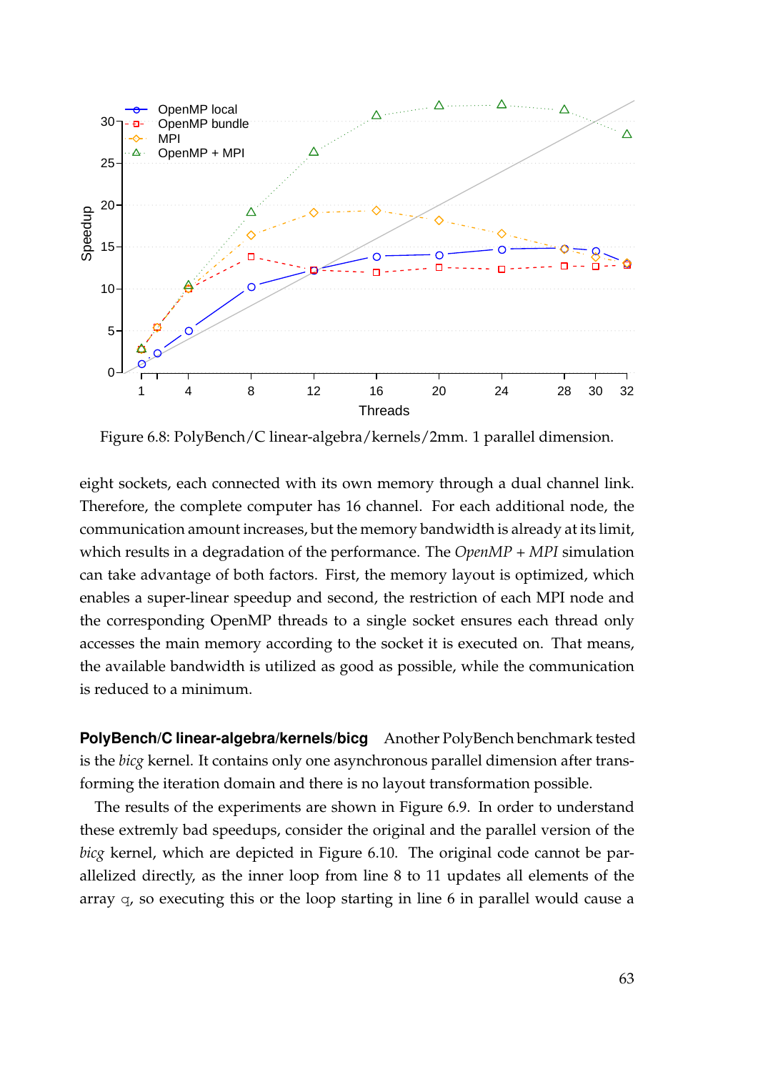Figure 6.8: PolyBench/C linear-algebra/kernels/2mm. 1 parallel dimension.

eight sockets, each connected with its own memory through a dual channel link. Therefore, the complete computer has 16 channel. For each additional node, the communication amount increases, but the memory bandwidth is already at its limit, which results in a degradation of the performance. The *OpenMP + MPI* simulation can take advantage of both factors. First, the memory layout is optimized, which enables a super-linear speedup and second, the restriction of each MPI node and the corresponding OpenMP threads to a single socket ensures each thread only accesses the main memory according to the socket it is executed on. That means, the available bandwidth is utilized as good as possible, while the communication is reduced to a minimum.

**PolyBench/C linear-algebra/kernels/bicg** Another PolyBench benchmark tested is the *bicg* kernel. It contains only one asynchronous parallel dimension after transforming the iteration domain and there is no layout transformation possible.

The results of the experiments are shown in Figure 6.9. In order to understand these extremly bad speedups, consider the original and the parallel version of the *bicg* kernel, which are depicted in Figure 6.10. The original code cannot be parallelized directly, as the inner loop from line 8 to 11 updates all elements of the array `q`, so executing this or the loop starting in line 6 in parallel would cause a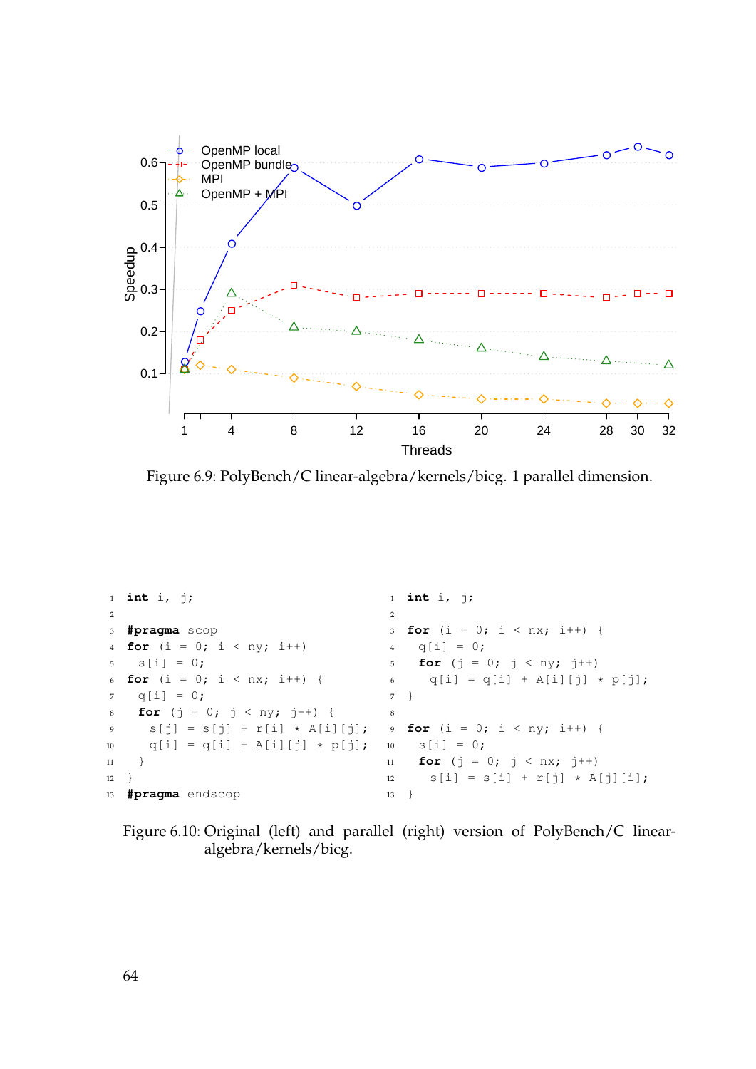OpenMP local
OpenMP bundle
MPI
OpenMP + MPI

Speedup

0.6
0.5
0.4
0.3
0.2
0.1

1 4 8 12 16 20 24 28 30 32

Threads

Figure 6.9: PolyBench/C linear-algebra/kernels/bicg. 1 parallel dimension.

```
int i, j;

#pragma scop
for (i = 0; i < ny; i++)
  s[i] = 0;
for (i = 0; i < nx; i++) {
  q[i] = 0;
  for (j = 0; j < ny; j++) {
    s[j] = s[j] + r[i] * A[i][j];
    q[i] = q[i] + A[i][j] * p[j];
  }
}
#pragma endscop
```

```
int i, j;

for (i = 0; i < nx; i++) {
  q[i] = 0;
  for (j = 0; j < ny; j++)
    q[i] = q[i] + A[i][j] * p[j];
}

for (i = 0; i < ny; i++) {
  s[i] = 0;
  for (j = 0; j < nx; j++)
    s[i] = s[i] + r[j] * A[j][i];
}
```

Figure 6.10: Original (left) and parallel (right) version of PolyBench/C linear-algebra/kernels/bicg.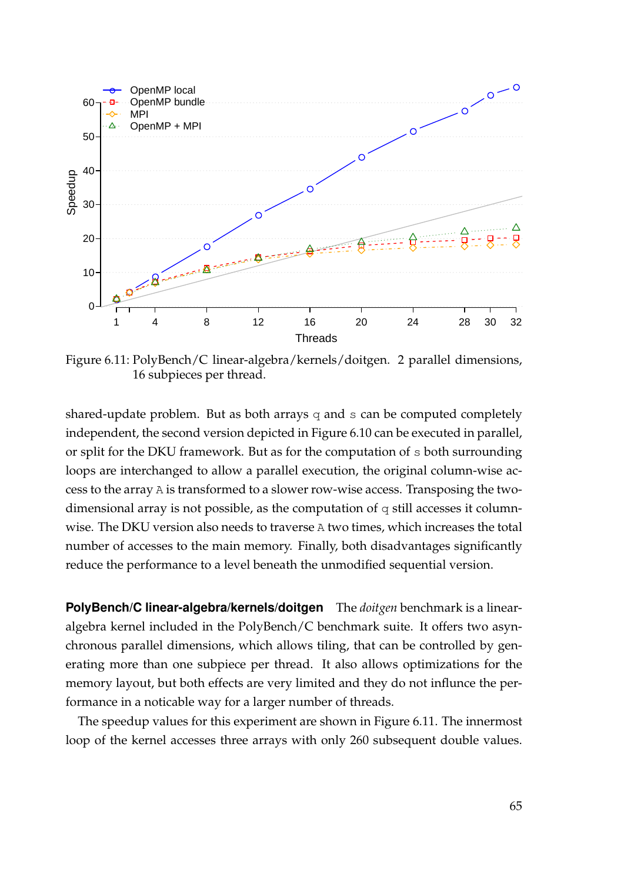OpenMP local
OpenMP bundle
MPI
OpenMP + MPI

Speedup

0
10
20
30
40
50
60

1
4
8
12
16
20
24
28
30
32

Threads

Figure 6.11: PolyBench/C linear-algebra/kernels/doitgen. 2 parallel dimensions, 16 subpieces per thread.

shared-update problem. But as both arrays `q` and `s` can be computed completely independent, the second version depicted in Figure 6.10 can be executed in parallel, or split for the DKU framework. But as for the computation of `s` both surrounding loops are interchanged to allow a parallel execution, the original column-wise access to the array `A` is transformed to a slower row-wise access. Transposing the two-dimensional array is not possible, as the computation of `q` still accesses it column-wise. The DKU version also needs to traverse `A` two times, which increases the total number of accesses to the main memory. Finally, both disadvantages significantly reduce the performance to a level beneath the unmodified sequential version.

**PolyBench/C linear-algebra/kernels/doitgen** The *doitgen* benchmark is a linear-algebra kernel included in the PolyBench/C benchmark suite. It offers two asynchronous parallel dimensions, which allows tiling, that can be controlled by generating more than one subpiece per thread. It also allows optimizations for the memory layout, but both effects are very limited and they do not influnce the performance in a noticable way for a larger number of threads.

The speedup values for this experiment are shown in Figure 6.11. The innermost loop of the kernel accesses three arrays with only 260 subsequent double values.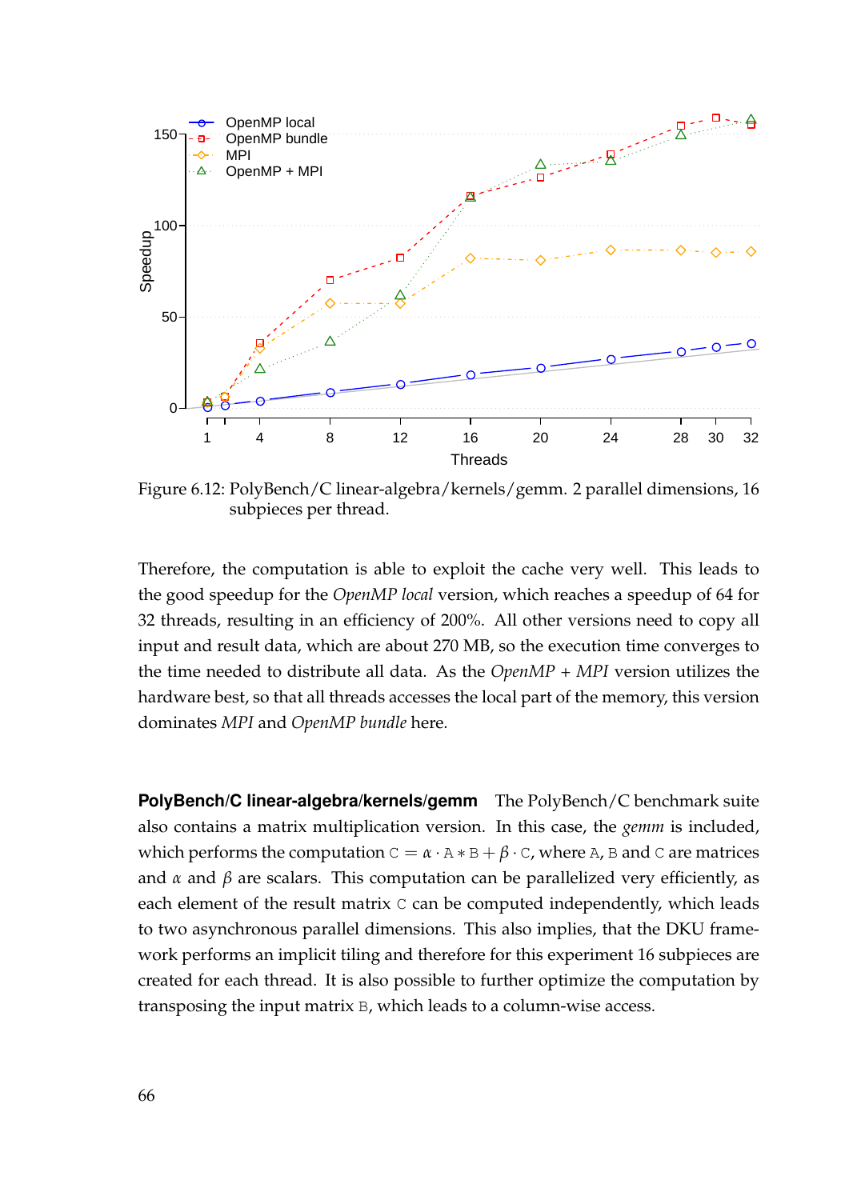OpenMP local
OpenMP bundle
MPI
OpenMP + MPI

Speedup

150
100
50
0

1 4 8 12 16 20 24 28 30 32

Threads

Figure 6.12: PolyBench/C linear-algebra/kernels/gemm. 2 parallel dimensions, 16 subpieces per thread.

Therefore, the computation is able to exploit the cache very well. This leads to the good speedup for the *OpenMP local* version, which reaches a speedup of 64 for 32 threads, resulting in an efficiency of 200%. All other versions need to copy all input and result data, which are about 270 MB, so the execution time converges to the time needed to distribute all data. As the *OpenMP + MPI* version utilizes the hardware best, so that all threads accesses the local part of the memory, this version dominates *MPI* and *OpenMP bundle* here.

**PolyBench/C linear-algebra/kernels/gemm** The PolyBench/C benchmark suite also contains a matrix multiplication version. In this case, the *gemm* is included, which performs the computation $\mathtt{C} = \alpha \cdot \mathtt{A} * \mathtt{B} + \beta \cdot \mathtt{C}$, where $\mathtt{A}$, $\mathtt{B}$ and $\mathtt{C}$ are matrices and $\alpha$ and $\beta$ are scalars. This computation can be parallelized very efficiently, as each element of the result matrix $\mathtt{C}$ can be computed independently, which leads to two asynchronous parallel dimensions. This also implies, that the DKU framework performs an implicit tiling and therefore for this experiment 16 subpieces are created for each thread. It is also possible to further optimize the computation by transposing the input matrix $\mathtt{B}$, which leads to a column-wise access.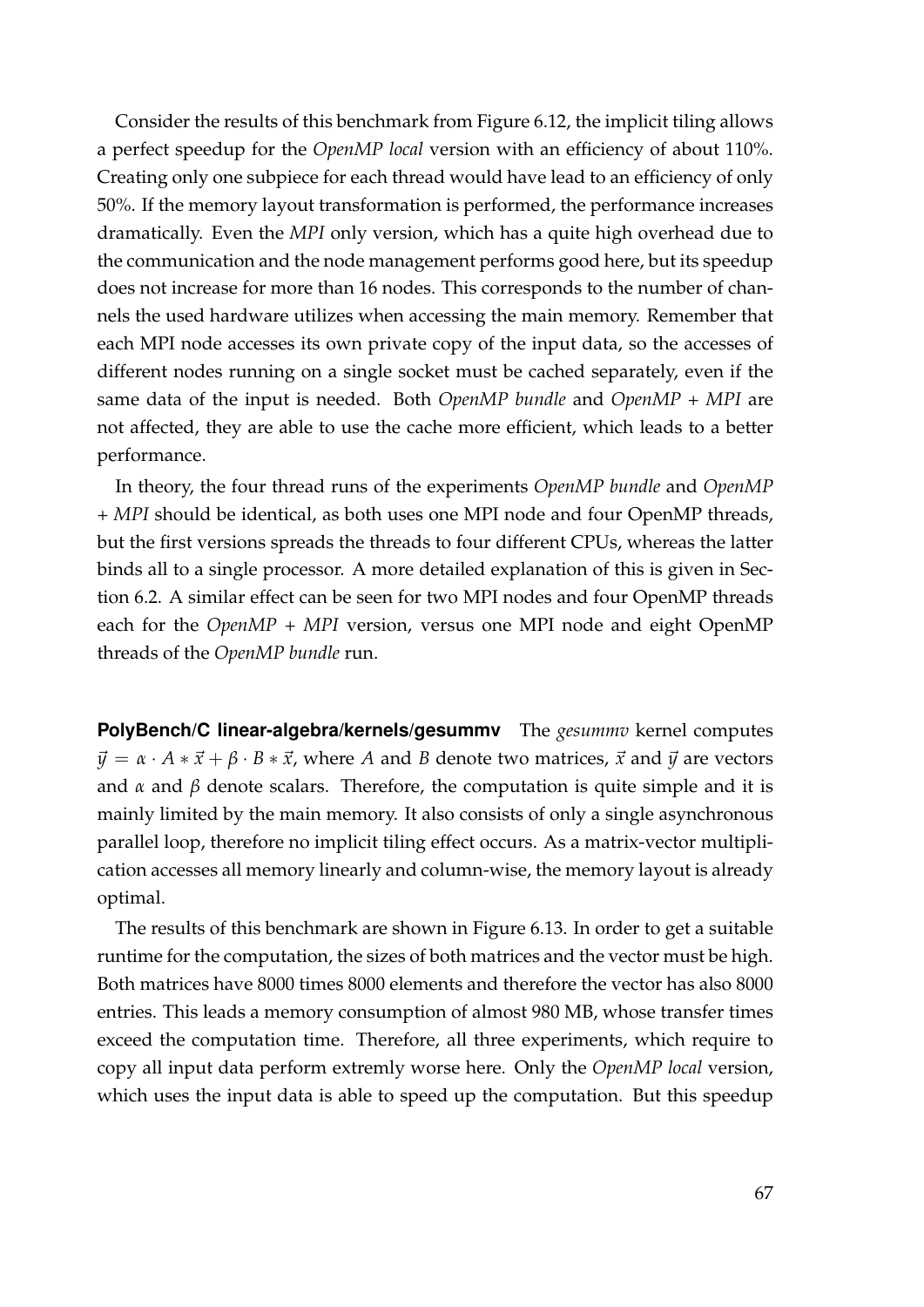Consider the results of this benchmark from Figure 6.12, the implicit tiling allows a perfect speedup for the *OpenMP local* version with an efficiency of about 110%. Creating only one subpiece for each thread would have lead to an efficiency of only 50%. If the memory layout transformation is performed, the performance increases dramatically. Even the *MPI* only version, which has a quite high overhead due to the communication and the node management performs good here, but its speedup does not increase for more than 16 nodes. This corresponds to the number of channels the used hardware utilizes when accessing the main memory. Remember that each MPI node accesses its own private copy of the input data, so the accesses of different nodes running on a single socket must be cached separately, even if the same data of the input is needed. Both *OpenMP bundle* and *OpenMP + MPI* are not affected, they are able to use the cache more efficient, which leads to a better performance.

In theory, the four thread runs of the experiments *OpenMP bundle* and *OpenMP + MPI* should be identical, as both uses one MPI node and four OpenMP threads, but the first versions spreads the threads to four different CPUs, whereas the latter binds all to a single processor. A more detailed explanation of this is given in Section 6.2. A similar effect can be seen for two MPI nodes and four OpenMP threads each for the *OpenMP + MPI* version, versus one MPI node and eight OpenMP threads of the *OpenMP bundle* run.

**PolyBench/C linear-algebra/kernels/gesummv** The *gesummv* kernel computes $\vec{y} = \alpha \cdot A * \vec{x} + \beta \cdot B * \vec{x}$, where $A$ and $B$ denote two matrices, $\vec{x}$ and $\vec{y}$ are vectors and $\alpha$ and $\beta$ denote scalars. Therefore, the computation is quite simple and it is mainly limited by the main memory. It also consists of only a single asynchronous parallel loop, therefore no implicit tiling effect occurs. As a matrix-vector multiplication accesses all memory linearly and column-wise, the memory layout is already optimal.

The results of this benchmark are shown in Figure 6.13. In order to get a suitable runtime for the computation, the sizes of both matrices and the vector must be high. Both matrices have 8000 times 8000 elements and therefore the vector has also 8000 entries. This leads a memory consumption of almost 980 MB, whose transfer times exceed the computation time. Therefore, all three experiments, which require to copy all input data perform extremly worse here. Only the *OpenMP local* version, which uses the input data is able to speed up the computation. But this speedup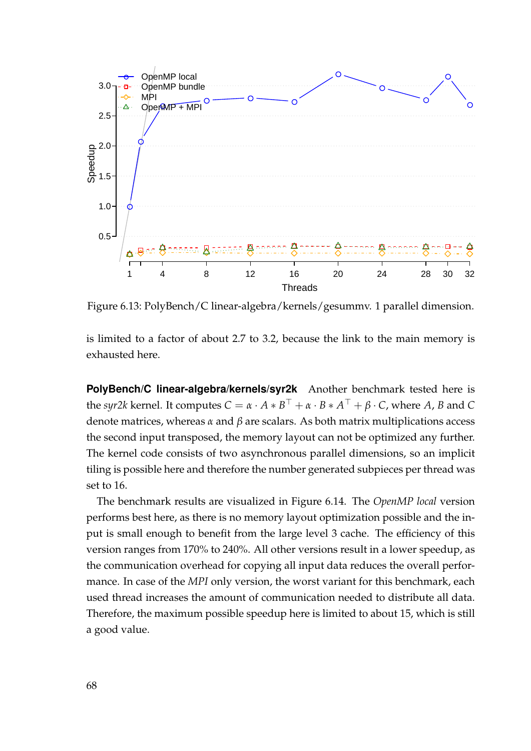OpenMP local
OpenMP bundle
MPI
OpenMP + MPI

Speedup

3.0
2.5
2.0
1.5
1.0
0.5

1 4 8 12 16 20 24 28 30 32

Threads

Figure 6.13: PolyBench/C linear-algebra/kernels/gesummv. 1 parallel dimension.

is limited to a factor of about 2.7 to 3.2, because the link to the main memory is exhausted here.

**PolyBench/C linear-algebra/kernels/syr2k** Another benchmark tested here is the *syr2k* kernel. It computes $C = \alpha \cdot A * B^\top + \alpha \cdot B * A^\top + \beta \cdot C$, where $A$, $B$ and $C$ denote matrices, whereas $\alpha$ and $\beta$ are scalars. As both matrix multiplications access the second input transposed, the memory layout can not be optimized any further. The kernel code consists of two asynchronous parallel dimensions, so an implicit tiling is possible here and therefore the number generated subpieces per thread was set to 16.

The benchmark results are visualized in Figure 6.14. The *OpenMP local* version performs best here, as there is no memory layout optimization possible and the input is small enough to benefit from the large level 3 cache. The efficiency of this version ranges from 170% to 240%. All other versions result in a lower speedup, as the communication overhead for copying all input data reduces the overall performance. In case of the *MPI* only version, the worst variant for this benchmark, each used thread increases the amount of communication needed to distribute all data. Therefore, the maximum possible speedup here is limited to about 15, which is still a good value.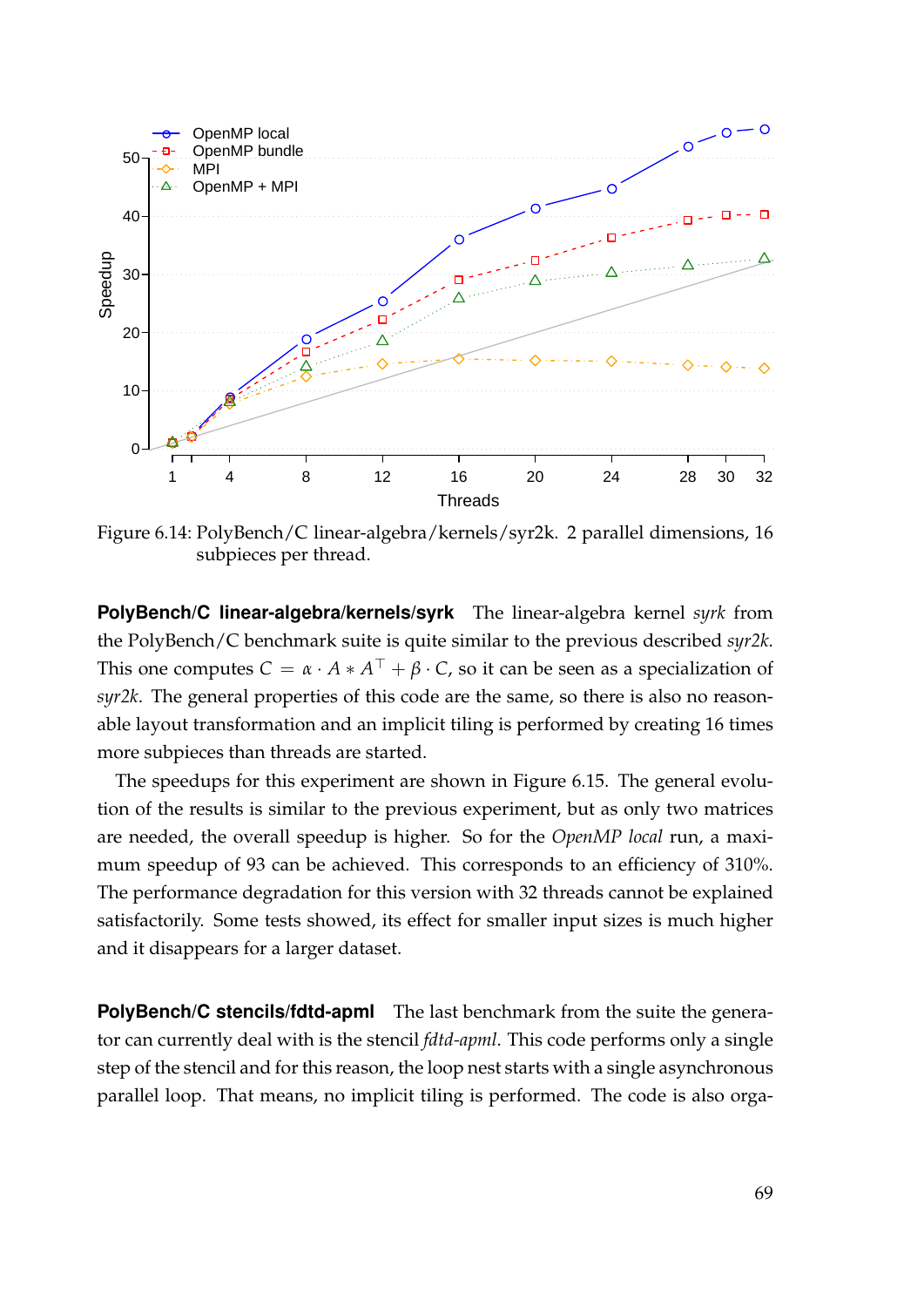OpenMP local
OpenMP bundle
MPI
OpenMP + MPI

Speedup

0
10
20
30
40
50

1 4 8 12 16 20 24 28 30 32

Threads

Figure 6.14: PolyBench/C linear-algebra/kernels/syr2k. 2 parallel dimensions, 16 subpieces per thread.

**PolyBench/C linear-algebra/kernels/syrk** The linear-algebra kernel *syrk* from the PolyBench/C benchmark suite is quite similar to the previous described *syr2k*. This one computes $C = \alpha \cdot A * A^\top + \beta \cdot C$, so it can be seen as a specialization of *syr2k*. The general properties of this code are the same, so there is also no reasonable layout transformation and an implicit tiling is performed by creating 16 times more subpieces than threads are started.

The speedups for this experiment are shown in Figure 6.15. The general evolution of the results is similar to the previous experiment, but as only two matrices are needed, the overall speedup is higher. So for the *OpenMP local* run, a maximum speedup of 93 can be achieved. This corresponds to an efficiency of 310%. The performance degradation for this version with 32 threads cannot be explained satisfactorily. Some tests showed, its effect for smaller input sizes is much higher and it disappears for a larger dataset.

**PolyBench/C stencils/fdtd-apml** The last benchmark from the suite the generator can currently deal with is the stencil *fdtd-apml*. This code performs only a single step of the stencil and for this reason, the loop nest starts with a single asynchronous parallel loop. That means, no implicit tiling is performed. The code is also orga-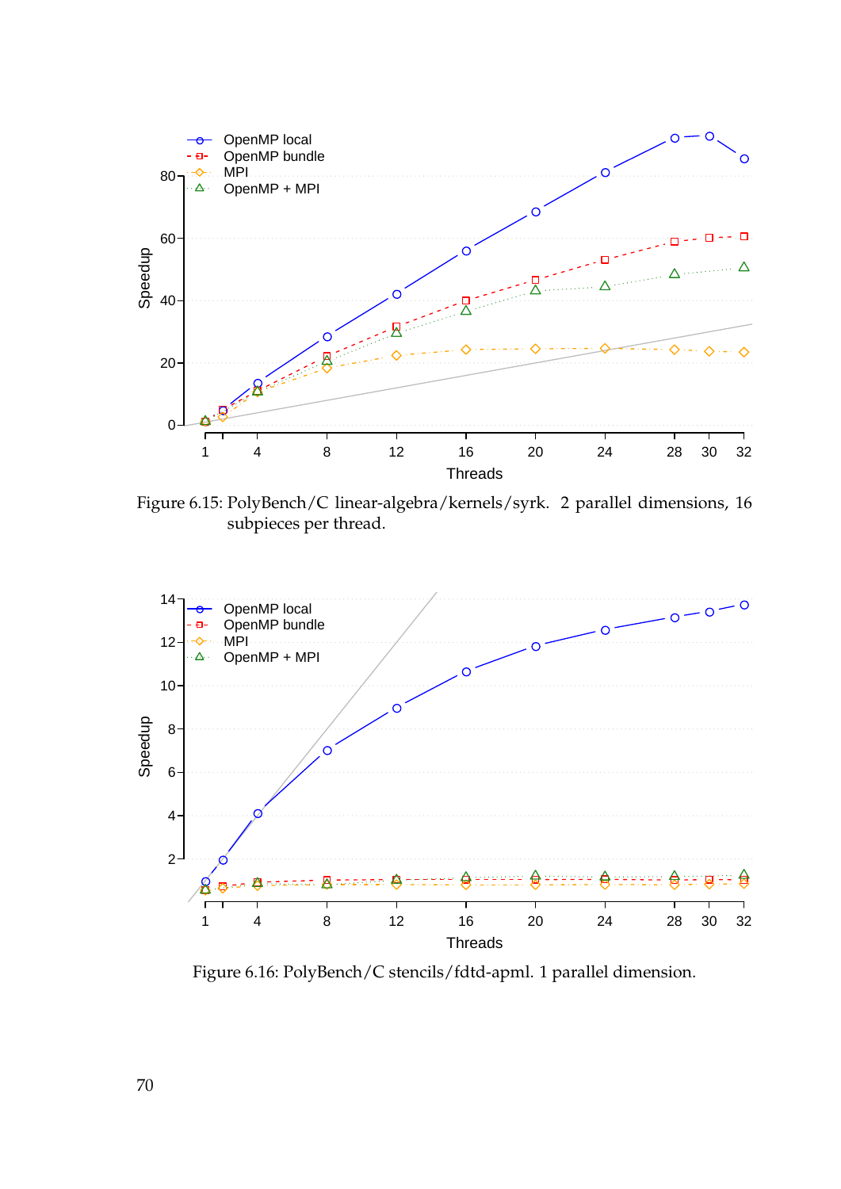OpenMP local
OpenMP bundle
MPI
OpenMP + MPI

Speedup

0
20
40
60
80

1 4 8 12 16 20 24 28 30 32

Threads

Figure 6.15: PolyBench/C linear-algebra/kernels/syrk. 2 parallel dimensions, 16 subpieces per thread.

OpenMP local
OpenMP bundle
MPI
OpenMP + MPI

Speedup

2
4
6
8
10
12
14

1 4 8 12 16 20 24 28 30 32

Threads

Figure 6.16: PolyBench/C stencils/fdtd-apml. 1 parallel dimension.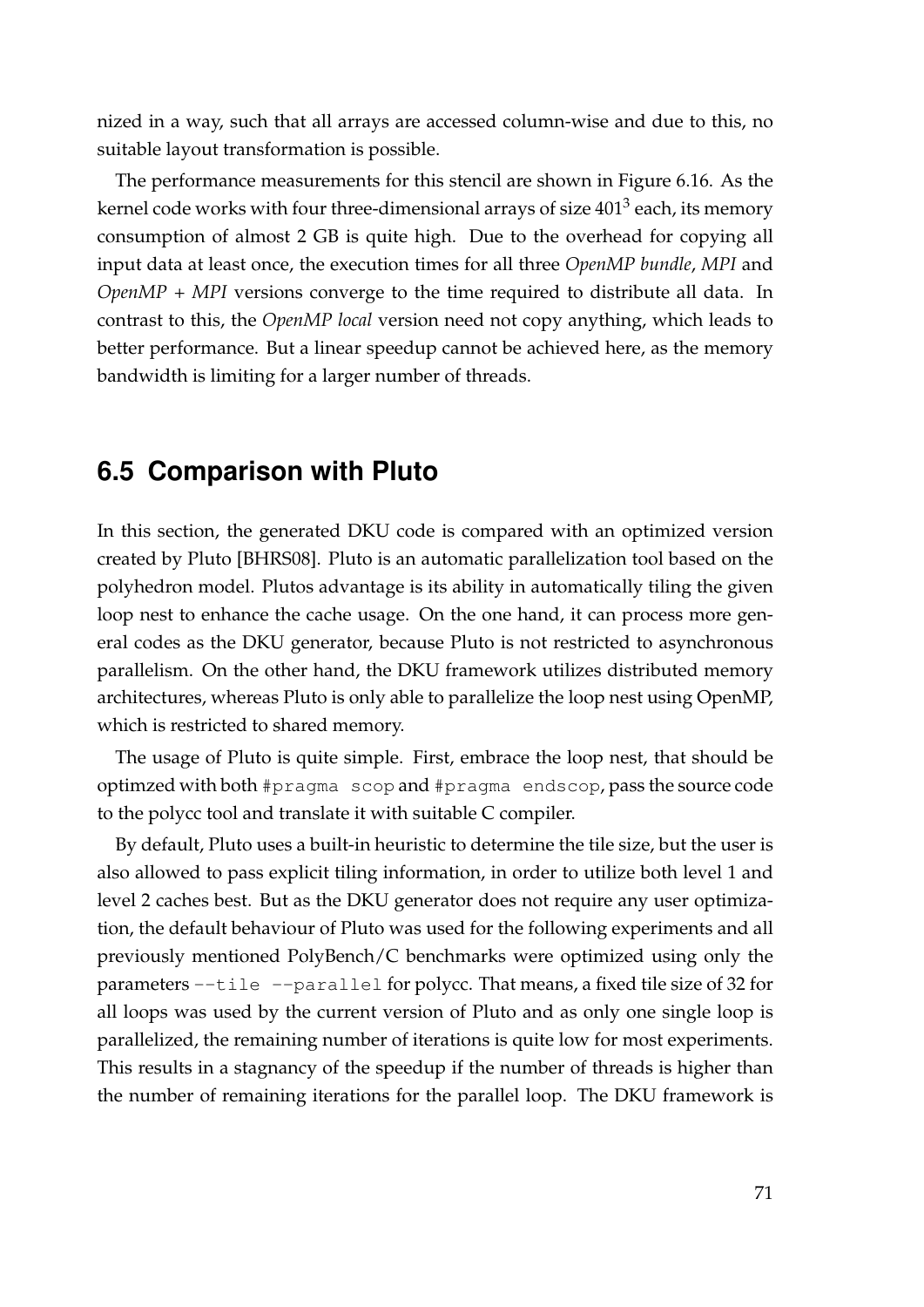nized in a way, such that all arrays are accessed column-wise and due to this, no suitable layout transformation is possible.

The performance measurements for this stencil are shown in Figure 6.16. As the kernel code works with four three-dimensional arrays of size $401^3$ each, its memory consumption of almost 2 GB is quite high. Due to the overhead for copying all input data at least once, the execution times for all three *OpenMP bundle*, *MPI* and *OpenMP + MPI* versions converge to the time required to distribute all data. In contrast to this, the *OpenMP local* version need not copy anything, which leads to better performance. But a linear speedup cannot be achieved here, as the memory bandwidth is limiting for a larger number of threads.

## 6.5 Comparison with Pluto

In this section, the generated DKU code is compared with an optimized version created by Pluto [BHRS08]. Pluto is an automatic parallelization tool based on the polyhedron model. Plutos advantage is its ability in automatically tiling the given loop nest to enhance the cache usage. On the one hand, it can process more general codes as the DKU generator, because Pluto is not restricted to asynchronous parallelism. On the other hand, the DKU framework utilizes distributed memory architectures, whereas Pluto is only able to parallelize the loop nest using OpenMP, which is restricted to shared memory.

The usage of Pluto is quite simple. First, embrace the loop nest, that should be optimzed with both `#pragma scop` and `#pragma endscop`, pass the source code to the polycc tool and translate it with suitable C compiler.

By default, Pluto uses a built-in heuristic to determine the tile size, but the user is also allowed to pass explicit tiling information, in order to utilize both level 1 and level 2 caches best. But as the DKU generator does not require any user optimization, the default behaviour of Pluto was used for the following experiments and all previously mentioned PolyBench/C benchmarks were optimized using only the parameters `--tile --parallel` for polycc. That means, a fixed tile size of 32 for all loops was used by the current version of Pluto and as only one single loop is parallelized, the remaining number of iterations is quite low for most experiments. This results in a stagnancy of the speedup if the number of threads is higher than the number of remaining iterations for the parallel loop. The DKU framework is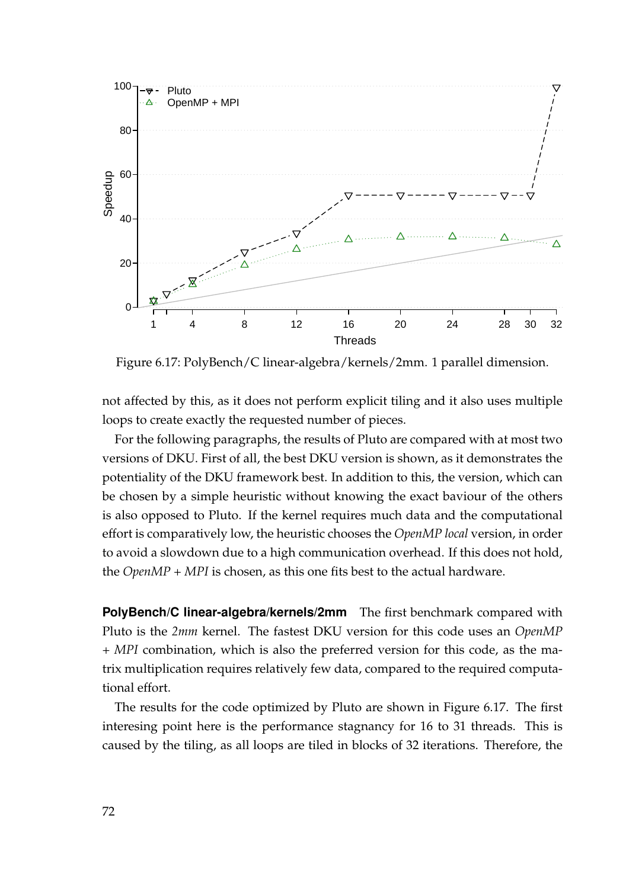100
80
60
40
20
0
Speedup

Pluto
OpenMP + MPI

1 4 8 12 16 20 24 28 30 32
Threads

Figure 6.17: PolyBench/C linear-algebra/kernels/2mm. 1 parallel dimension.

not affected by this, as it does not perform explicit tiling and it also uses multiple loops to create exactly the requested number of pieces.

For the following paragraphs, the results of Pluto are compared with at most two versions of DKU. First of all, the best DKU version is shown, as it demonstrates the potentiality of the DKU framework best. In addition to this, the version, which can be chosen by a simple heuristic without knowing the exact baviour of the others is also opposed to Pluto. If the kernel requires much data and the computational effort is comparatively low, the heuristic chooses the *OpenMP local* version, in order to avoid a slowdown due to a high communication overhead. If this does not hold, the *OpenMP + MPI* is chosen, as this one fits best to the actual hardware.

**PolyBench/C linear-algebra/kernels/2mm** The first benchmark compared with Pluto is the *2mm* kernel. The fastest DKU version for this code uses an *OpenMP + MPI* combination, which is also the preferred version for this code, as the matrix multiplication requires relatively few data, compared to the required computational effort.

The results for the code optimized by Pluto are shown in Figure 6.17. The first interesing point here is the performance stagnancy for 16 to 31 threads. This is caused by the tiling, as all loops are tiled in blocks of 32 iterations. Therefore, the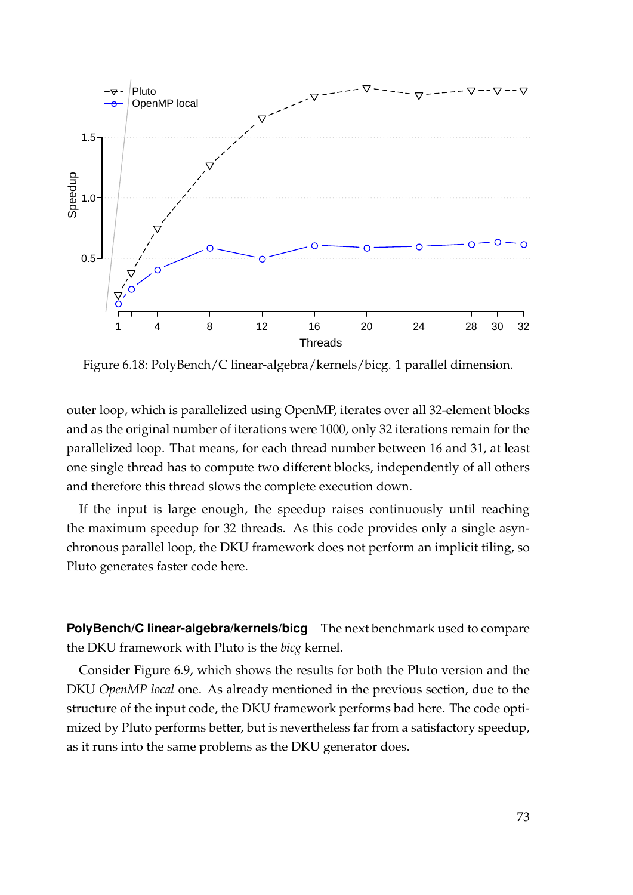Pluto
OpenMP local

Speedup

1.5
1.0
0.5

1 4 8 12 16 20 24 28 30 32

Threads

Figure 6.18: PolyBench/C linear-algebra/kernels/bicg. 1 parallel dimension.

outer loop, which is parallelized using OpenMP, iterates over all 32-element blocks and as the original number of iterations were 1000, only 32 iterations remain for the parallelized loop. That means, for each thread number between 16 and 31, at least one single thread has to compute two different blocks, independently of all others and therefore this thread slows the complete execution down.

If the input is large enough, the speedup raises continuously until reaching the maximum speedup for 32 threads. As this code provides only a single asynchronous parallel loop, the DKU framework does not perform an implicit tiling, so Pluto generates faster code here.

**PolyBench/C linear-algebra/kernels/bicg** The next benchmark used to compare the DKU framework with Pluto is the *bicg* kernel.

Consider Figure 6.9, which shows the results for both the Pluto version and the DKU *OpenMP local* one. As already mentioned in the previous section, due to the structure of the input code, the DKU framework performs bad here. The code optimized by Pluto performs better, but is nevertheless far from a satisfactory speedup, as it runs into the same problems as the DKU generator does.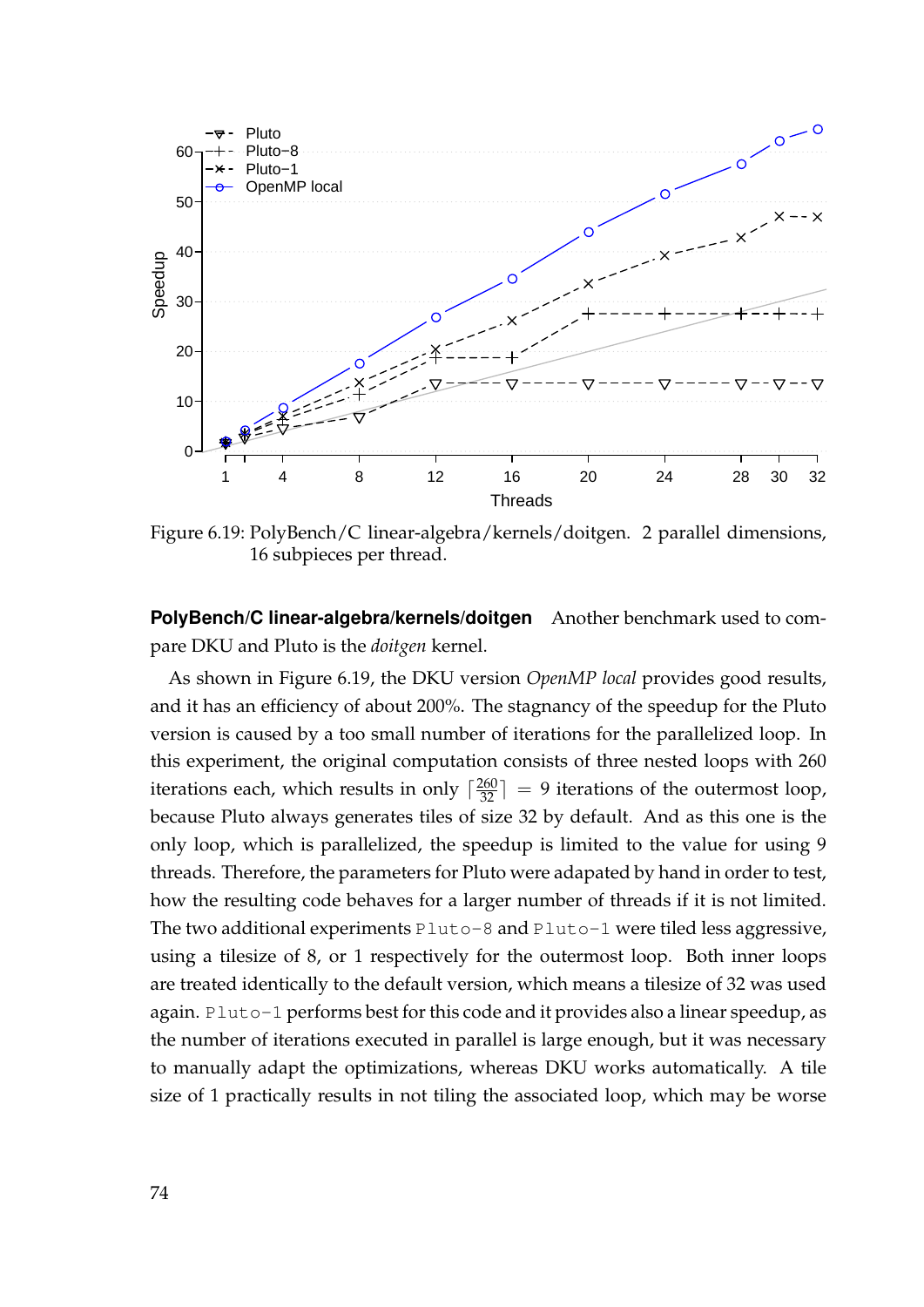Pluto
Pluto−8
Pluto−1
OpenMP local

Speedup

0
10
20
30
40
50
60

1
4
8
12
16
20
24
28
30
32

Threads

Figure 6.19: PolyBench/C linear-algebra/kernels/doitgen. 2 parallel dimensions, 16 subpieces per thread.

**PolyBench/C linear-algebra/kernels/doitgen** Another benchmark used to compare DKU and Pluto is the *doitgen* kernel.

As shown in Figure 6.19, the DKU version *OpenMP local* provides good results, and it has an efficiency of about 200%. The stagnancy of the speedup for the Pluto version is caused by a too small number of iterations for the parallelized loop. In this experiment, the original computation consists of three nested loops with 260 iterations each, which results in only $\lceil \frac{260}{32} \rceil = 9$ iterations of the outermost loop, because Pluto always generates tiles of size 32 by default. And as this one is the only loop, which is parallelized, the speedup is limited to the value for using 9 threads. Therefore, the parameters for Pluto were adapated by hand in order to test, how the resulting code behaves for a larger number of threads if it is not limited. The two additional experiments `Pluto-8` and `Pluto-1` were tiled less aggressive, using a tilesize of 8, or 1 respectively for the outermost loop. Both inner loops are treated identically to the default version, which means a tilesize of 32 was used again. `Pluto-1` performs best for this code and it provides also a linear speedup, as the number of iterations executed in parallel is large enough, but it was necessary to manually adapt the optimizations, whereas DKU works automatically. A tile size of 1 practically results in not tiling the associated loop, which may be worse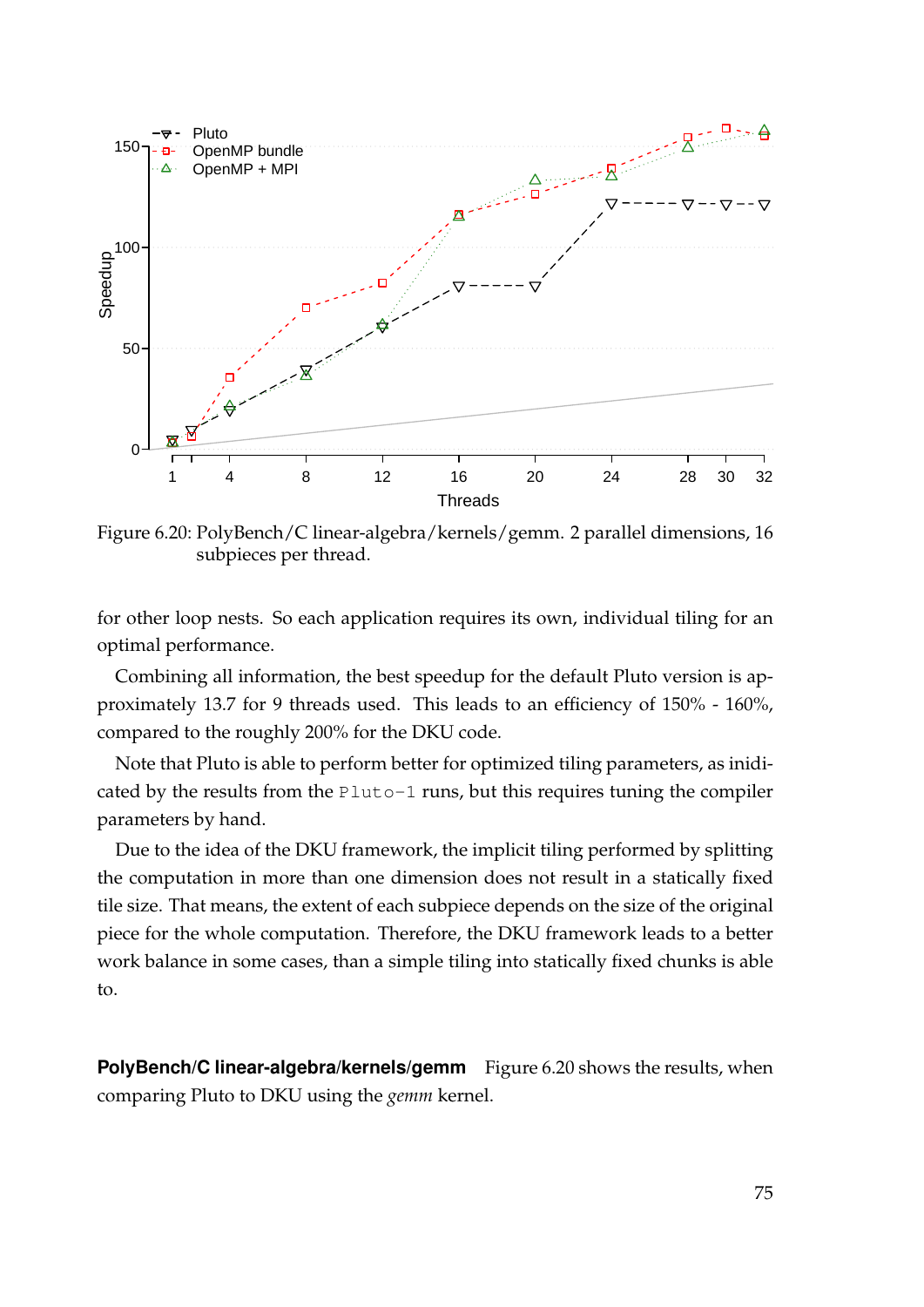Figure 6.20: PolyBench/C linear-algebra/kernels/gemm. 2 parallel dimensions, 16 subpieces per thread.

for other loop nests. So each application requires its own, individual tiling for an optimal performance.

Combining all information, the best speedup for the default Pluto version is approximately 13.7 for 9 threads used. This leads to an efficiency of 150% - 160%, compared to the roughly 200% for the DKU code.

Note that Pluto is able to perform better for optimized tiling parameters, as inidicated by the results from the `Pluto-1` runs, but this requires tuning the compiler parameters by hand.

Due to the idea of the DKU framework, the implicit tiling performed by splitting the computation in more than one dimension does not result in a statically fixed tile size. That means, the extent of each subpiece depends on the size of the original piece for the whole computation. Therefore, the DKU framework leads to a better work balance in some cases, than a simple tiling into statically fixed chunks is able to.

**PolyBench/C linear-algebra/kernels/gemm** Figure 6.20 shows the results, when comparing Pluto to DKU using the *gemm* kernel.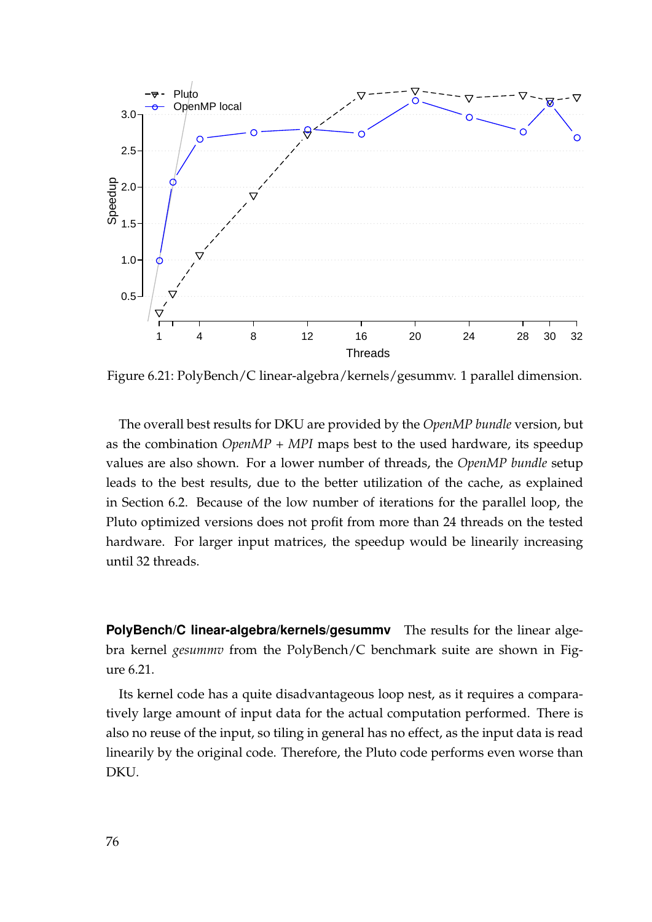Pluto
OpenMP local

Speedup

3.0
2.5
2.0
1.5
1.0
0.5

1 4 8 12 16 20 24 28 30 32

Threads

Figure 6.21: PolyBench/C linear-algebra/kernels/gesummv. 1 parallel dimension.

The overall best results for DKU are provided by the *OpenMP bundle* version, but as the combination *OpenMP + MPI* maps best to the used hardware, its speedup values are also shown. For a lower number of threads, the *OpenMP bundle* setup leads to the best results, due to the better utilization of the cache, as explained in Section 6.2. Because of the low number of iterations for the parallel loop, the Pluto optimized versions does not profit from more than 24 threads on the tested hardware. For larger input matrices, the speedup would be linearly increasing until 32 threads.

**PolyBench/C linear-algebra/kernels/gesummv** The results for the linear algebra kernel *gesummv* from the PolyBench/C benchmark suite are shown in Figure 6.21.

Its kernel code has a quite disadvantageous loop nest, as it requires a comparatively large amount of input data for the actual computation performed. There is also no reuse of the input, so tiling in general has no effect, as the input data is read linearly by the original code. Therefore, the Pluto code performs even worse than DKU.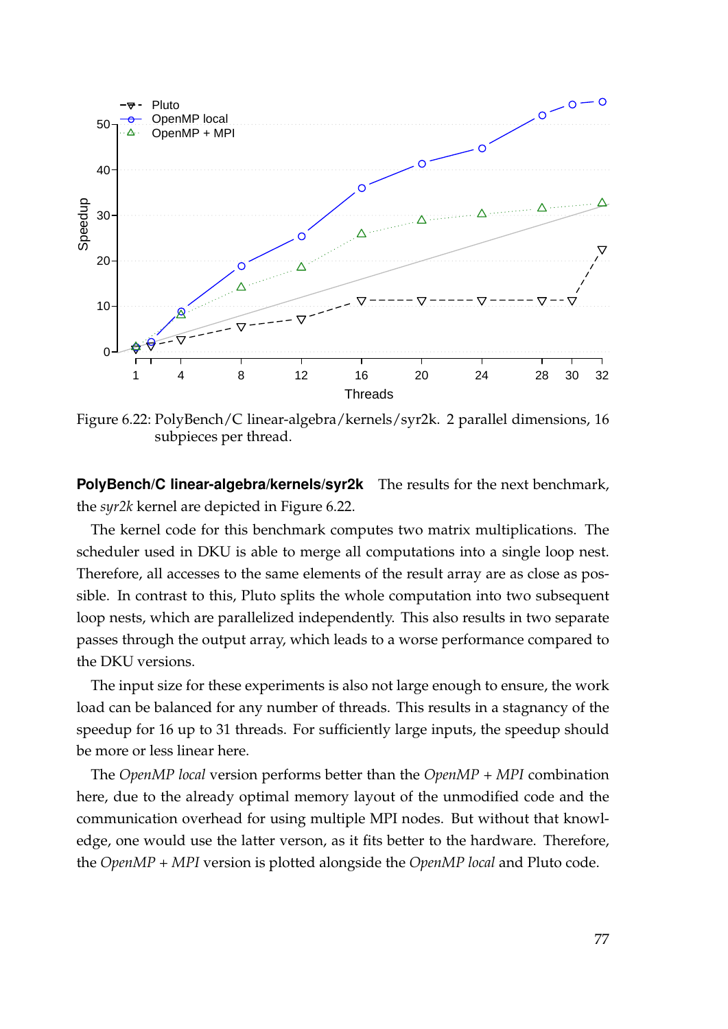Pluto
OpenMP local
OpenMP + MPI

Speedup

0
10
20
30
40
50

1
4
8
12
16
20
24
28
30
32

Threads

Figure 6.22: PolyBench/C linear-algebra/kernels/syr2k. 2 parallel dimensions, 16 subpieces per thread.

**PolyBench/C linear-algebra/kernels/syr2k** The results for the next benchmark, the *syr2k* kernel are depicted in Figure 6.22.

The kernel code for this benchmark computes two matrix multiplications. The scheduler used in DKU is able to merge all computations into a single loop nest. Therefore, all accesses to the same elements of the result array are as close as possible. In contrast to this, Pluto splits the whole computation into two subsequent loop nests, which are parallelized independently. This also results in two separate passes through the output array, which leads to a worse performance compared to the DKU versions.

The input size for these experiments is also not large enough to ensure, the work load can be balanced for any number of threads. This results in a stagnancy of the speedup for 16 up to 31 threads. For sufficiently large inputs, the speedup should be more or less linear here.

The *OpenMP local* version performs better than the *OpenMP + MPI* combination here, due to the already optimal memory layout of the unmodified code and the communication overhead for using multiple MPI nodes. But without that knowledge, one would use the latter verson, as it fits better to the hardware. Therefore, the *OpenMP + MPI* version is plotted alongside the *OpenMP local* and Pluto code.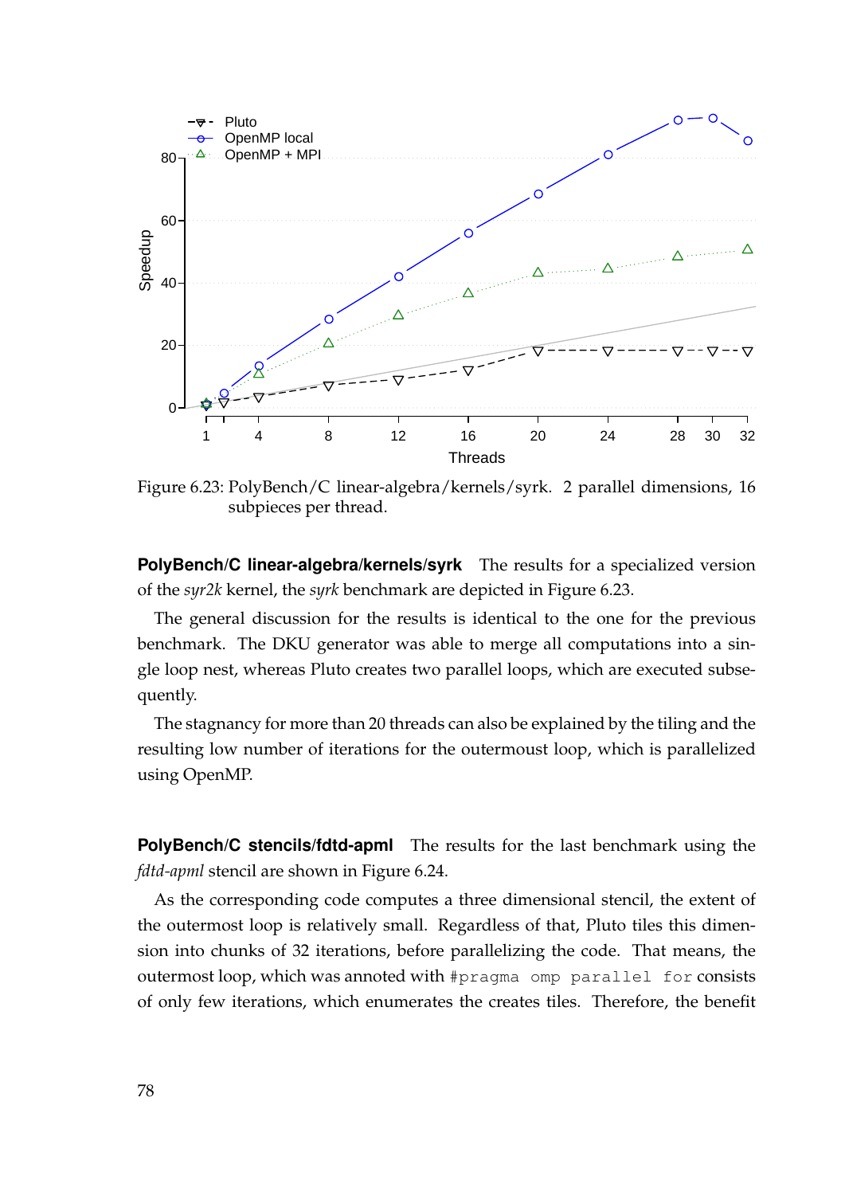Pluto
OpenMP local
OpenMP + MPI

Speedup

0
20
40
60
80

1 4 8 12 16 20 24 28 30 32

Threads

Figure 6.23: PolyBench/C linear-algebra/kernels/syrk. 2 parallel dimensions, 16 subpieces per thread.

**PolyBench/C linear-algebra/kernels/syrk** The results for a specialized version of the *syr2k* kernel, the *syrk* benchmark are depicted in Figure 6.23.

The general discussion for the results is identical to the one for the previous benchmark. The DKU generator was able to merge all computations into a single loop nest, whereas Pluto creates two parallel loops, which are executed subsequently.

The stagnancy for more than 20 threads can also be explained by the tiling and the resulting low number of iterations for the outermoust loop, which is parallelized using OpenMP.

**PolyBench/C stencils/fdtd-apml** The results for the last benchmark using the *fdtd-apml* stencil are shown in Figure 6.24.

As the corresponding code computes a three dimensional stencil, the extent of the outermost loop is relatively small. Regardless of that, Pluto tiles this dimension into chunks of 32 iterations, before parallelizing the code. That means, the outermost loop, which was annoted with `#pragma omp parallel for` consists of only few iterations, which enumerates the creates tiles. Therefore, the benefit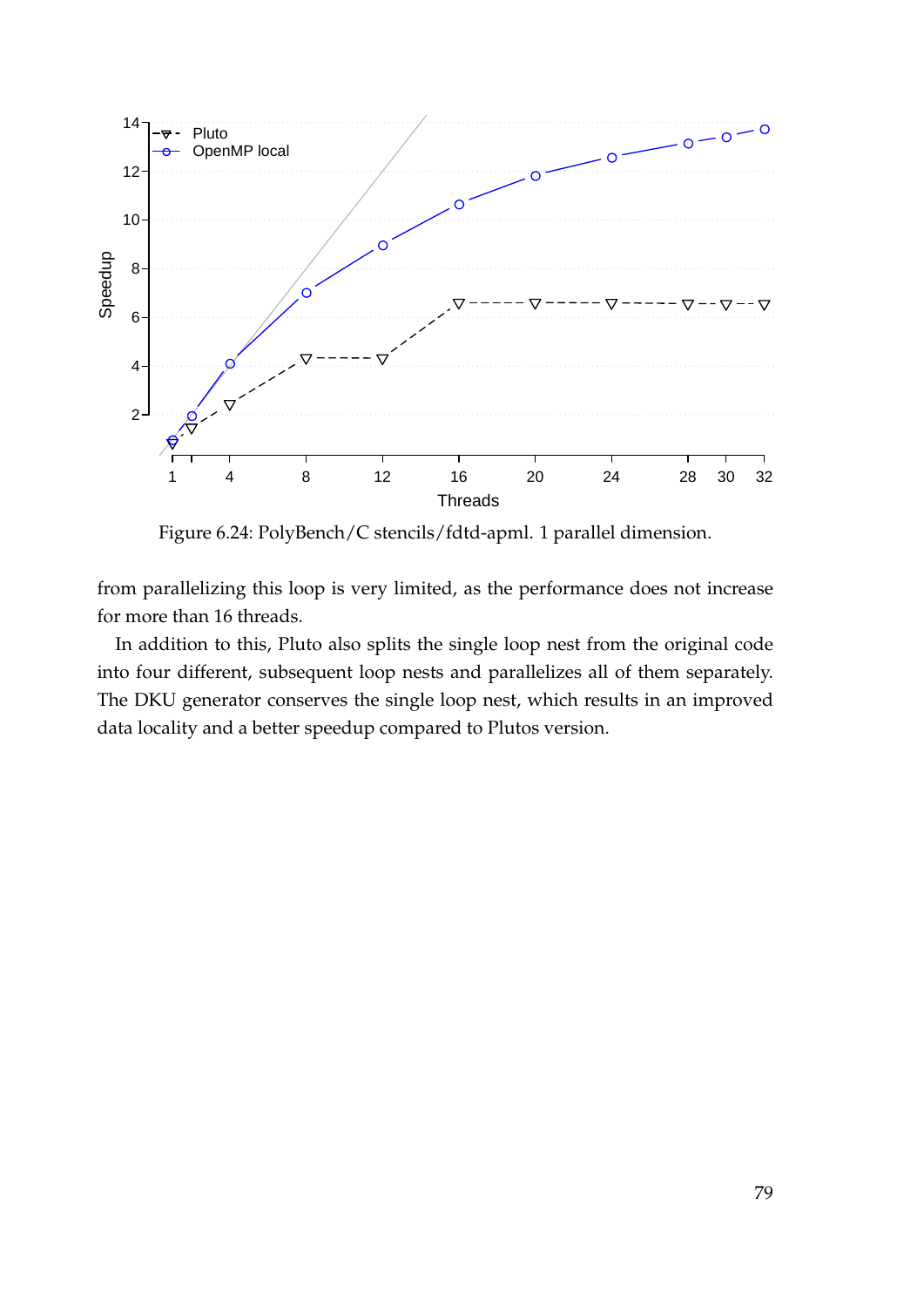14
12
10
8
6
4
2

Speedup

Pluto
OpenMP local

1 4 8 12 16 20 24 28 30 32

Threads

Figure 6.24: PolyBench/C stencils/fdtd-apml. 1 parallel dimension.

from parallelizing this loop is very limited, as the performance does not increase for more than 16 threads.

In addition to this, Pluto also splits the single loop nest from the original code into four different, subsequent loop nests and parallelizes all of them separately. The DKU generator conserves the single loop nest, which results in an improved data locality and a better speedup compared to Plutos version.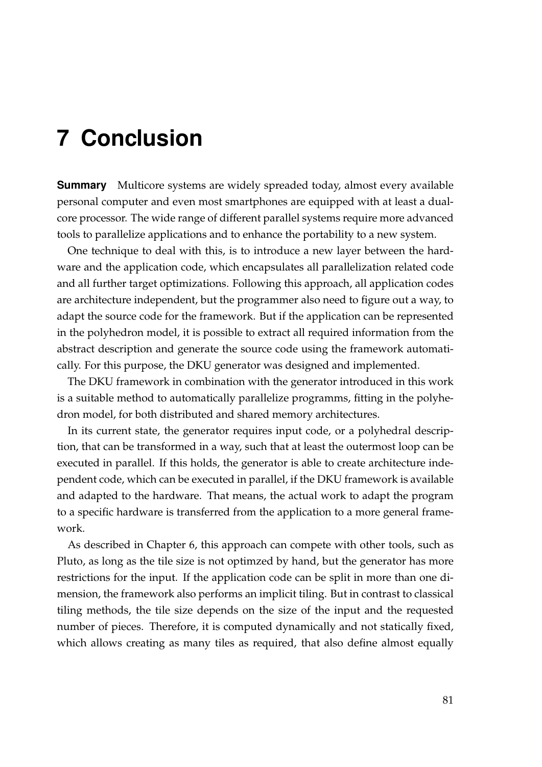# 7 Conclusion

**Summary** Multicore systems are widely spreaded today, almost every available personal computer and even most smartphones are equipped with at least a dual-core processor. The wide range of different parallel systems require more advanced tools to parallelize applications and to enhance the portability to a new system.

One technique to deal with this, is to introduce a new layer between the hardware and the application code, which encapsulates all parallelization related code and all further target optimizations. Following this approach, all application codes are architecture independent, but the programmer also need to figure out a way, to adapt the source code for the framework. But if the application can be represented in the polyhedron model, it is possible to extract all required information from the abstract description and generate the source code using the framework automatically. For this purpose, the DKU generator was designed and implemented.

The DKU framework in combination with the generator introduced in this work is a suitable method to automatically parallelize programms, fitting in the polyhedron model, for both distributed and shared memory architectures.

In its current state, the generator requires input code, or a polyhedral description, that can be transformed in a way, such that at least the outermost loop can be executed in parallel. If this holds, the generator is able to create architecture independent code, which can be executed in parallel, if the DKU framework is available and adapted to the hardware. That means, the actual work to adapt the program to a specific hardware is transferred from the application to a more general framework.

As described in Chapter 6, this approach can compete with other tools, such as Pluto, as long as the tile size is not optimzed by hand, but the generator has more restrictions for the input. If the application code can be split in more than one dimension, the framework also performs an implicit tiling. But in contrast to classical tiling methods, the tile size depends on the size of the input and the requested number of pieces. Therefore, it is computed dynamically and not statically fixed, which allows creating as many tiles as required, that also define almost equally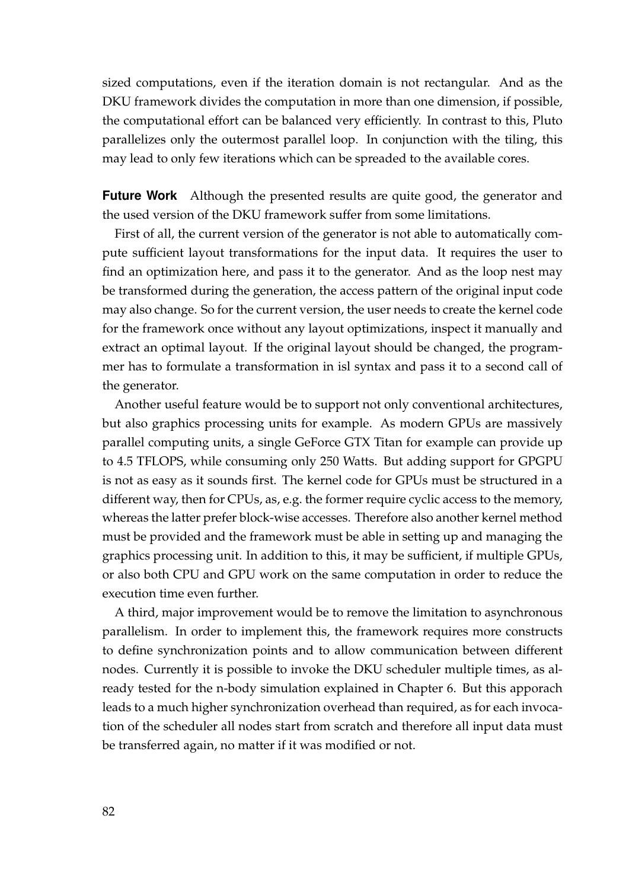sized computations, even if the iteration domain is not rectangular. And as the DKU framework divides the computation in more than one dimension, if possible, the computational effort can be balanced very efficiently. In contrast to this, Pluto parallelizes only the outermost parallel loop. In conjunction with the tiling, this may lead to only few iterations which can be spreaded to the available cores.

**Future Work** Although the presented results are quite good, the generator and the used version of the DKU framework suffer from some limitations.

First of all, the current version of the generator is not able to automatically compute sufficient layout transformations for the input data. It requires the user to find an optimization here, and pass it to the generator. And as the loop nest may be transformed during the generation, the access pattern of the original input code may also change. So for the current version, the user needs to create the kernel code for the framework once without any layout optimizations, inspect it manually and extract an optimal layout. If the original layout should be changed, the programmer has to formulate a transformation in isl syntax and pass it to a second call of the generator.

Another useful feature would be to support not only conventional architectures, but also graphics processing units for example. As modern GPUs are massively parallel computing units, a single GeForce GTX Titan for example can provide up to 4.5 TFLOPS, while consuming only 250 Watts. But adding support for GPGPU is not as easy as it sounds first. The kernel code for GPUs must be structured in a different way, then for CPUs, as, e.g. the former require cyclic access to the memory, whereas the latter prefer block-wise accesses. Therefore also another kernel method must be provided and the framework must be able in setting up and managing the graphics processing unit. In addition to this, it may be sufficient, if multiple GPUs, or also both CPU and GPU work on the same computation in order to reduce the execution time even further.

A third, major improvement would be to remove the limitation to asynchronous parallelism. In order to implement this, the framework requires more constructs to define synchronization points and to allow communication between different nodes. Currently it is possible to invoke the DKU scheduler multiple times, as already tested for the n-body simulation explained in Chapter 6. But this apporach leads to a much higher synchronization overhead than required, as for each invocation of the scheduler all nodes start from scratch and therefore all input data must be transferred again, no matter if it was modified or not.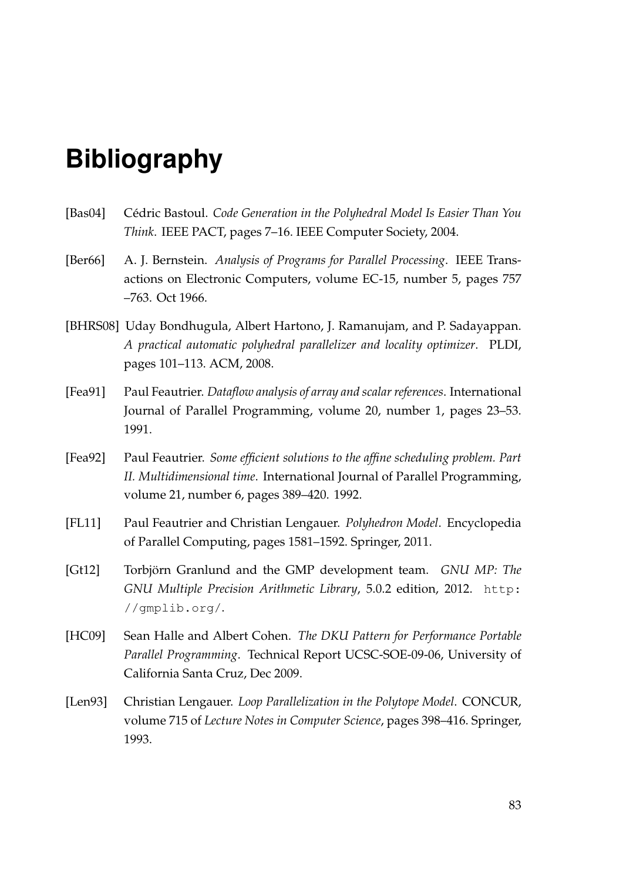# Bibliography

[Bas04] Cédric Bastoul. *Code Generation in the Polyhedral Model Is Easier Than You Think.* IEEE PACT, pages 7–16. IEEE Computer Society, 2004.

[Ber66] A. J. Bernstein. *Analysis of Programs for Parallel Processing*. IEEE Transactions on Electronic Computers, volume EC-15, number 5, pages 757 –763. Oct 1966.

[BHRS08] Uday Bondhugula, Albert Hartono, J. Ramanujam, and P. Sadayappan. *A practical automatic polyhedral parallelizer and locality optimizer*. PLDI, pages 101–113. ACM, 2008.

[Fea91] Paul Feautrier. *Dataflow analysis of array and scalar references*. International Journal of Parallel Programming, volume 20, number 1, pages 23–53. 1991.

[Fea92] Paul Feautrier. *Some efficient solutions to the affine scheduling problem. Part II. Multidimensional time*. International Journal of Parallel Programming, volume 21, number 6, pages 389–420. 1992.

[FL11] Paul Feautrier and Christian Lengauer. *Polyhedron Model*. Encyclopedia of Parallel Computing, pages 1581–1592. Springer, 2011.

[Gt12] Torbjörn Granlund and the GMP development team. *GNU MP: The GNU Multiple Precision Arithmetic Library*, 5.0.2 edition, 2012. `http://gmplib.org/`.

[HC09] Sean Halle and Albert Cohen. *The DKU Pattern for Performance Portable Parallel Programming*. Technical Report UCSC-SOE-09-06, University of California Santa Cruz, Dec 2009.

[Len93] Christian Lengauer. *Loop Parallelization in the Polytope Model*. CONCUR, volume 715 of *Lecture Notes in Computer Science*, pages 398–416. Springer, 1993.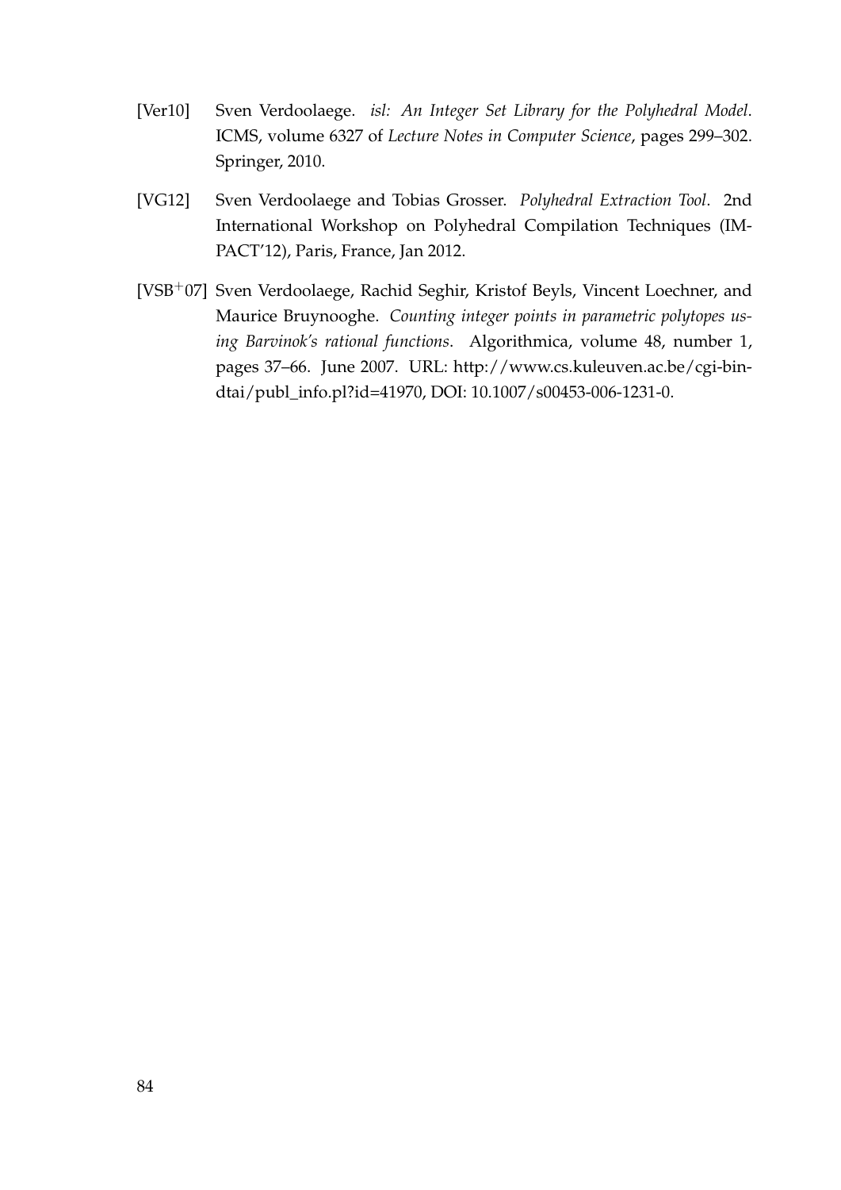[Ver10] Sven Verdoolaege. *isl: An Integer Set Library for the Polyhedral Model*. ICMS, volume 6327 of *Lecture Notes in Computer Science*, pages 299–302. Springer, 2010.

[VG12] Sven Verdoolaege and Tobias Grosser. *Polyhedral Extraction Tool*. 2nd International Workshop on Polyhedral Compilation Techniques (IMPACT'12), Paris, France, Jan 2012.

[VSB+07] Sven Verdoolaege, Rachid Seghir, Kristof Beyls, Vincent Loechner, and Maurice Bruynooghe. *Counting integer points in parametric polytopes using Barvinok's rational functions.* Algorithmica, volume 48, number 1, pages 37–66. June 2007. URL: http://www.cs.kuleuven.ac.be/cgi-bin-dtai/publ_info.pl?id=41970, DOI: 10.1007/s00453-006-1231-0.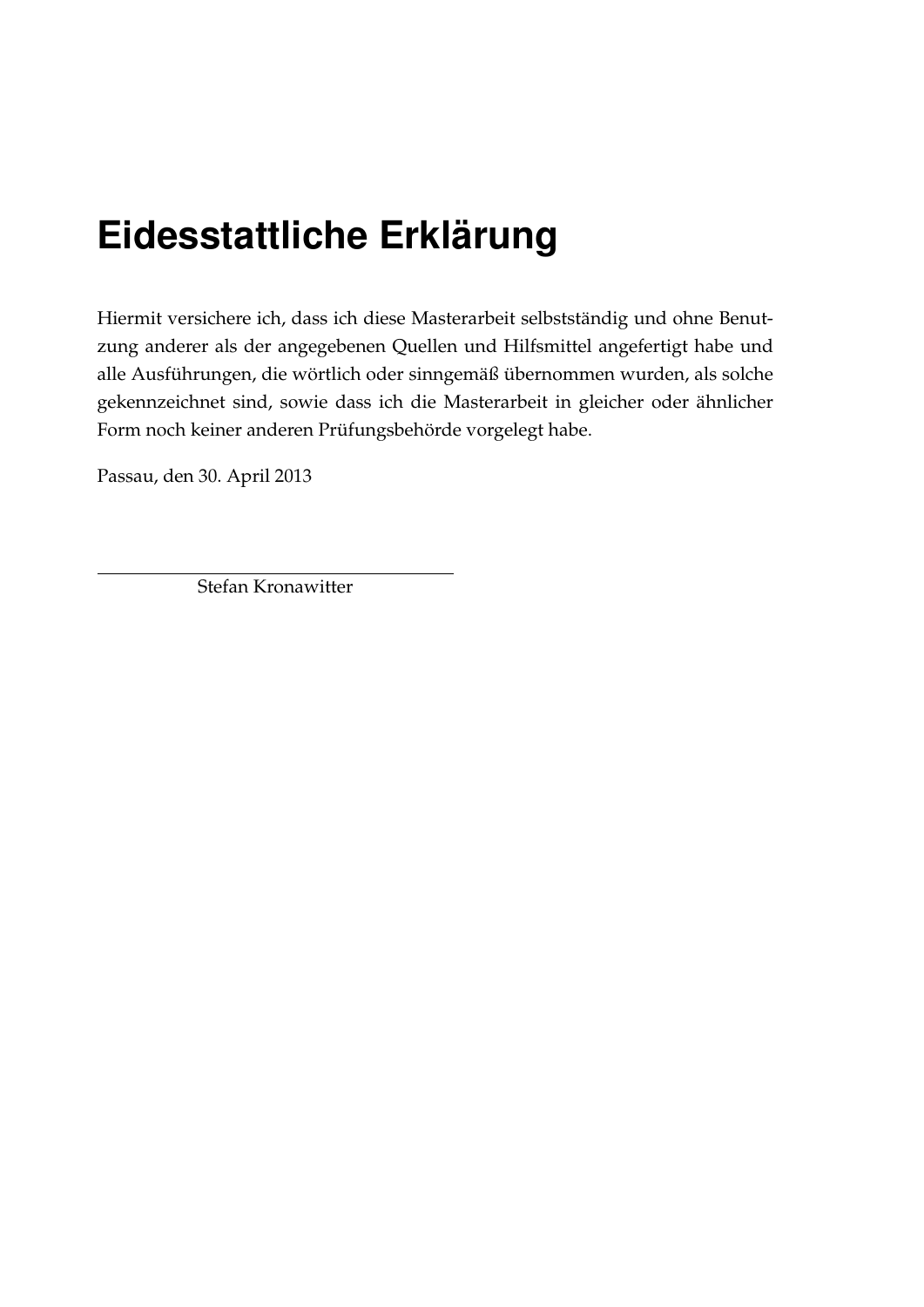# Eidesstattliche Erklärung

Hiermit versichere ich, dass ich diese Masterarbeit selbstständig und ohne Benutzung anderer als der angegebenen Quellen und Hilfsmittel angefertigt habe und alle Ausführungen, die wörtlich oder sinngemäß übernommen wurden, als solche gekennzeichnet sind, sowie dass ich die Masterarbeit in gleicher oder ähnlicher Form noch keiner anderen Prüfungsbehörde vorgelegt habe.

Passau, den 30. April 2013

\_\_\_\_\_\_\_\_\_\_\_\_\_\_\_\_\_\_\_\_\_\_\_\_\_\_\_\_\_\_\_\_

Stefan Kronawitter